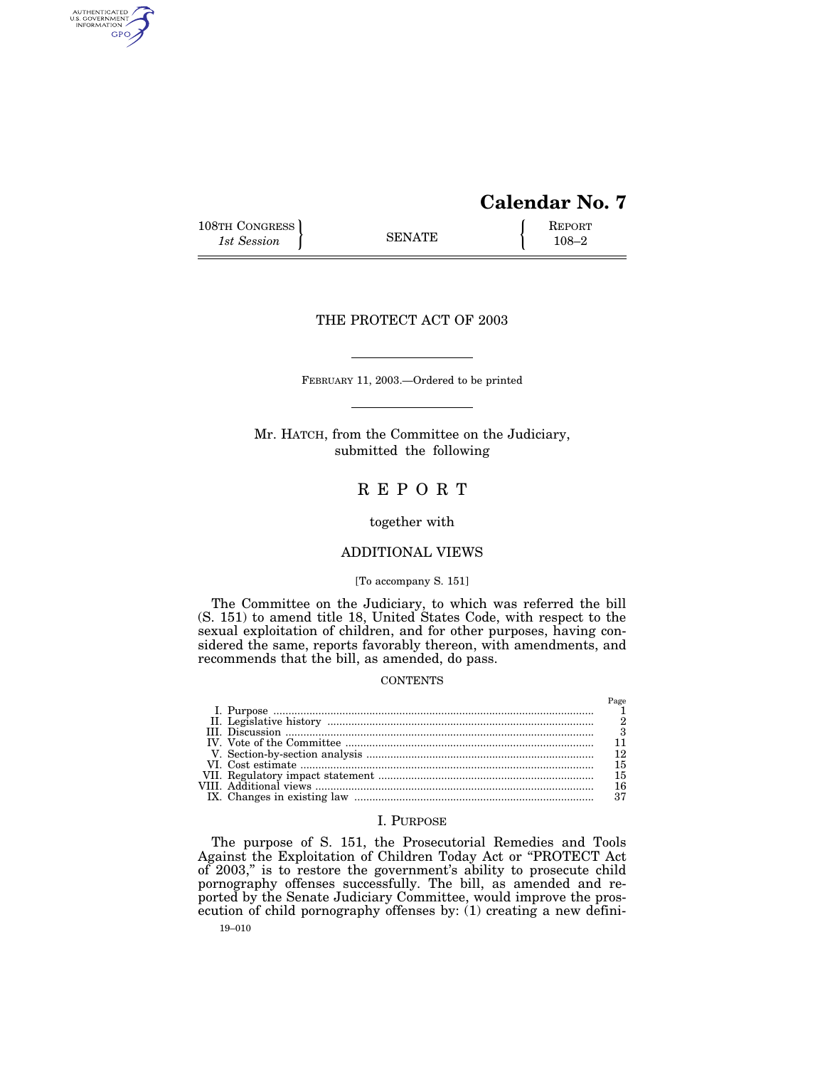# Calendar No. 7

108TH CONGRESS
*1st Session*

SENATE

REPORT
108–2

## THE PROTECT ACT OF 2003

FEBRUARY 11, 2003.—Ordered to be printed

Mr. HATCH, from the Committee on the Judiciary, submitted the following

## R E P O R T

together with

## ADDITIONAL VIEWS

[To accompany S. 151]

The Committee on the Judiciary, to which was referred the bill (S. 151) to amend title 18, United States Code, with respect to the sexual exploitation of children, and for other purposes, having considered the same, reports favorably thereon, with amendments, and recommends that the bill, as amended, do pass.

CONTENTS

| | Page |
|---|---|
| I. Purpose | 1 |
| II. Legislative history | 2 |
| III. Discussion | 3 |
| IV. Vote of the Committee | 11 |
| V. Section-by-section analysis | 12 |
| VI. Cost estimate | 15 |
| VII. Regulatory impact statement | 15 |
| VIII. Additional views | 16 |
| IX. Changes in existing law | 37 |

## I. PURPOSE

The purpose of S. 151, the Prosecutorial Remedies and Tools Against the Exploitation of Children Today Act or "PROTECT Act of 2003," is to restore the government's ability to prosecute child pornography offenses successfully. The bill, as amended and reported by the Senate Judiciary Committee, would improve the prosecution of child pornography offenses by: (1) creating a new defini-

19–010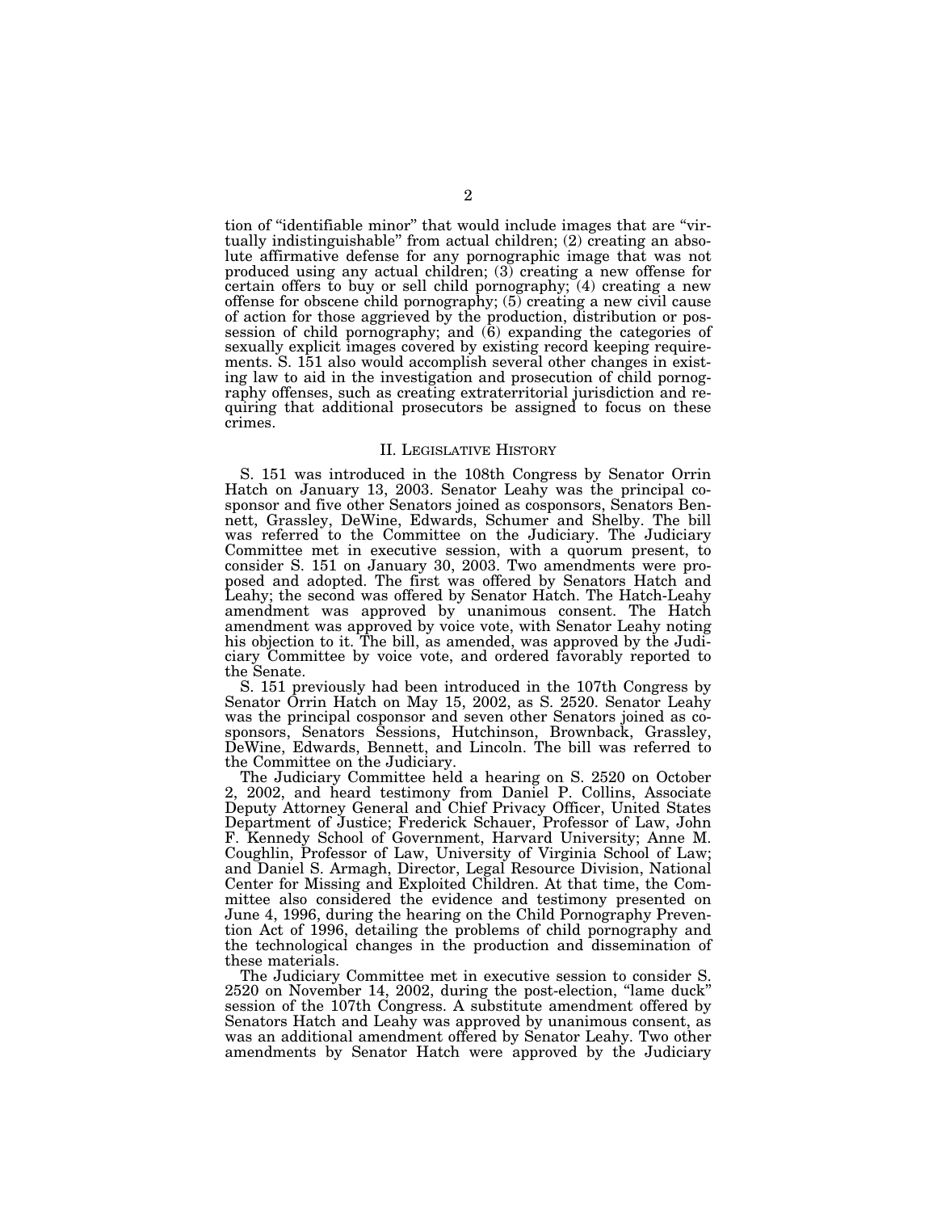tion of "identifiable minor" that would include images that are "virtually indistinguishable" from actual children; (2) creating an absolute affirmative defense for any pornographic image that was not produced using any actual children; (3) creating a new offense for certain offers to buy or sell child pornography; (4) creating a new offense for obscene child pornography; (5) creating a new civil cause of action for those aggrieved by the production, distribution or possession of child pornography; and (6) expanding the categories of sexually explicit images covered by existing record keeping requirements. S. 151 also would accomplish several other changes in existing law to aid in the investigation and prosecution of child pornography offenses, such as creating extraterritorial jurisdiction and requiring that additional prosecutors be assigned to focus on these crimes.

## II. LEGISLATIVE HISTORY

S. 151 was introduced in the 108th Congress by Senator Orrin Hatch on January 13, 2003. Senator Leahy was the principal cosponsor and five other Senators joined as cosponsors, Senators Bennett, Grassley, DeWine, Edwards, Schumer and Shelby. The bill was referred to the Committee on the Judiciary. The Judiciary Committee met in executive session, with a quorum present, to consider S. 151 on January 30, 2003. Two amendments were proposed and adopted. The first was offered by Senators Hatch and Leahy; the second was offered by Senator Hatch. The Hatch-Leahy amendment was approved by unanimous consent. The Hatch amendment was approved by voice vote, with Senator Leahy noting his objection to it. The bill, as amended, was approved by the Judiciary Committee by voice vote, and ordered favorably reported to the Senate.

S. 151 previously had been introduced in the 107th Congress by Senator Orrin Hatch on May 15, 2002, as S. 2520. Senator Leahy was the principal cosponsor and seven other Senators joined as cosponsors, Senators Sessions, Hutchinson, Brownback, Grassley, DeWine, Edwards, Bennett, and Lincoln. The bill was referred to the Committee on the Judiciary.

The Judiciary Committee held a hearing on S. 2520 on October 2, 2002, and heard testimony from Daniel P. Collins, Associate Deputy Attorney General and Chief Privacy Officer, United States Department of Justice; Frederick Schauer, Professor of Law, John F. Kennedy School of Government, Harvard University; Anne M. Coughlin, Professor of Law, University of Virginia School of Law; and Daniel S. Armagh, Director, Legal Resource Division, National Center for Missing and Exploited Children. At that time, the Committee also considered the evidence and testimony presented on June 4, 1996, during the hearing on the Child Pornography Prevention Act of 1996, detailing the problems of child pornography and the technological changes in the production and dissemination of these materials.

The Judiciary Committee met in executive session to consider S. 2520 on November 14, 2002, during the post-election, "lame duck" session of the 107th Congress. A substitute amendment offered by Senators Hatch and Leahy was approved by unanimous consent, as was an additional amendment offered by Senator Leahy. Two other amendments by Senator Hatch were approved by the Judiciary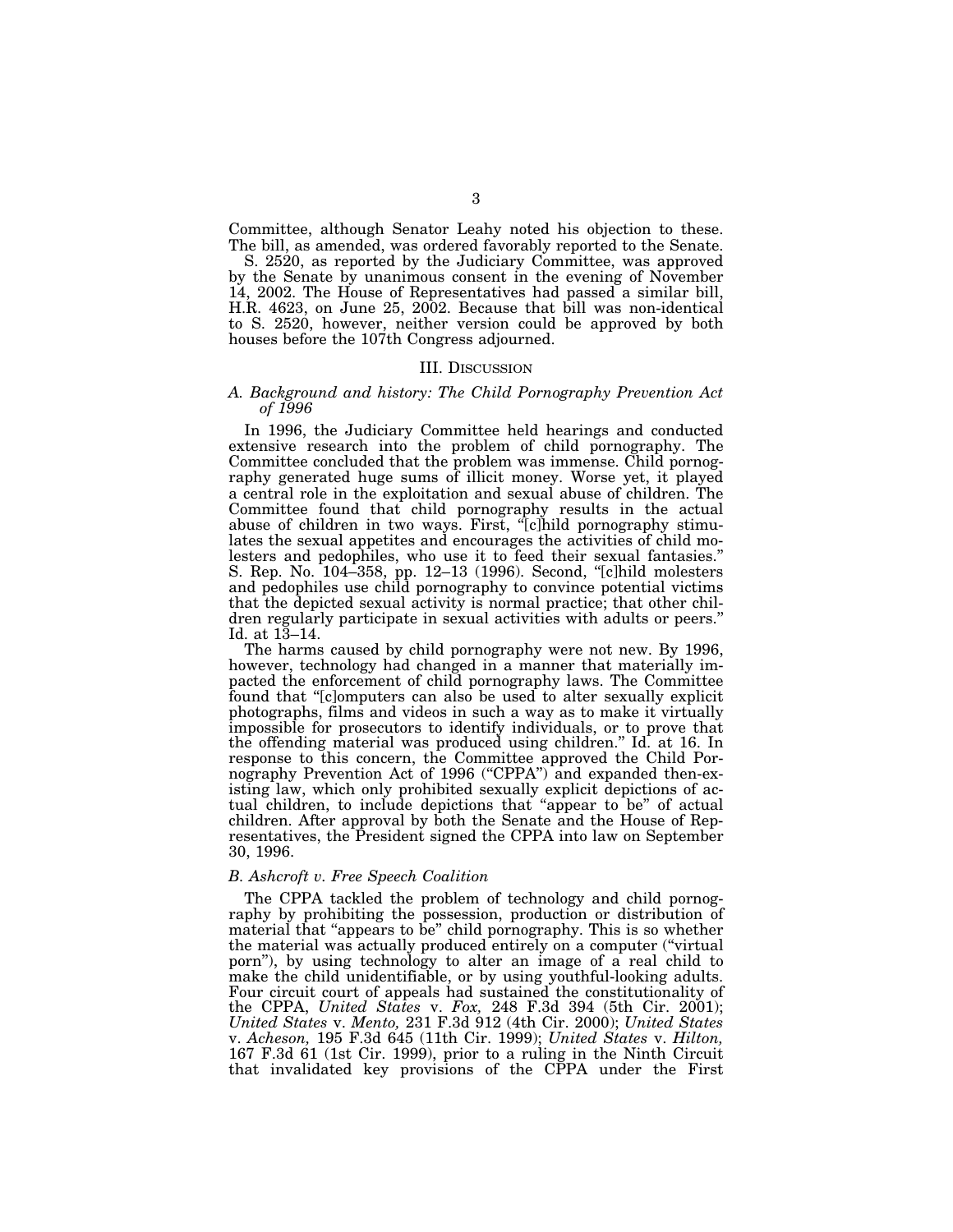Committee, although Senator Leahy noted his objection to these. The bill, as amended, was ordered favorably reported to the Senate.

S. 2520, as reported by the Judiciary Committee, was approved by the Senate by unanimous consent in the evening of November 14, 2002. The House of Representatives had passed a similar bill, H.R. 4623, on June 25, 2002. Because that bill was non-identical to S. 2520, however, neither version could be approved by both houses before the 107th Congress adjourned.

## III. Discussion

### *A. Background and history: The Child Pornography Prevention Act of 1996*

In 1996, the Judiciary Committee held hearings and conducted extensive research into the problem of child pornography. The Committee concluded that the problem was immense. Child pornography generated huge sums of illicit money. Worse yet, it played a central role in the exploitation and sexual abuse of children. The Committee found that child pornography results in the actual abuse of children in two ways. First, "[c]hild pornography stimulates the sexual appetites and encourages the activities of child molesters and pedophiles, who use it to feed their sexual fantasies." S. Rep. No. 104–358, pp. 12–13 (1996). Second, "[c]hild molesters and pedophiles use child pornography to convince potential victims that the depicted sexual activity is normal practice; that other children regularly participate in sexual activities with adults or peers." Id. at 13–14.

The harms caused by child pornography were not new. By 1996, however, technology had changed in a manner that materially impacted the enforcement of child pornography laws. The Committee found that "[c]omputers can also be used to alter sexually explicit photographs, films and videos in such a way as to make it virtually impossible for prosecutors to identify individuals, or to prove that the offending material was produced using children." Id. at 16. In response to this concern, the Committee approved the Child Pornography Prevention Act of 1996 ("CPPA") and expanded then-existing law, which only prohibited sexually explicit depictions of actual children, to include depictions that "appear to be" of actual children. After approval by both the Senate and the House of Representatives, the President signed the CPPA into law on September 30, 1996.

### *B. Ashcroft v. Free Speech Coalition*

The CPPA tackled the problem of technology and child pornography by prohibiting the possession, production or distribution of material that "appears to be" child pornography. This is so whether the material was actually produced entirely on a computer ("virtual porn"), by using technology to alter an image of a real child to make the child unidentifiable, or by using youthful-looking adults. Four circuit court of appeals had sustained the constitutionality of the CPPA, *United States* v. *Fox,* 248 F.3d 394 (5th Cir. 2001); *United States* v. *Mento,* 231 F.3d 912 (4th Cir. 2000); *United States* v. *Acheson,* 195 F.3d 645 (11th Cir. 1999); *United States* v. *Hilton,* 167 F.3d 61 (1st Cir. 1999), prior to a ruling in the Ninth Circuit that invalidated key provisions of the CPPA under the First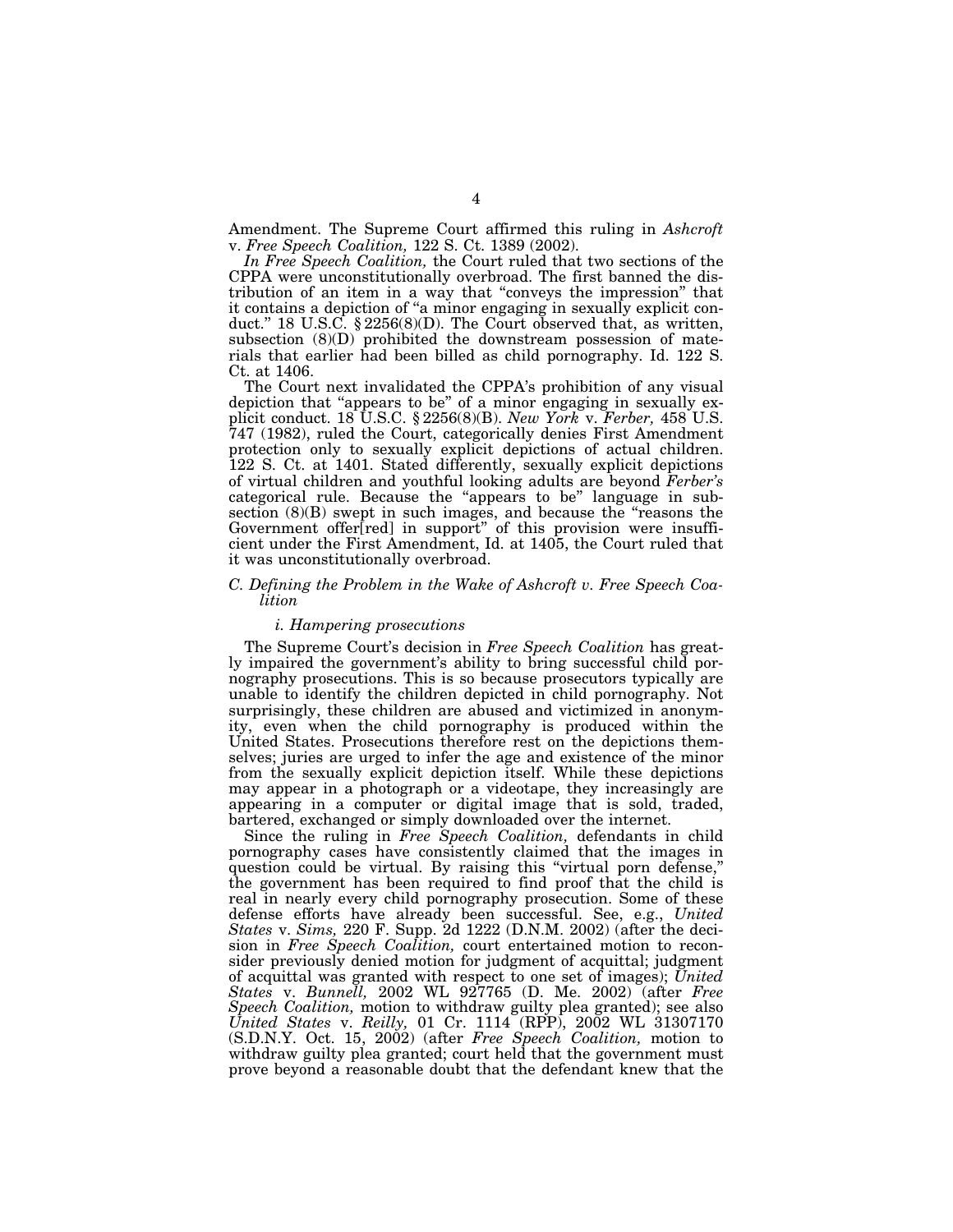Amendment. The Supreme Court affirmed this ruling in *Ashcroft* v. *Free Speech Coalition,* 122 S. Ct. 1389 (2002).

*In Free Speech Coalition,* the Court ruled that two sections of the CPPA were unconstitutionally overbroad. The first banned the distribution of an item in a way that "conveys the impression" that it contains a depiction of "a minor engaging in sexually explicit conduct." 18 U.S.C. § 2256(8)(D). The Court observed that, as written, subsection (8)(D) prohibited the downstream possession of materials that earlier had been billed as child pornography. Id. 122 S. Ct. at 1406.

The Court next invalidated the CPPA's prohibition of any visual depiction that "appears to be" of a minor engaging in sexually explicit conduct. 18 U.S.C. § 2256(8)(B). *New York* v. *Ferber,* 458 U.S. 747 (1982), ruled the Court, categorically denies First Amendment protection only to sexually explicit depictions of actual children. 122 S. Ct. at 1401. Stated differently, sexually explicit depictions of virtual children and youthful looking adults are beyond *Ferber's* categorical rule. Because the "appears to be" language in subsection (8)(B) swept in such images, and because the "reasons the Government offer[red] in support" of this provision were insufficient under the First Amendment, Id. at 1405, the Court ruled that it was unconstitutionally overbroad.

### *C. Defining the Problem in the Wake of Ashcroft v. Free Speech Coalition*

#### *i. Hampering prosecutions*

The Supreme Court's decision in *Free Speech Coalition* has greatly impaired the government's ability to bring successful child pornography prosecutions. This is so because prosecutors typically are unable to identify the children depicted in child pornography. Not surprisingly, these children are abused and victimized in anonymity, even when the child pornography is produced within the United States. Prosecutions therefore rest on the depictions themselves; juries are urged to infer the age and existence of the minor from the sexually explicit depiction itself. While these depictions may appear in a photograph or a videotape, they increasingly are appearing in a computer or digital image that is sold, traded, bartered, exchanged or simply downloaded over the internet.

Since the ruling in *Free Speech Coalition,* defendants in child pornography cases have consistently claimed that the images in question could be virtual. By raising this "virtual porn defense," the government has been required to find proof that the child is real in nearly every child pornography prosecution. Some of these defense efforts have already been successful. See, e.g., *United States* v. *Sims,* 220 F. Supp. 2d 1222 (D.N.M. 2002) (after the decision in *Free Speech Coalition,* court entertained motion to reconsider previously denied motion for judgment of acquittal; judgment of acquittal was granted with respect to one set of images); *United States* v. *Bunnell,* 2002 WL 927765 (D. Me. 2002) (after *Free Speech Coalition,* motion to withdraw guilty plea granted); see also *United States* v. *Reilly,* 01 Cr. 1114 (RPP), 2002 WL 31307170 (S.D.N.Y. Oct. 15, 2002) (after *Free Speech Coalition,* motion to withdraw guilty plea granted; court held that the government must prove beyond a reasonable doubt that the defendant knew that the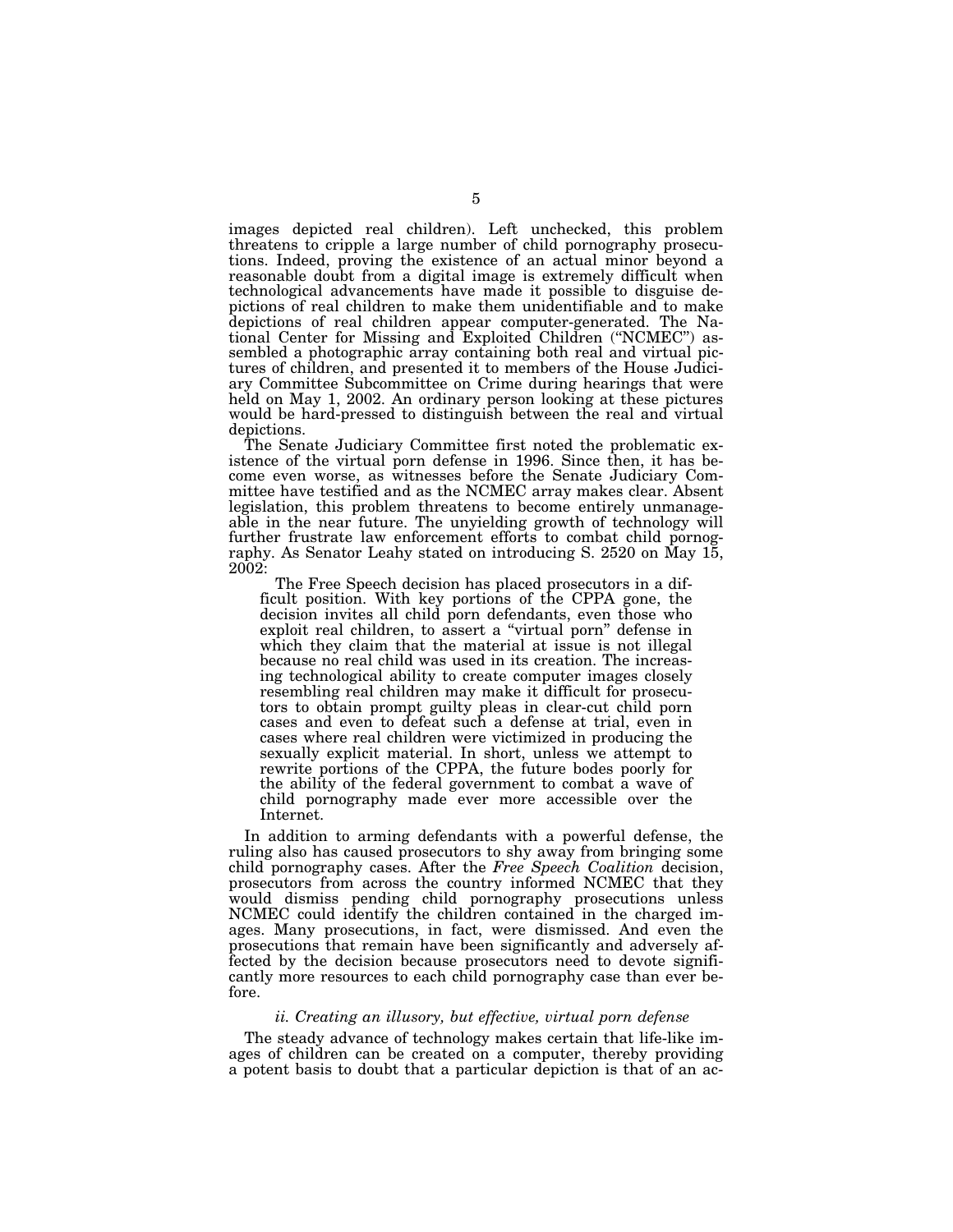images depicted real children). Left unchecked, this problem threatens to cripple a large number of child pornography prosecutions. Indeed, proving the existence of an actual minor beyond a reasonable doubt from a digital image is extremely difficult when technological advancements have made it possible to disguise depictions of real children to make them unidentifiable and to make depictions of real children appear computer-generated. The National Center for Missing and Exploited Children ("NCMEC") assembled a photographic array containing both real and virtual pictures of children, and presented it to members of the House Judiciary Committee Subcommittee on Crime during hearings that were held on May 1, 2002. An ordinary person looking at these pictures would be hard-pressed to distinguish between the real and virtual depictions.

The Senate Judiciary Committee first noted the problematic existence of the virtual porn defense in 1996. Since then, it has become even worse, as witnesses before the Senate Judiciary Committee have testified and as the NCMEC array makes clear. Absent legislation, this problem threatens to become entirely unmanageable in the near future. The unyielding growth of technology will further frustrate law enforcement efforts to combat child pornography. As Senator Leahy stated on introducing S. 2520 on May 15, 2002:

> The Free Speech decision has placed prosecutors in a difficult position. With key portions of the CPPA gone, the decision invites all child porn defendants, even those who exploit real children, to assert a "virtual porn" defense in which they claim that the material at issue is not illegal because no real child was used in its creation. The increasing technological ability to create computer images closely resembling real children may make it difficult for prosecutors to obtain prompt guilty pleas in clear-cut child porn cases and even to defeat such a defense at trial, even in cases where real children were victimized in producing the sexually explicit material. In short, unless we attempt to rewrite portions of the CPPA, the future bodes poorly for the ability of the federal government to combat a wave of child pornography made ever more accessible over the Internet.

In addition to arming defendants with a powerful defense, the ruling also has caused prosecutors to shy away from bringing some child pornography cases. After the *Free Speech Coalition* decision, prosecutors from across the country informed NCMEC that they would dismiss pending child pornography prosecutions unless NCMEC could identify the children contained in the charged images. Many prosecutions, in fact, were dismissed. And even the prosecutions that remain have been significantly and adversely affected by the decision because prosecutors need to devote significantly more resources to each child pornography case than ever before.

*ii. Creating an illusory, but effective, virtual porn defense*

The steady advance of technology makes certain that life-like images of children can be created on a computer, thereby providing a potent basis to doubt that a particular depiction is that of an ac-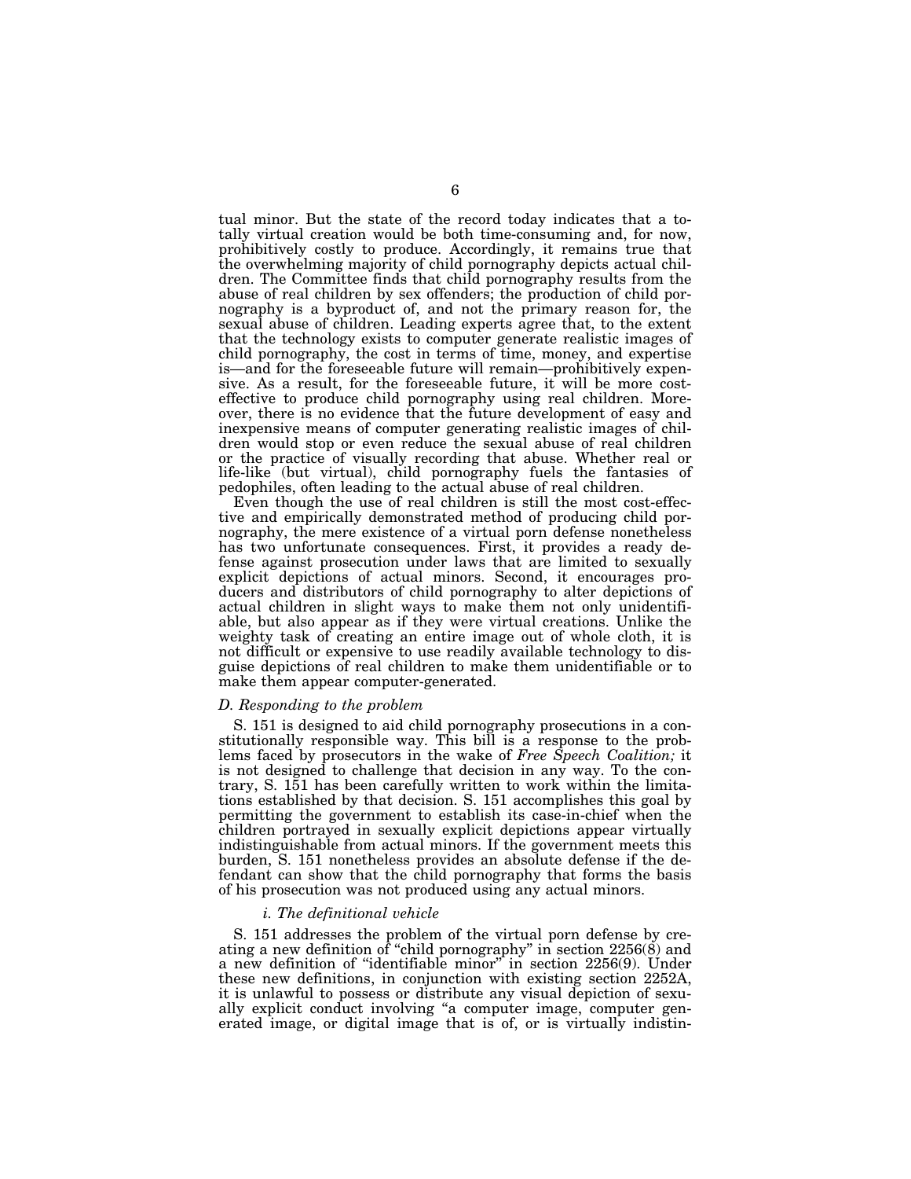tual minor. But the state of the record today indicates that a totally virtual creation would be both time-consuming and, for now, prohibitively costly to produce. Accordingly, it remains true that the overwhelming majority of child pornography depicts actual children. The Committee finds that child pornography results from the abuse of real children by sex offenders; the production of child pornography is a byproduct of, and not the primary reason for, the sexual abuse of children. Leading experts agree that, to the extent that the technology exists to computer generate realistic images of child pornography, the cost in terms of time, money, and expertise is—and for the foreseeable future will remain—prohibitively expensive. As a result, for the foreseeable future, it will be more cost-effective to produce child pornography using real children. Moreover, there is no evidence that the future development of easy and inexpensive means of computer generating realistic images of children would stop or even reduce the sexual abuse of real children or the practice of visually recording that abuse. Whether real or life-like (but virtual), child pornography fuels the fantasies of pedophiles, often leading to the actual abuse of real children.

Even though the use of real children is still the most cost-effective and empirically demonstrated method of producing child pornography, the mere existence of a virtual porn defense nonetheless has two unfortunate consequences. First, it provides a ready defense against prosecution under laws that are limited to sexually explicit depictions of actual minors. Second, it encourages producers and distributors of child pornography to alter depictions of actual children in slight ways to make them not only unidentifiable, but also appear as if they were virtual creations. Unlike the weighty task of creating an entire image out of whole cloth, it is not difficult or expensive to use readily available technology to disguise depictions of real children to make them unidentifiable or to make them appear computer-generated.

*D. Responding to the problem*

S. 151 is designed to aid child pornography prosecutions in a constitutionally responsible way. This bill is a response to the problems faced by prosecutors in the wake of *Free Speech Coalition;* it is not designed to challenge that decision in any way. To the contrary, S. 151 has been carefully written to work within the limitations established by that decision. S. 151 accomplishes this goal by permitting the government to establish its case-in-chief when the children portrayed in sexually explicit depictions appear virtually indistinguishable from actual minors. If the government meets this burden, S. 151 nonetheless provides an absolute defense if the defendant can show that the child pornography that forms the basis of his prosecution was not produced using any actual minors.

*i. The definitional vehicle*

S. 151 addresses the problem of the virtual porn defense by creating a new definition of "child pornography" in section 2256(8) and a new definition of "identifiable minor" in section 2256(9). Under these new definitions, in conjunction with existing section 2252A, it is unlawful to possess or distribute any visual depiction of sexually explicit conduct involving "a computer image, computer generated image, or digital image that is of, or is virtually indistin-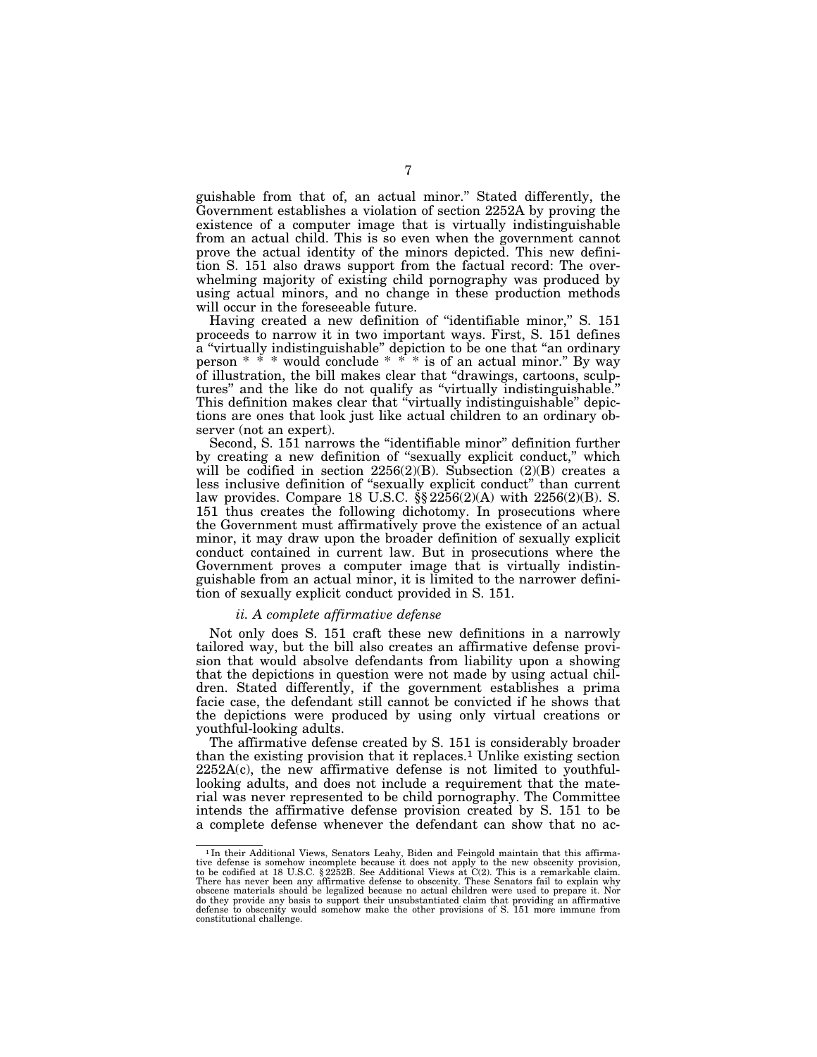guishable from that of, an actual minor." Stated differently, the Government establishes a violation of section 2252A by proving the existence of a computer image that is virtually indistinguishable from an actual child. This is so even when the government cannot prove the actual identity of the minors depicted. This new definition S. 151 also draws support from the factual record: The overwhelming majority of existing child pornography was produced by using actual minors, and no change in these production methods will occur in the foreseeable future.

Having created a new definition of "identifiable minor," S. 151 proceeds to narrow it in two important ways. First, S. 151 defines a "virtually indistinguishable" depiction to be one that "an ordinary person * * * would conclude * * * is of an actual minor." By way of illustration, the bill makes clear that "drawings, cartoons, sculptures" and the like do not qualify as "virtually indistinguishable." This definition makes clear that "virtually indistinguishable" depictions are ones that look just like actual children to an ordinary observer (not an expert).

Second, S. 151 narrows the "identifiable minor" definition further by creating a new definition of "sexually explicit conduct," which will be codified in section 2256(2)(B). Subsection (2)(B) creates a less inclusive definition of "sexually explicit conduct" than current law provides. Compare 18 U.S.C. §§ 2256(2)(A) with 2256(2)(B). S. 151 thus creates the following dichotomy. In prosecutions where the Government must affirmatively prove the existence of an actual minor, it may draw upon the broader definition of sexually explicit conduct contained in current law. But in prosecutions where the Government proves a computer image that is virtually indistinguishable from an actual minor, it is limited to the narrower definition of sexually explicit conduct provided in S. 151.

*ii. A complete affirmative defense*

Not only does S. 151 craft these new definitions in a narrowly tailored way, but the bill also creates an affirmative defense provision that would absolve defendants from liability upon a showing that the depictions in question were not made by using actual children. Stated differently, if the government establishes a prima facie case, the defendant still cannot be convicted if he shows that the depictions were produced by using only virtual creations or youthful-looking adults.

The affirmative defense created by S. 151 is considerably broader than the existing provision that it replaces.[1] Unlike existing section 2252A(c), the new affirmative defense is not limited to youthful-looking adults, and does not include a requirement that the material was never represented to be child pornography. The Committee intends the affirmative defense provision created by S. 151 to be a complete defense whenever the defendant can show that no ac-

[1] In their Additional Views, Senators Leahy, Biden and Feingold maintain that this affirmative defense is somehow incomplete because it does not apply to the new obscenity provision, to be codified at 18 U.S.C. § 2252B. See Additional Views at C(2). This is a remarkable claim. There has never been any affirmative defense to obscenity. These Senators fail to explain why obscene materials should be legalized because no actual children were used to prepare it. Nor do they provide any basis to support their unsubstantiated claim that providing an affirmative defense to obscenity would somehow make the other provisions of S. 151 more immune from constitutional challenge.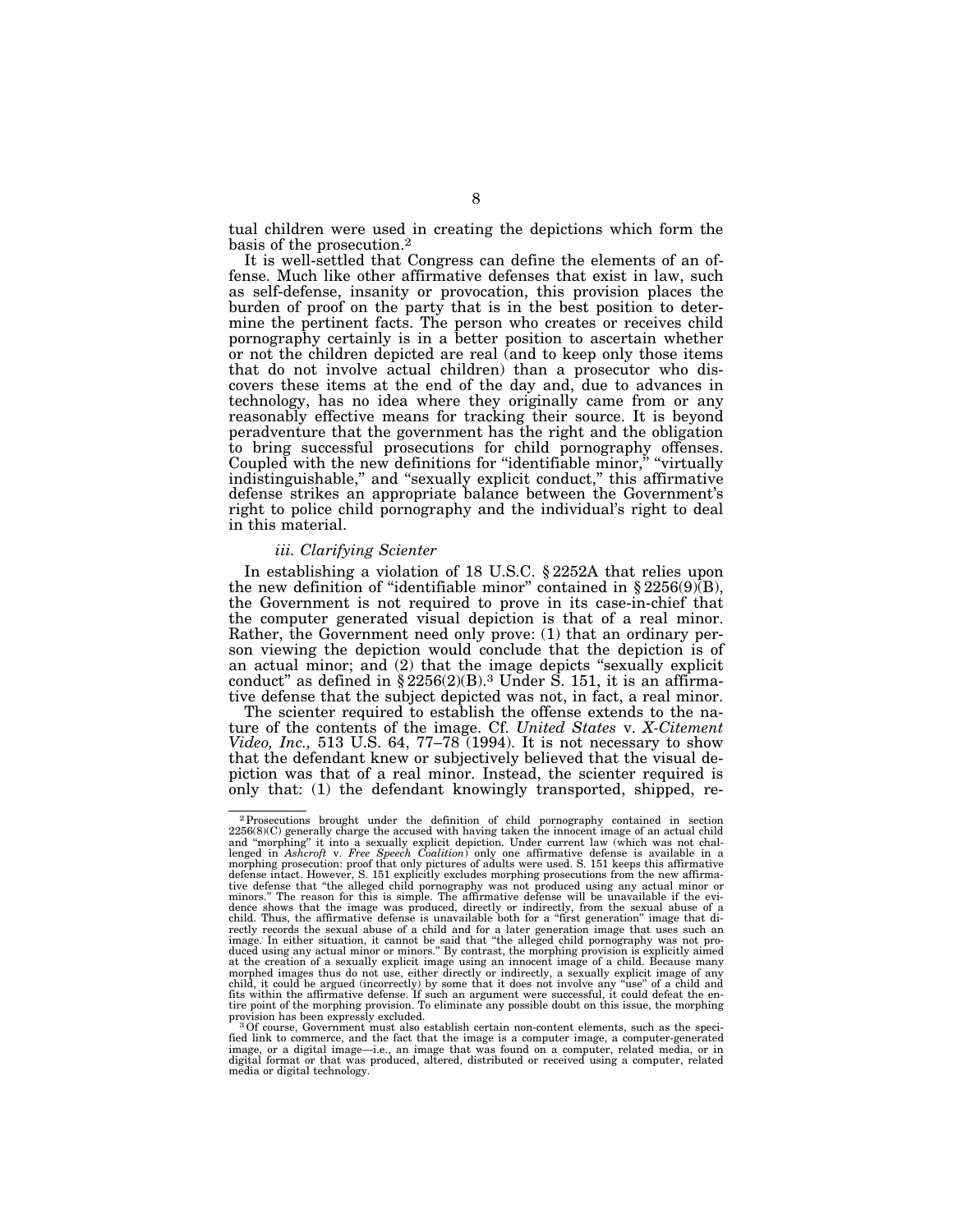tual children were used in creating the depictions which form the basis of the prosecution.[2]

It is well-settled that Congress can define the elements of an offense. Much like other affirmative defenses that exist in law, such as self-defense, insanity or provocation, this provision places the burden of proof on the party that is in the best position to determine the pertinent facts. The person who creates or receives child pornography certainly is in a better position to ascertain whether or not the children depicted are real (and to keep only those items that do not involve actual children) than a prosecutor who discovers these items at the end of the day and, due to advances in technology, has no idea where they originally came from or any reasonably effective means for tracking their source. It is beyond peradventure that the government has the right and the obligation to bring successful prosecutions for child pornography offenses. Coupled with the new definitions for "identifiable minor," "virtually indistinguishable," and "sexually explicit conduct," this affirmative defense strikes an appropriate balance between the Government's right to police child pornography and the individual's right to deal in this material.

### *iii. Clarifying Scienter*

In establishing a violation of 18 U.S.C. § 2252A that relies upon the new definition of "identifiable minor" contained in § 2256(9)(B), the Government is not required to prove in its case-in-chief that the computer generated visual depiction is that of a real minor. Rather, the Government need only prove: (1) that an ordinary person viewing the depiction would conclude that the depiction is of an actual minor; and (2) that the image depicts "sexually explicit conduct" as defined in § 2256(2)(B).[3] Under S. 151, it is an affirmative defense that the subject depicted was not, in fact, a real minor.

The scienter required to establish the offense extends to the nature of the contents of the image. Cf. *United States* v. *X-Citement Video, Inc.,* 513 U.S. 64, 77–78 (1994). It is not necessary to show that the defendant knew or subjectively believed that the visual depiction was that of a real minor. Instead, the scienter required is only that: (1) the defendant knowingly transported, shipped, re-

---

[2] Prosecutions brought under the definition of child pornography contained in section 2256(8)(C) generally charge the accused with having taken the innocent image of an actual child and "morphing" it into a sexually explicit depiction. Under current law (which was not challenged in *Ashcroft* v. *Free Speech Coalition*) only one affirmative defense is available in a morphing prosecution: proof that only pictures of adults were used. S. 151 keeps this affirmative defense intact. However, S. 151 explicitly excludes morphing prosecutions from the new affirmative defense that "the alleged child pornography was not produced using any actual minor or minors." The reason for this is simple. The affirmative defense will be unavailable if the evidence shows that the image was produced, directly or indirectly, from the sexual abuse of a child. Thus, the affirmative defense is unavailable both for a "first generation" image that directly records the sexual abuse of a child and for a later generation image that uses such an image. In either situation, it cannot be said that "the alleged child pornography was not produced using any actual minor or minors." By contrast, the morphing provision is explicitly aimed at the creation of a sexually explicit image using an innocent image of a child. Because many morphed images thus do not use, either directly or indirectly, a sexually explicit image of any child, it could be argued (incorrectly) by some that it does not involve any "use" of a child and fits within the affirmative defense. If such an argument were successful, it could defeat the entire point of the morphing provision. To eliminate any possible doubt on this issue, the morphing provision has been expressly excluded.

[3] Of course, Government must also establish certain non-content elements, such as the specified link to commerce, and the fact that the image is a computer image, a computer-generated image, or a digital image—i.e., an image that was found on a computer, related media, or in digital format or that was produced, altered, distributed or received using a computer, related media or digital technology.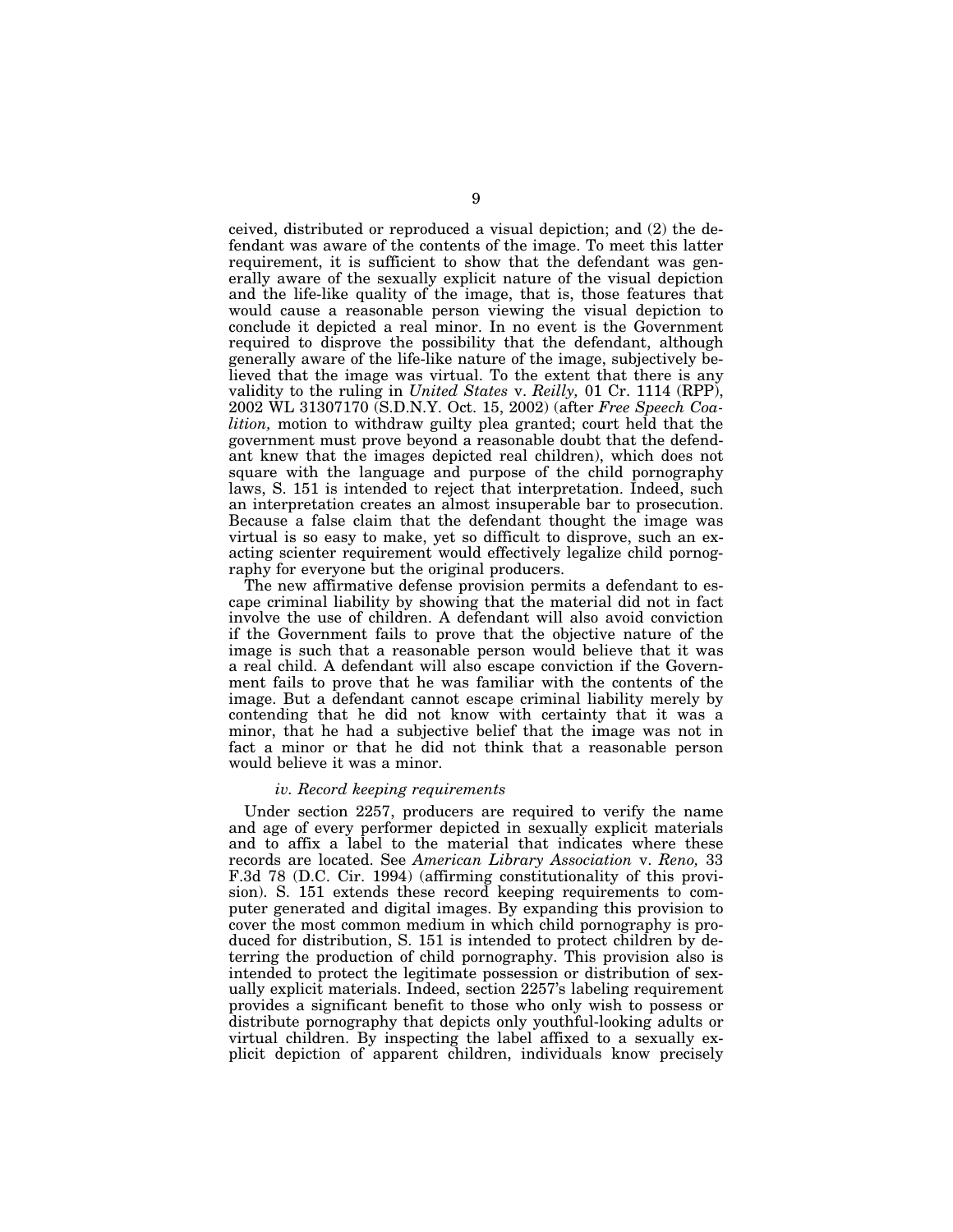ceived, distributed or reproduced a visual depiction; and (2) the defendant was aware of the contents of the image. To meet this latter requirement, it is sufficient to show that the defendant was generally aware of the sexually explicit nature of the visual depiction and the life-like quality of the image, that is, those features that would cause a reasonable person viewing the visual depiction to conclude it depicted a real minor. In no event is the Government required to disprove the possibility that the defendant, although generally aware of the life-like nature of the image, subjectively believed that the image was virtual. To the extent that there is any validity to the ruling in *United States* v. *Reilly,* 01 Cr. 1114 (RPP), 2002 WL 31307170 (S.D.N.Y. Oct. 15, 2002) (after *Free Speech Coalition,* motion to withdraw guilty plea granted; court held that the government must prove beyond a reasonable doubt that the defendant knew that the images depicted real children), which does not square with the language and purpose of the child pornography laws, S. 151 is intended to reject that interpretation. Indeed, such an interpretation creates an almost insuperable bar to prosecution. Because a false claim that the defendant thought the image was virtual is so easy to make, yet so difficult to disprove, such an exacting scienter requirement would effectively legalize child pornography for everyone but the original producers.

The new affirmative defense provision permits a defendant to escape criminal liability by showing that the material did not in fact involve the use of children. A defendant will also avoid conviction if the Government fails to prove that the objective nature of the image is such that a reasonable person would believe that it was a real child. A defendant will also escape conviction if the Government fails to prove that he was familiar with the contents of the image. But a defendant cannot escape criminal liability merely by contending that he did not know with certainty that it was a minor, that he had a subjective belief that the image was not in fact a minor or that he did not think that a reasonable person would believe it was a minor.

#### *iv. Record keeping requirements*

Under section 2257, producers are required to verify the name and age of every performer depicted in sexually explicit materials and to affix a label to the material that indicates where these records are located. See *American Library Association* v. *Reno,* 33 F.3d 78 (D.C. Cir. 1994) (affirming constitutionality of this provision). S. 151 extends these record keeping requirements to computer generated and digital images. By expanding this provision to cover the most common medium in which child pornography is produced for distribution, S. 151 is intended to protect children by deterring the production of child pornography. This provision also is intended to protect the legitimate possession or distribution of sexually explicit materials. Indeed, section 2257's labeling requirement provides a significant benefit to those who only wish to possess or distribute pornography that depicts only youthful-looking adults or virtual children. By inspecting the label affixed to a sexually explicit depiction of apparent children, individuals know precisely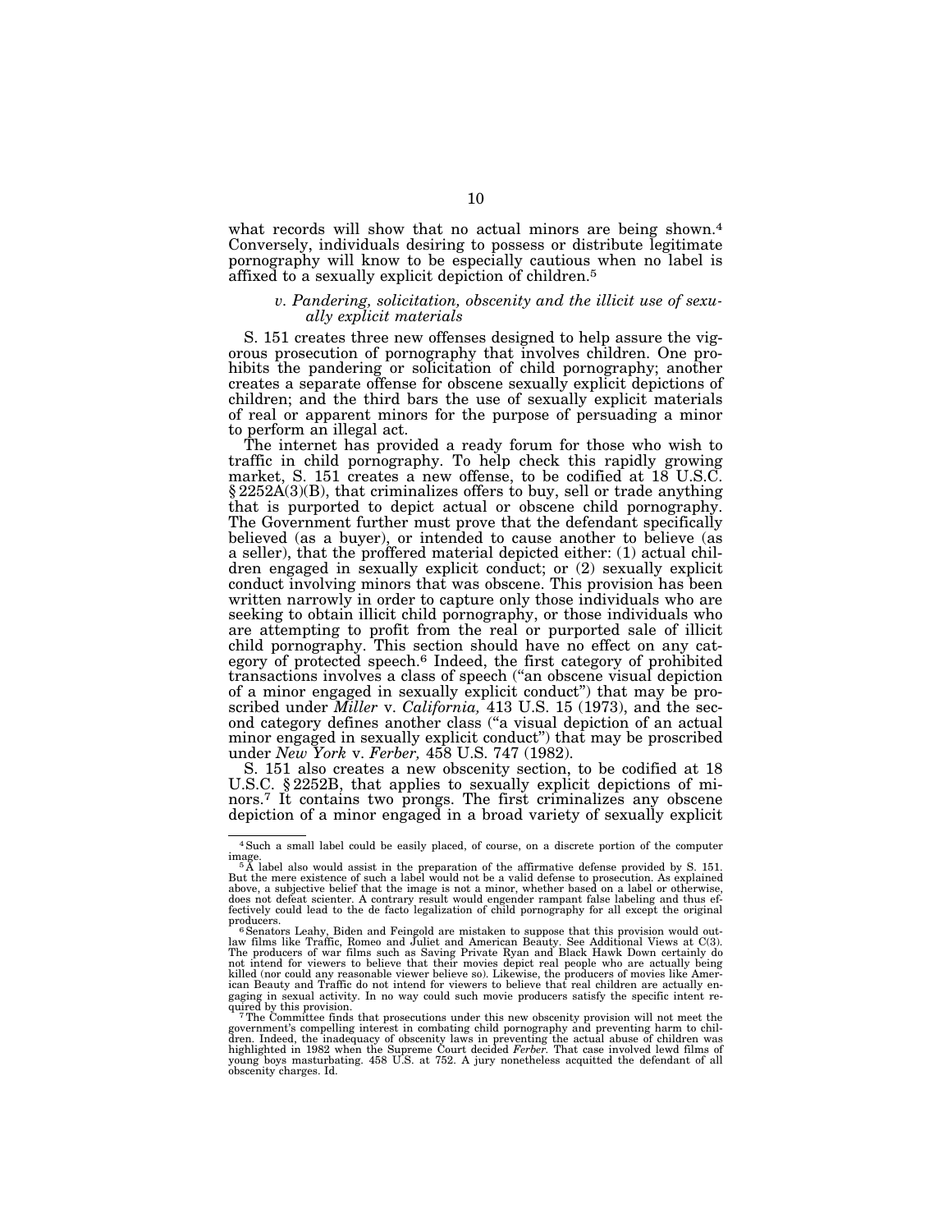what records will show that no actual minors are being shown.[4] Conversely, individuals desiring to possess or distribute legitimate pornography will know to be especially cautious when no label is affixed to a sexually explicit depiction of children.[5]

### *v. Pandering, solicitation, obscenity and the illicit use of sexually explicit materials*

S. 151 creates three new offenses designed to help assure the vigorous prosecution of pornography that involves children. One prohibits the pandering or solicitation of child pornography; another creates a separate offense for obscene sexually explicit depictions of children; and the third bars the use of sexually explicit materials of real or apparent minors for the purpose of persuading a minor to perform an illegal act.

The internet has provided a ready forum for those who wish to traffic in child pornography. To help check this rapidly growing market, S. 151 creates a new offense, to be codified at 18 U.S.C. § 2252A(3)(B), that criminalizes offers to buy, sell or trade anything that is purported to depict actual or obscene child pornography. The Government further must prove that the defendant specifically believed (as a buyer), or intended to cause another to believe (as a seller), that the proffered material depicted either: (1) actual children engaged in sexually explicit conduct; or (2) sexually explicit conduct involving minors that was obscene. This provision has been written narrowly in order to capture only those individuals who are seeking to obtain illicit child pornography, or those individuals who are attempting to profit from the real or purported sale of illicit child pornography. This section should have no effect on any category of protected speech.[6] Indeed, the first category of prohibited transactions involves a class of speech ("an obscene visual depiction of a minor engaged in sexually explicit conduct") that may be proscribed under *Miller* v. *California,* 413 U.S. 15 (1973), and the second category defines another class ("a visual depiction of an actual minor engaged in sexually explicit conduct") that may be proscribed under *New York* v. *Ferber,* 458 U.S. 747 (1982).

S. 151 also creates a new obscenity section, to be codified at 18 U.S.C. § 2252B, that applies to sexually explicit depictions of minors.[7] It contains two prongs. The first criminalizes any obscene depiction of a minor engaged in a broad variety of sexually explicit

---

[4] Such a small label could be easily placed, of course, on a discrete portion of the computer image.

[5] A label also would assist in the preparation of the affirmative defense provided by S. 151. But the mere existence of such a label would not be a valid defense to prosecution. As explained above, a subjective belief that the image is not a minor, whether based on a label or otherwise, does not defeat scienter. A contrary result would engender rampant false labeling and thus effectively could lead to the de facto legalization of child pornography for all except the original producers.

[6] Senators Leahy, Biden and Feingold are mistaken to suppose that this provision would outlaw films like Traffic, Romeo and Juliet and American Beauty. See Additional Views at C(3). The producers of war films such as Saving Private Ryan and Black Hawk Down certainly do not intend for viewers to believe that their movies depict real people who are actually being killed (nor could any reasonable viewer believe so). Likewise, the producers of movies like American Beauty and Traffic do not intend for viewers to believe that real children are actually engaging in sexual activity. In no way could such movie producers satisfy the specific intent required by this provision.

[7] The Committee finds that prosecutions under this new obscenity provision will not meet the government's compelling interest in combating child pornography and preventing harm to children. Indeed, the inadequacy of obscenity laws in preventing the actual abuse of children was highlighted in 1982 when the Supreme Court decided *Ferber.* That case involved lewd films of young boys masturbating. 458 U.S. at 752. A jury nonetheless acquitted the defendant of all obscenity charges. Id.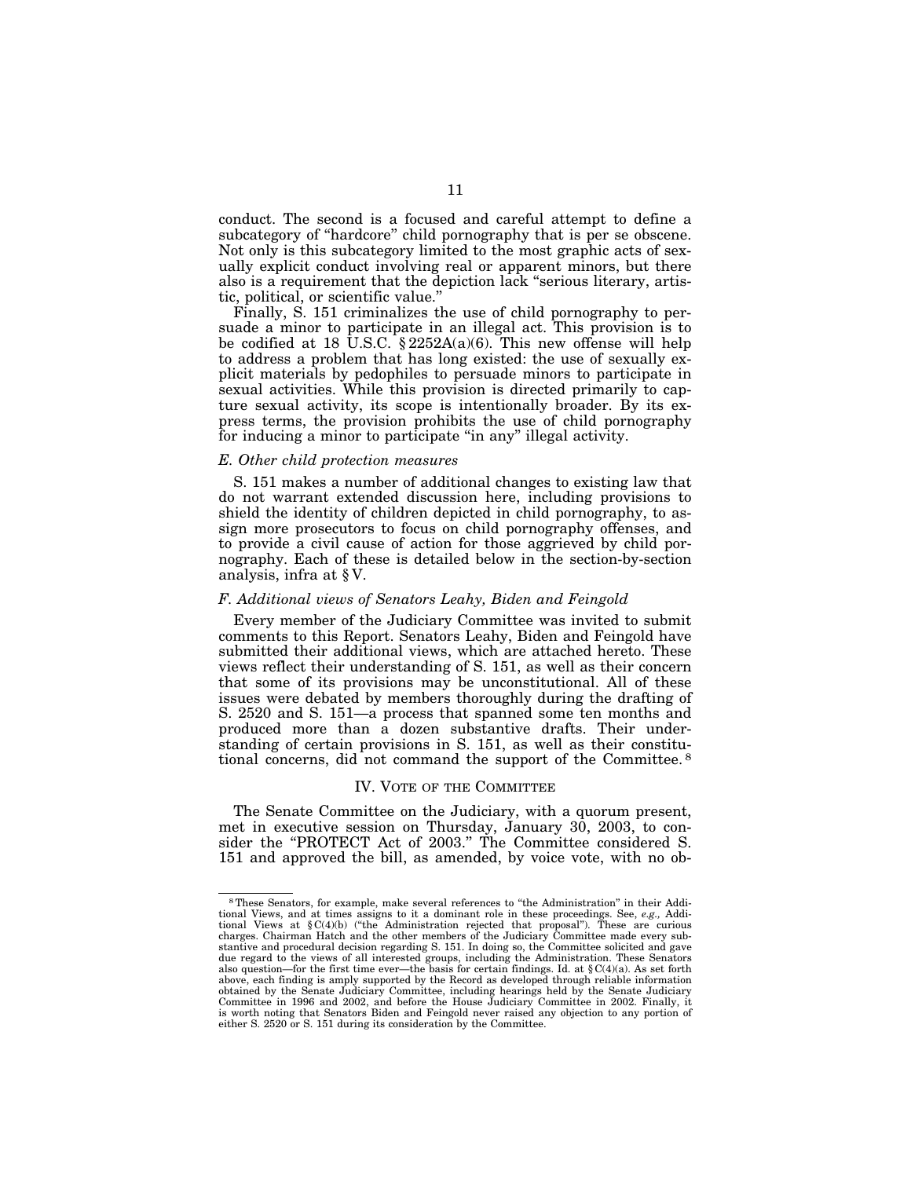conduct. The second is a focused and careful attempt to define a subcategory of "hardcore" child pornography that is per se obscene. Not only is this subcategory limited to the most graphic acts of sexually explicit conduct involving real or apparent minors, but there also is a requirement that the depiction lack "serious literary, artistic, political, or scientific value."

Finally, S. 151 criminalizes the use of child pornography to persuade a minor to participate in an illegal act. This provision is to be codified at 18 U.S.C. § 2252A(a)(6). This new offense will help to address a problem that has long existed: the use of sexually explicit materials by pedophiles to persuade minors to participate in sexual activities. While this provision is directed primarily to capture sexual activity, its scope is intentionally broader. By its express terms, the provision prohibits the use of child pornography for inducing a minor to participate "in any" illegal activity.

### *E. Other child protection measures*

S. 151 makes a number of additional changes to existing law that do not warrant extended discussion here, including provisions to shield the identity of children depicted in child pornography, to assign more prosecutors to focus on child pornography offenses, and to provide a civil cause of action for those aggrieved by child pornography. Each of these is detailed below in the section-by-section analysis, infra at § V.

### *F. Additional views of Senators Leahy, Biden and Feingold*

Every member of the Judiciary Committee was invited to submit comments to this Report. Senators Leahy, Biden and Feingold have submitted their additional views, which are attached hereto. These views reflect their understanding of S. 151, as well as their concern that some of its provisions may be unconstitutional. All of these issues were debated by members thoroughly during the drafting of S. 2520 and S. 151—a process that spanned some ten months and produced more than a dozen substantive drafts. Their understanding of certain provisions in S. 151, as well as their constitutional concerns, did not command the support of the Committee.[8]

## IV. VOTE OF THE COMMITTEE

The Senate Committee on the Judiciary, with a quorum present, met in executive session on Thursday, January 30, 2003, to consider the "PROTECT Act of 2003." The Committee considered S. 151 and approved the bill, as amended, by voice vote, with no ob-

---

[8] These Senators, for example, make several references to "the Administration" in their Additional Views, and at times assigns to it a dominant role in these proceedings. See, *e.g.,* Additional Views at § C(4)(b) ("the Administration rejected that proposal"). These are curious charges. Chairman Hatch and the other members of the Judiciary Committee made every substantive and procedural decision regarding S. 151. In doing so, the Committee solicited and gave due regard to the views of all interested groups, including the Administration. These Senators also question—for the first time ever—the basis for certain findings. Id. at § C(4)(a). As set forth above, each finding is amply supported by the Record as developed through reliable information obtained by the Senate Judiciary Committee, including hearings held by the Senate Judiciary Committee in 1996 and 2002, and before the House Judiciary Committee in 2002. Finally, it is worth noting that Senators Biden and Feingold never raised any objection to any portion of either S. 2520 or S. 151 during its consideration by the Committee.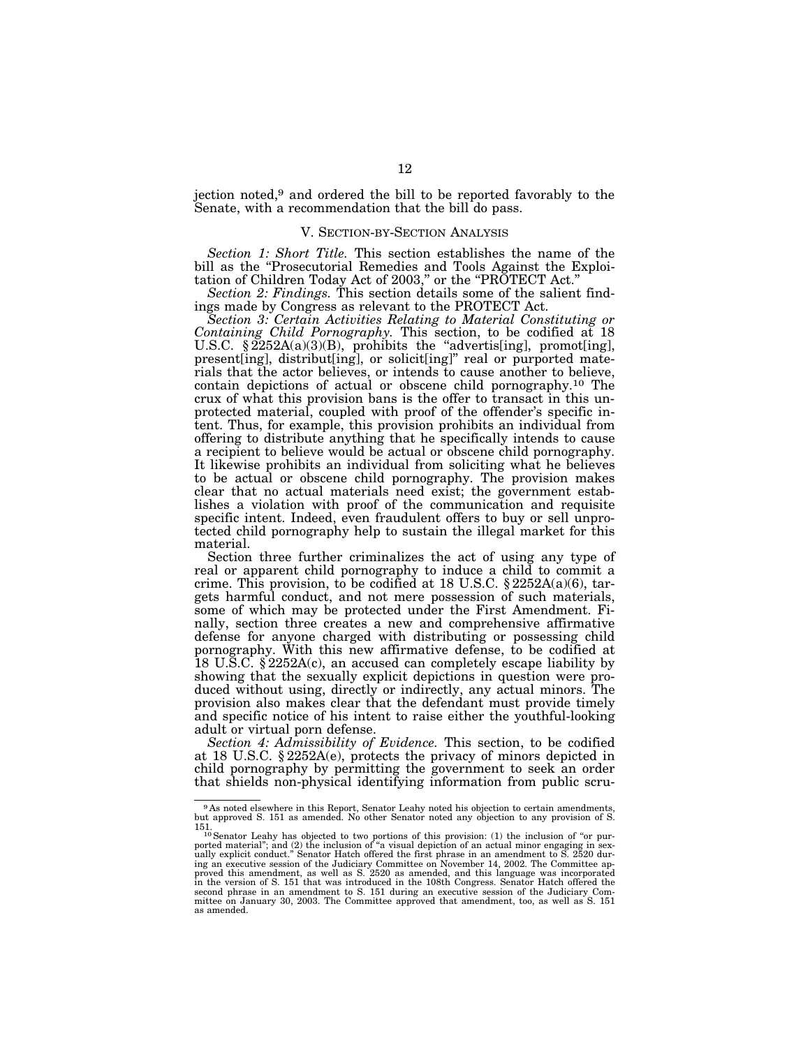jection noted,[9] and ordered the bill to be reported favorably to the Senate, with a recommendation that the bill do pass.

## V. Section-by-Section Analysis

*Section 1: Short Title.* This section establishes the name of the bill as the "Prosecutorial Remedies and Tools Against the Exploitation of Children Today Act of 2003," or the "PROTECT Act."

*Section 2: Findings.* This section details some of the salient findings made by Congress as relevant to the PROTECT Act.

*Section 3: Certain Activities Relating to Material Constituting or Containing Child Pornography.* This section, to be codified at 18 U.S.C. § 2252A(a)(3)(B), prohibits the "advertis[ing], promot[ing], present[ing], distribut[ing], or solicit[ing]" real or purported materials that the actor believes, or intends to cause another to believe, contain depictions of actual or obscene child pornography.[10] The crux of what this provision bans is the offer to transact in this unprotected material, coupled with proof of the offender's specific intent. Thus, for example, this provision prohibits an individual from offering to distribute anything that he specifically intends to cause a recipient to believe would be actual or obscene child pornography. It likewise prohibits an individual from soliciting what he believes to be actual or obscene child pornography. The provision makes clear that no actual materials need exist; the government establishes a violation with proof of the communication and requisite specific intent. Indeed, even fraudulent offers to buy or sell unprotected child pornography help to sustain the illegal market for this material.

Section three further criminalizes the act of using any type of real or apparent child pornography to induce a child to commit a crime. This provision, to be codified at 18 U.S.C. § 2252A(a)(6), targets harmful conduct, and not mere possession of such materials, some of which may be protected under the First Amendment. Finally, section three creates a new and comprehensive affirmative defense for anyone charged with distributing or possessing child pornography. With this new affirmative defense, to be codified at 18 U.S.C. § 2252A(c), an accused can completely escape liability by showing that the sexually explicit depictions in question were produced without using, directly or indirectly, any actual minors. The provision also makes clear that the defendant must provide timely and specific notice of his intent to raise either the youthful-looking adult or virtual porn defense.

*Section 4: Admissibility of Evidence.* This section, to be codified at 18 U.S.C. § 2252A(e), protects the privacy of minors depicted in child pornography by permitting the government to seek an order that shields non-physical identifying information from public scru-

---

[9] As noted elsewhere in this Report, Senator Leahy noted his objection to certain amendments, but approved S. 151 as amended. No other Senator noted any objection to any provision of S. 151.

[10] Senator Leahy has objected to two portions of this provision: (1) the inclusion of "or purported material"; and (2) the inclusion of "a visual depiction of an actual minor engaging in sexually explicit conduct." Senator Hatch offered the first phrase in an amendment to S. 2520 during an executive session of the Judiciary Committee on November 14, 2002. The Committee approved this amendment, as well as S. 2520 as amended, and this language was incorporated in the version of S. 151 that was introduced in the 108th Congress. Senator Hatch offered the second phrase in an amendment to S. 151 during an executive session of the Judiciary Committee on January 30, 2003. The Committee approved that amendment, too, as well as S. 151 as amended.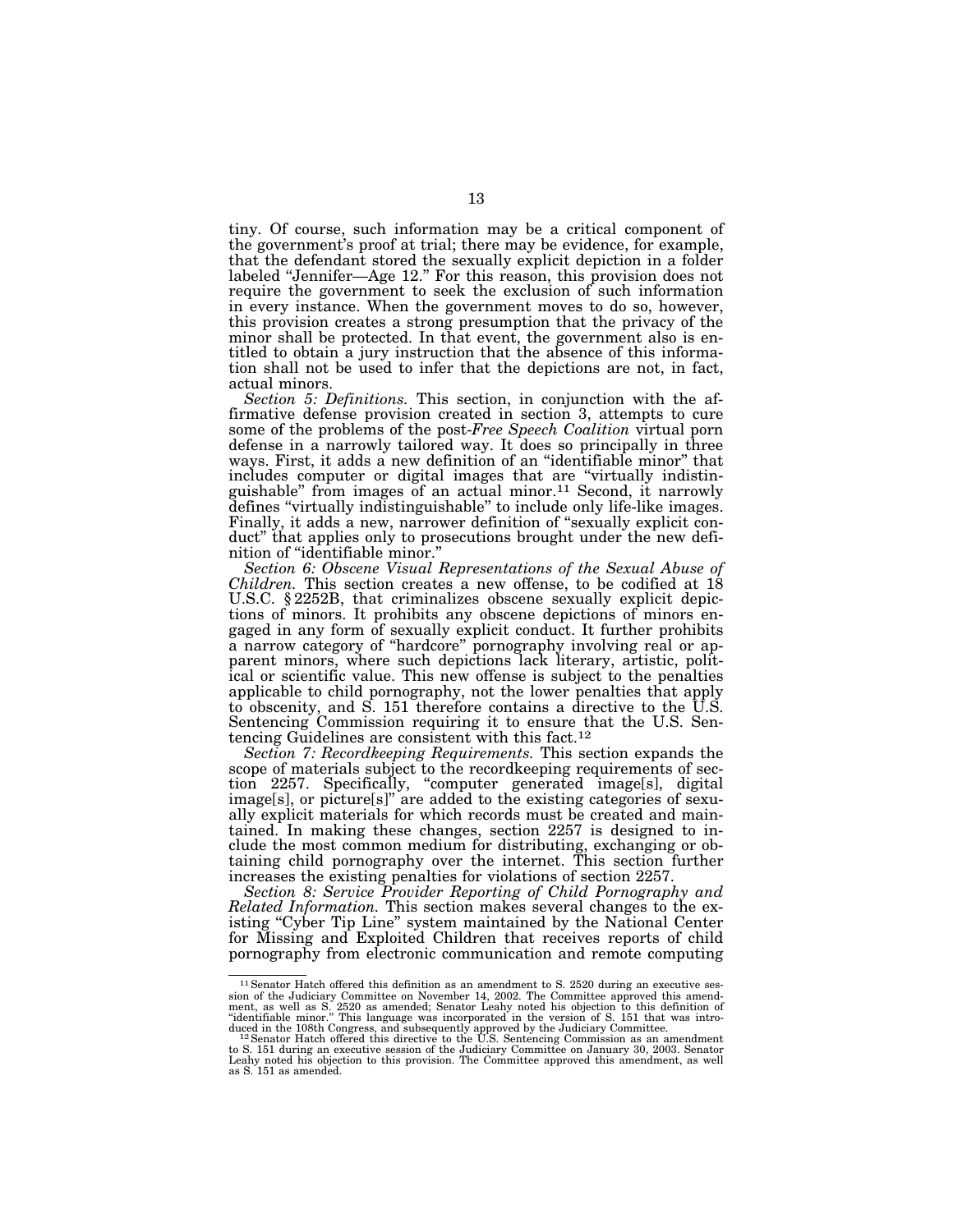tiny. Of course, such information may be a critical component of the government's proof at trial; there may be evidence, for example, that the defendant stored the sexually explicit depiction in a folder labeled "Jennifer—Age 12." For this reason, this provision does not require the government to seek the exclusion of such information in every instance. When the government moves to do so, however, this provision creates a strong presumption that the privacy of the minor shall be protected. In that event, the government also is entitled to obtain a jury instruction that the absence of this information shall not be used to infer that the depictions are not, in fact, actual minors.

*Section 5: Definitions.* This section, in conjunction with the affirmative defense provision created in section 3, attempts to cure some of the problems of the post-*Free Speech Coalition* virtual porn defense in a narrowly tailored way. It does so principally in three ways. First, it adds a new definition of an "identifiable minor" that includes computer or digital images that are "virtually indistinguishable" from images of an actual minor.[11] Second, it narrowly defines "virtually indistinguishable" to include only life-like images. Finally, it adds a new, narrower definition of "sexually explicit conduct" that applies only to prosecutions brought under the new definition of "identifiable minor."

*Section 6: Obscene Visual Representations of the Sexual Abuse of Children.* This section creates a new offense, to be codified at 18 U.S.C. § 2252B, that criminalizes obscene sexually explicit depictions of minors. It prohibits any obscene depictions of minors engaged in any form of sexually explicit conduct. It further prohibits a narrow category of "hardcore" pornography involving real or apparent minors, where such depictions lack literary, artistic, political or scientific value. This new offense is subject to the penalties applicable to child pornography, not the lower penalties that apply to obscenity, and S. 151 therefore contains a directive to the U.S. Sentencing Commission requiring it to ensure that the U.S. Sentencing Guidelines are consistent with this fact.[12]

*Section 7: Recordkeeping Requirements.* This section expands the scope of materials subject to the recordkeeping requirements of section 2257. Specifically, "computer generated image[s], digital image[s], or picture[s]" are added to the existing categories of sexually explicit materials for which records must be created and maintained. In making these changes, section 2257 is designed to include the most common medium for distributing, exchanging or obtaining child pornography over the internet. This section further increases the existing penalties for violations of section 2257.

*Section 8: Service Provider Reporting of Child Pornography and Related Information.* This section makes several changes to the existing "Cyber Tip Line" system maintained by the National Center for Missing and Exploited Children that receives reports of child pornography from electronic communication and remote computing

---

[11] Senator Hatch offered this definition as an amendment to S. 2520 during an executive session of the Judiciary Committee on November 14, 2002. The Committee approved this amendment, as well as S. 2520 as amended; Senator Leahy noted his objection to this definition of "identifiable minor." This language was incorporated in the version of S. 151 that was introduced in the 108th Congress, and subsequently approved by the Judiciary Committee.

[12] Senator Hatch offered this directive to the U.S. Sentencing Commission as an amendment to S. 151 during an executive session of the Judiciary Committee on January 30, 2003. Senator Leahy noted his objection to this provision. The Committee approved this amendment, as well as S. 151 as amended.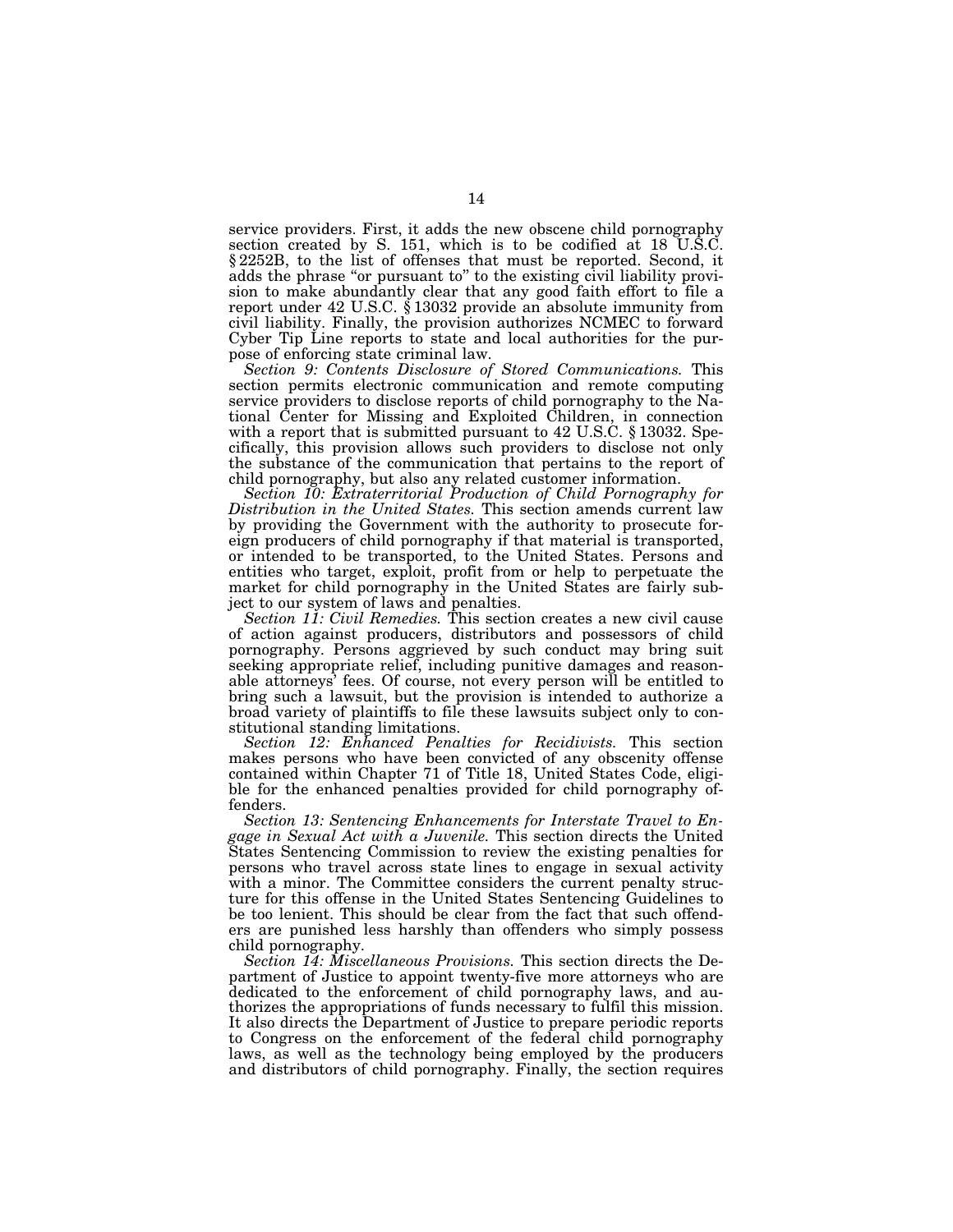service providers. First, it adds the new obscene child pornography section created by S. 151, which is to be codified at 18 U.S.C. §2252B, to the list of offenses that must be reported. Second, it adds the phrase "or pursuant to" to the existing civil liability provision to make abundantly clear that any good faith effort to file a report under 42 U.S.C. §13032 provide an absolute immunity from civil liability. Finally, the provision authorizes NCMEC to forward Cyber Tip Line reports to state and local authorities for the purpose of enforcing state criminal law.

*Section 9: Contents Disclosure of Stored Communications.* This section permits electronic communication and remote computing service providers to disclose reports of child pornography to the National Center for Missing and Exploited Children, in connection with a report that is submitted pursuant to 42 U.S.C. §13032. Specifically, this provision allows such providers to disclose not only the substance of the communication that pertains to the report of child pornography, but also any related customer information.

*Section 10: Extraterritorial Production of Child Pornography for Distribution in the United States.* This section amends current law by providing the Government with the authority to prosecute foreign producers of child pornography if that material is transported, or intended to be transported, to the United States. Persons and entities who target, exploit, profit from or help to perpetuate the market for child pornography in the United States are fairly subject to our system of laws and penalties.

*Section 11: Civil Remedies.* This section creates a new civil cause of action against producers, distributors and possessors of child pornography. Persons aggrieved by such conduct may bring suit seeking appropriate relief, including punitive damages and reasonable attorneys' fees. Of course, not every person will be entitled to bring such a lawsuit, but the provision is intended to authorize a broad variety of plaintiffs to file these lawsuits subject only to constitutional standing limitations.

*Section 12: Enhanced Penalties for Recidivists.* This section makes persons who have been convicted of any obscenity offense contained within Chapter 71 of Title 18, United States Code, eligible for the enhanced penalties provided for child pornography offenders.

*Section 13: Sentencing Enhancements for Interstate Travel to Engage in Sexual Act with a Juvenile.* This section directs the United States Sentencing Commission to review the existing penalties for persons who travel across state lines to engage in sexual activity with a minor. The Committee considers the current penalty structure for this offense in the United States Sentencing Guidelines to be too lenient. This should be clear from the fact that such offenders are punished less harshly than offenders who simply possess child pornography.

*Section 14: Miscellaneous Provisions.* This section directs the Department of Justice to appoint twenty-five more attorneys who are dedicated to the enforcement of child pornography laws, and authorizes the appropriations of funds necessary to fulfil this mission. It also directs the Department of Justice to prepare periodic reports to Congress on the enforcement of the federal child pornography laws, as well as the technology being employed by the producers and distributors of child pornography. Finally, the section requires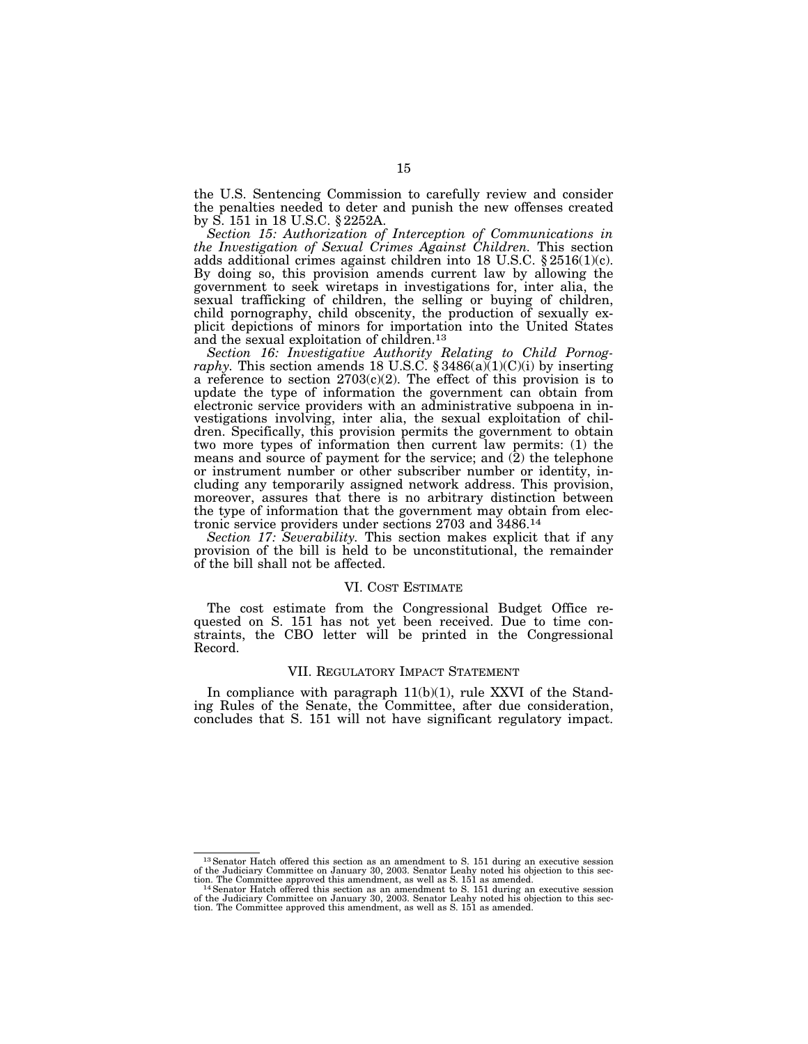the U.S. Sentencing Commission to carefully review and consider the penalties needed to deter and punish the new offenses created by S. 151 in 18 U.S.C. § 2252A.

*Section 15: Authorization of Interception of Communications in the Investigation of Sexual Crimes Against Children.* This section adds additional crimes against children into 18 U.S.C. § 2516(1)(c). By doing so, this provision amends current law by allowing the government to seek wiretaps in investigations for, inter alia, the sexual trafficking of children, the selling or buying of children, child pornography, child obscenity, the production of sexually explicit depictions of minors for importation into the United States and the sexual exploitation of children.[13]

*Section 16: Investigative Authority Relating to Child Pornography.* This section amends 18 U.S.C. § 3486(a)(1)(C)(i) by inserting a reference to section 2703(c)(2). The effect of this provision is to update the type of information the government can obtain from electronic service providers with an administrative subpoena in investigations involving, inter alia, the sexual exploitation of children. Specifically, this provision permits the government to obtain two more types of information then current law permits: (1) the means and source of payment for the service; and (2) the telephone or instrument number or other subscriber number or identity, including any temporarily assigned network address. This provision, moreover, assures that there is no arbitrary distinction between the type of information that the government may obtain from electronic service providers under sections 2703 and 3486.[14]

*Section 17: Severability.* This section makes explicit that if any provision of the bill is held to be unconstitutional, the remainder of the bill shall not be affected.

## VI. Cost Estimate

The cost estimate from the Congressional Budget Office requested on S. 151 has not yet been received. Due to time constraints, the CBO letter will be printed in the Congressional Record.

## VII. Regulatory Impact Statement

In compliance with paragraph 11(b)(1), rule XXVI of the Standing Rules of the Senate, the Committee, after due consideration, concludes that S. 151 will not have significant regulatory impact.

---

[13] Senator Hatch offered this section as an amendment to S. 151 during an executive session of the Judiciary Committee on January 30, 2003. Senator Leahy noted his objection to this section. The Committee approved this amendment, as well as S. 151 as amended.

[14] Senator Hatch offered this section as an amendment to S. 151 during an executive session of the Judiciary Committee on January 30, 2003. Senator Leahy noted his objection to this section. The Committee approved this amendment, as well as S. 151 as amended.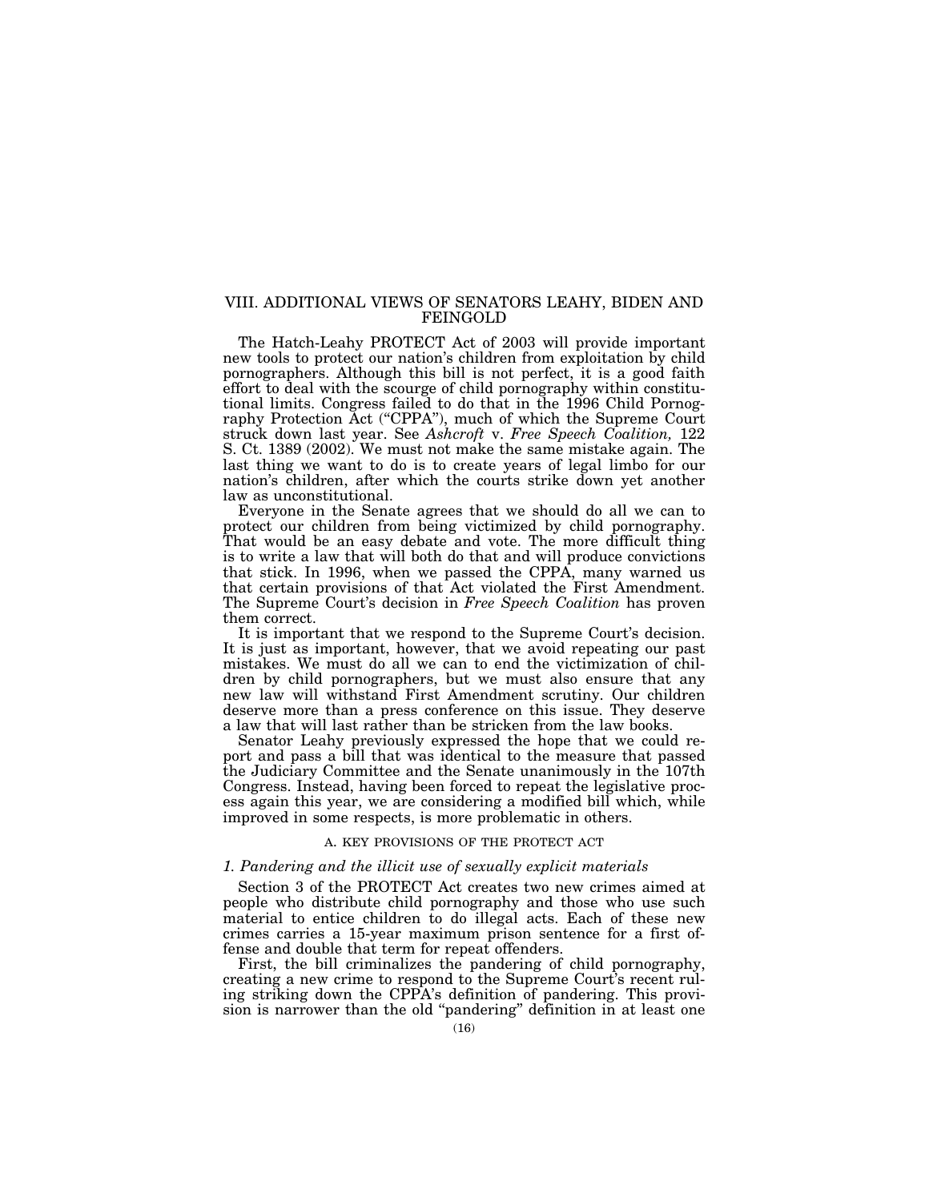## VIII. ADDITIONAL VIEWS OF SENATORS LEAHY, BIDEN AND FEINGOLD

The Hatch-Leahy PROTECT Act of 2003 will provide important new tools to protect our nation's children from exploitation by child pornographers. Although this bill is not perfect, it is a good faith effort to deal with the scourge of child pornography within constitutional limits. Congress failed to do that in the 1996 Child Pornography Protection Act ("CPPA"), much of which the Supreme Court struck down last year. See *Ashcroft* v. *Free Speech Coalition,* 122 S. Ct. 1389 (2002). We must not make the same mistake again. The last thing we want to do is to create years of legal limbo for our nation's children, after which the courts strike down yet another law as unconstitutional.

Everyone in the Senate agrees that we should do all we can to protect our children from being victimized by child pornography. That would be an easy debate and vote. The more difficult thing is to write a law that will both do that and will produce convictions that stick. In 1996, when we passed the CPPA, many warned us that certain provisions of that Act violated the First Amendment. The Supreme Court's decision in *Free Speech Coalition* has proven them correct.

It is important that we respond to the Supreme Court's decision. It is just as important, however, that we avoid repeating our past mistakes. We must do all we can to end the victimization of children by child pornographers, but we must also ensure that any new law will withstand First Amendment scrutiny. Our children deserve more than a press conference on this issue. They deserve a law that will last rather than be stricken from the law books.

Senator Leahy previously expressed the hope that we could report and pass a bill that was identical to the measure that passed the Judiciary Committee and the Senate unanimously in the 107th Congress. Instead, having been forced to repeat the legislative process again this year, we are considering a modified bill which, while improved in some respects, is more problematic in others.

### A. KEY PROVISIONS OF THE PROTECT ACT

#### *1. Pandering and the illicit use of sexually explicit materials*

Section 3 of the PROTECT Act creates two new crimes aimed at people who distribute child pornography and those who use such material to entice children to do illegal acts. Each of these new crimes carries a 15-year maximum prison sentence for a first offense and double that term for repeat offenders.

First, the bill criminalizes the pandering of child pornography, creating a new crime to respond to the Supreme Court's recent ruling striking down the CPPA's definition of pandering. This provision is narrower than the old "pandering" definition in at least one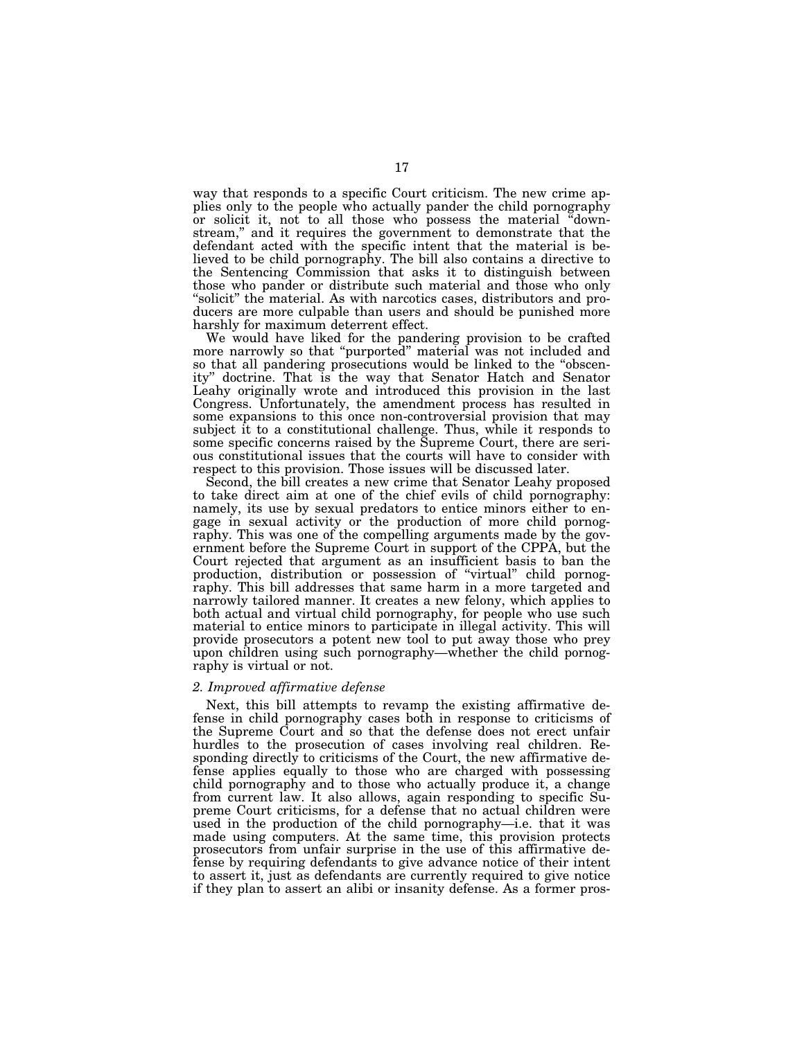way that responds to a specific Court criticism. The new crime applies only to the people who actually pander the child pornography or solicit it, not to all those who possess the material "downstream," and it requires the government to demonstrate that the defendant acted with the specific intent that the material is believed to be child pornography. The bill also contains a directive to the Sentencing Commission that asks it to distinguish between those who pander or distribute such material and those who only "solicit" the material. As with narcotics cases, distributors and producers are more culpable than users and should be punished more harshly for maximum deterrent effect.

We would have liked for the pandering provision to be crafted more narrowly so that "purported" material was not included and so that all pandering prosecutions would be linked to the "obscenity" doctrine. That is the way that Senator Hatch and Senator Leahy originally wrote and introduced this provision in the last Congress. Unfortunately, the amendment process has resulted in some expansions to this once non-controversial provision that may subject it to a constitutional challenge. Thus, while it responds to some specific concerns raised by the Supreme Court, there are serious constitutional issues that the courts will have to consider with respect to this provision. Those issues will be discussed later.

Second, the bill creates a new crime that Senator Leahy proposed to take direct aim at one of the chief evils of child pornography: namely, its use by sexual predators to entice minors either to engage in sexual activity or the production of more child pornography. This was one of the compelling arguments made by the government before the Supreme Court in support of the CPPA, but the Court rejected that argument as an insufficient basis to ban the production, distribution or possession of "virtual" child pornography. This bill addresses that same harm in a more targeted and narrowly tailored manner. It creates a new felony, which applies to both actual and virtual child pornography, for people who use such material to entice minors to participate in illegal activity. This will provide prosecutors a potent new tool to put away those who prey upon children using such pornography—whether the child pornography is virtual or not.

*2. Improved affirmative defense*

Next, this bill attempts to revamp the existing affirmative defense in child pornography cases both in response to criticisms of the Supreme Court and so that the defense does not erect unfair hurdles to the prosecution of cases involving real children. Responding directly to criticisms of the Court, the new affirmative defense applies equally to those who are charged with possessing child pornography and to those who actually produce it, a change from current law. It also allows, again responding to specific Supreme Court criticisms, for a defense that no actual children were used in the production of the child pornography—i.e. that it was made using computers. At the same time, this provision protects prosecutors from unfair surprise in the use of this affirmative defense by requiring defendants to give advance notice of their intent to assert it, just as defendants are currently required to give notice if they plan to assert an alibi or insanity defense. As a former pros-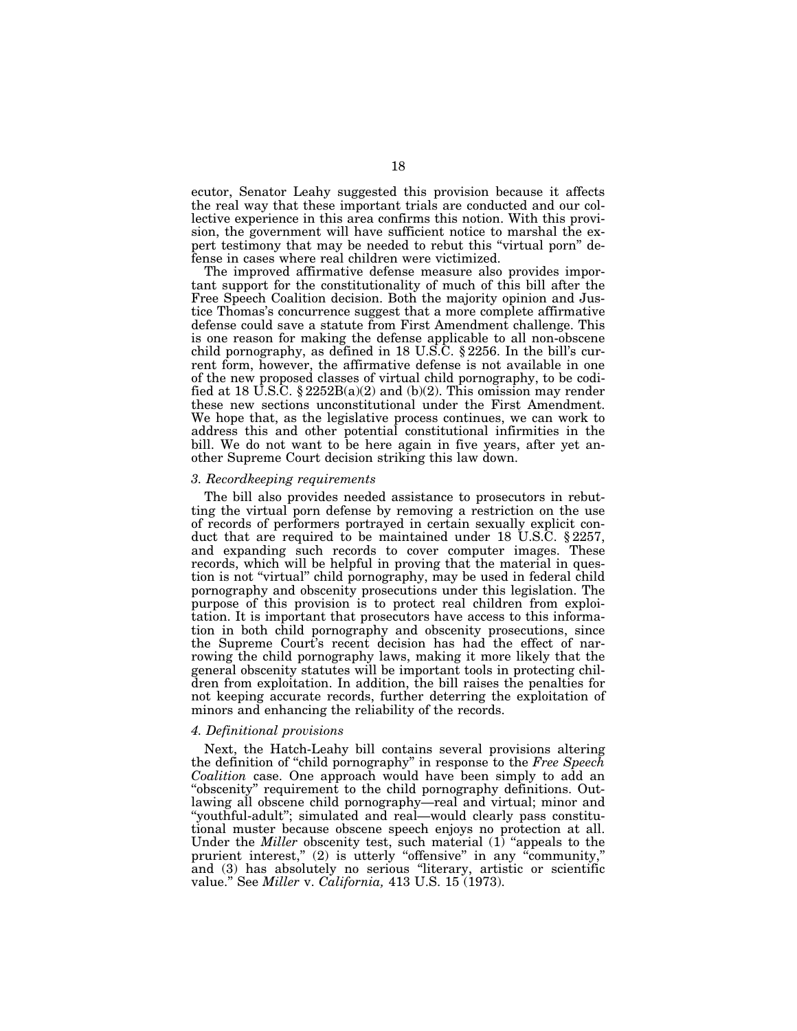ecutor, Senator Leahy suggested this provision because it affects the real way that these important trials are conducted and our collective experience in this area confirms this notion. With this provision, the government will have sufficient notice to marshal the expert testimony that may be needed to rebut this "virtual porn" defense in cases where real children were victimized.

The improved affirmative defense measure also provides important support for the constitutionality of much of this bill after the Free Speech Coalition decision. Both the majority opinion and Justice Thomas's concurrence suggest that a more complete affirmative defense could save a statute from First Amendment challenge. This is one reason for making the defense applicable to all non-obscene child pornography, as defined in 18 U.S.C. § 2256. In the bill's current form, however, the affirmative defense is not available in one of the new proposed classes of virtual child pornography, to be codified at 18 U.S.C. § 2252B(a)(2) and (b)(2). This omission may render these new sections unconstitutional under the First Amendment. We hope that, as the legislative process continues, we can work to address this and other potential constitutional infirmities in the bill. We do not want to be here again in five years, after yet another Supreme Court decision striking this law down.

*3. Recordkeeping requirements*

The bill also provides needed assistance to prosecutors in rebutting the virtual porn defense by removing a restriction on the use of records of performers portrayed in certain sexually explicit conduct that are required to be maintained under 18 U.S.C. § 2257, and expanding such records to cover computer images. These records, which will be helpful in proving that the material in question is not "virtual" child pornography, may be used in federal child pornography and obscenity prosecutions under this legislation. The purpose of this provision is to protect real children from exploitation. It is important that prosecutors have access to this information in both child pornography and obscenity prosecutions, since the Supreme Court's recent decision has had the effect of narrowing the child pornography laws, making it more likely that the general obscenity statutes will be important tools in protecting children from exploitation. In addition, the bill raises the penalties for not keeping accurate records, further deterring the exploitation of minors and enhancing the reliability of the records.

*4. Definitional provisions*

Next, the Hatch-Leahy bill contains several provisions altering the definition of "child pornography" in response to the *Free Speech Coalition* case. One approach would have been simply to add an "obscenity" requirement to the child pornography definitions. Outlawing all obscene child pornography—real and virtual; minor and "youthful-adult"; simulated and real—would clearly pass constitutional muster because obscene speech enjoys no protection at all. Under the *Miller* obscenity test, such material (1) "appeals to the prurient interest," (2) is utterly "offensive" in any "community," and (3) has absolutely no serious "literary, artistic or scientific value." See *Miller* v. *California,* 413 U.S. 15 (1973).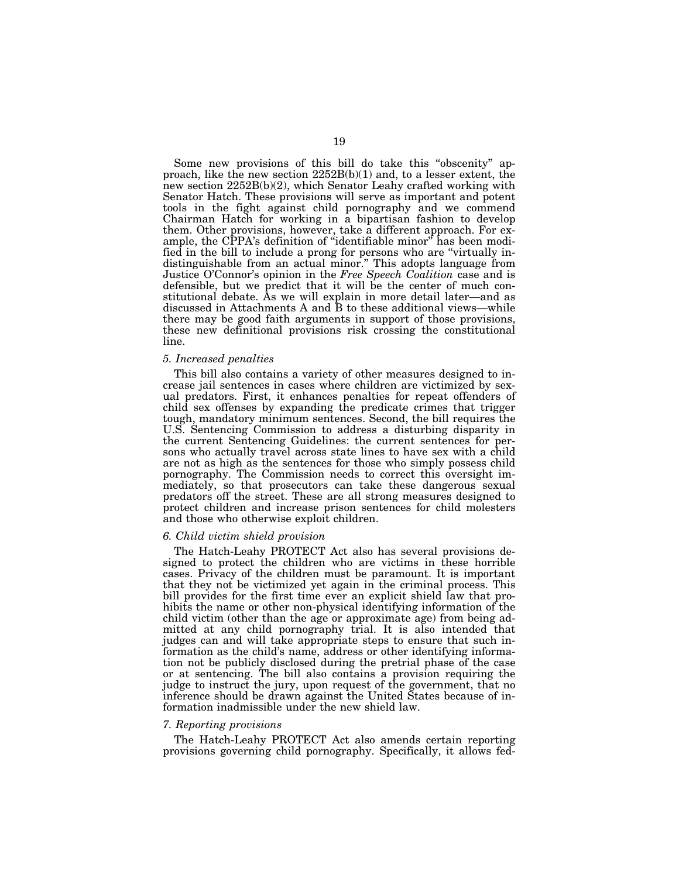Some new provisions of this bill do take this "obscenity" approach, like the new section 2252B(b)(1) and, to a lesser extent, the new section 2252B(b)(2), which Senator Leahy crafted working with Senator Hatch. These provisions will serve as important and potent tools in the fight against child pornography and we commend Chairman Hatch for working in a bipartisan fashion to develop them. Other provisions, however, take a different approach. For example, the CPPA's definition of "identifiable minor" has been modified in the bill to include a prong for persons who are "virtually indistinguishable from an actual minor." This adopts language from Justice O'Connor's opinion in the *Free Speech Coalition* case and is defensible, but we predict that it will be the center of much constitutional debate. As we will explain in more detail later—and as discussed in Attachments A and B to these additional views—while there may be good faith arguments in support of those provisions, these new definitional provisions risk crossing the constitutional line.

### *5. Increased penalties*

This bill also contains a variety of other measures designed to increase jail sentences in cases where children are victimized by sexual predators. First, it enhances penalties for repeat offenders of child sex offenses by expanding the predicate crimes that trigger tough, mandatory minimum sentences. Second, the bill requires the U.S. Sentencing Commission to address a disturbing disparity in the current Sentencing Guidelines: the current sentences for persons who actually travel across state lines to have sex with a child are not as high as the sentences for those who simply possess child pornography. The Commission needs to correct this oversight immediately, so that prosecutors can take these dangerous sexual predators off the street. These are all strong measures designed to protect children and increase prison sentences for child molesters and those who otherwise exploit children.

### *6. Child victim shield provision*

The Hatch-Leahy PROTECT Act also has several provisions designed to protect the children who are victims in these horrible cases. Privacy of the children must be paramount. It is important that they not be victimized yet again in the criminal process. This bill provides for the first time ever an explicit shield law that prohibits the name or other non-physical identifying information of the child victim (other than the age or approximate age) from being admitted at any child pornography trial. It is also intended that judges can and will take appropriate steps to ensure that such information as the child's name, address or other identifying information not be publicly disclosed during the pretrial phase of the case or at sentencing. The bill also contains a provision requiring the judge to instruct the jury, upon request of the government, that no inference should be drawn against the United States because of information inadmissible under the new shield law.

### *7. Reporting provisions*

The Hatch-Leahy PROTECT Act also amends certain reporting provisions governing child pornography. Specifically, it allows fed-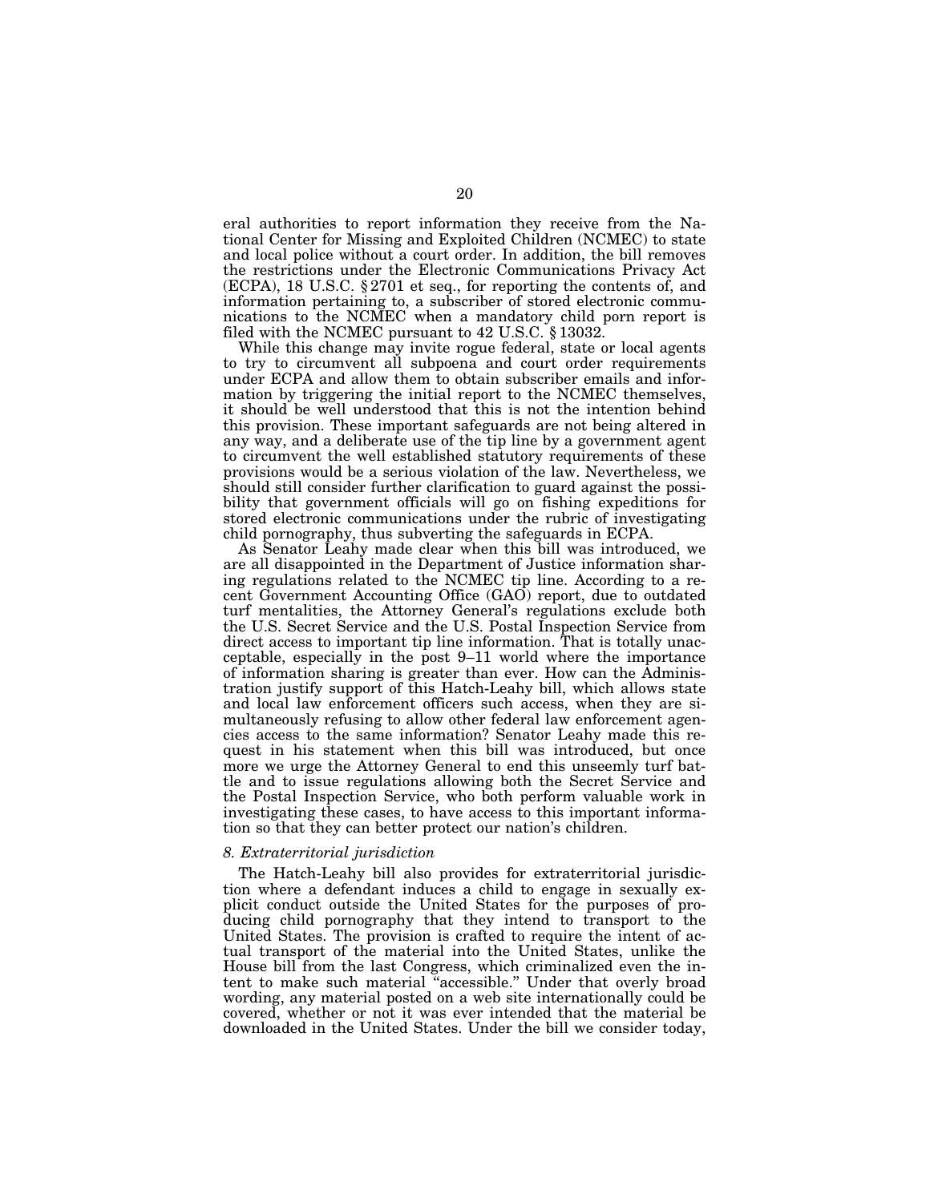eral authorities to report information they receive from the National Center for Missing and Exploited Children (NCMEC) to state and local police without a court order. In addition, the bill removes the restrictions under the Electronic Communications Privacy Act (ECPA), 18 U.S.C. § 2701 et seq., for reporting the contents of, and information pertaining to, a subscriber of stored electronic communications to the NCMEC when a mandatory child porn report is filed with the NCMEC pursuant to 42 U.S.C. § 13032.

While this change may invite rogue federal, state or local agents to try to circumvent all subpoena and court order requirements under ECPA and allow them to obtain subscriber emails and information by triggering the initial report to the NCMEC themselves, it should be well understood that this is not the intention behind this provision. These important safeguards are not being altered in any way, and a deliberate use of the tip line by a government agent to circumvent the well established statutory requirements of these provisions would be a serious violation of the law. Nevertheless, we should still consider further clarification to guard against the possibility that government officials will go on fishing expeditions for stored electronic communications under the rubric of investigating child pornography, thus subverting the safeguards in ECPA.

As Senator Leahy made clear when this bill was introduced, we are all disappointed in the Department of Justice information sharing regulations related to the NCMEC tip line. According to a recent Government Accounting Office (GAO) report, due to outdated turf mentalities, the Attorney General's regulations exclude both the U.S. Secret Service and the U.S. Postal Inspection Service from direct access to important tip line information. That is totally unacceptable, especially in the post 9–11 world where the importance of information sharing is greater than ever. How can the Administration justify support of this Hatch-Leahy bill, which allows state and local law enforcement officers such access, when they are simultaneously refusing to allow other federal law enforcement agencies access to the same information? Senator Leahy made this request in his statement when this bill was introduced, but once more we urge the Attorney General to end this unseemly turf battle and to issue regulations allowing both the Secret Service and the Postal Inspection Service, who both perform valuable work in investigating these cases, to have access to this important information so that they can better protect our nation's children.

*8. Extraterritorial jurisdiction*

The Hatch-Leahy bill also provides for extraterritorial jurisdiction where a defendant induces a child to engage in sexually explicit conduct outside the United States for the purposes of producing child pornography that they intend to transport to the United States. The provision is crafted to require the intent of actual transport of the material into the United States, unlike the House bill from the last Congress, which criminalized even the intent to make such material "accessible." Under that overly broad wording, any material posted on a web site internationally could be covered, whether or not it was ever intended that the material be downloaded in the United States. Under the bill we consider today,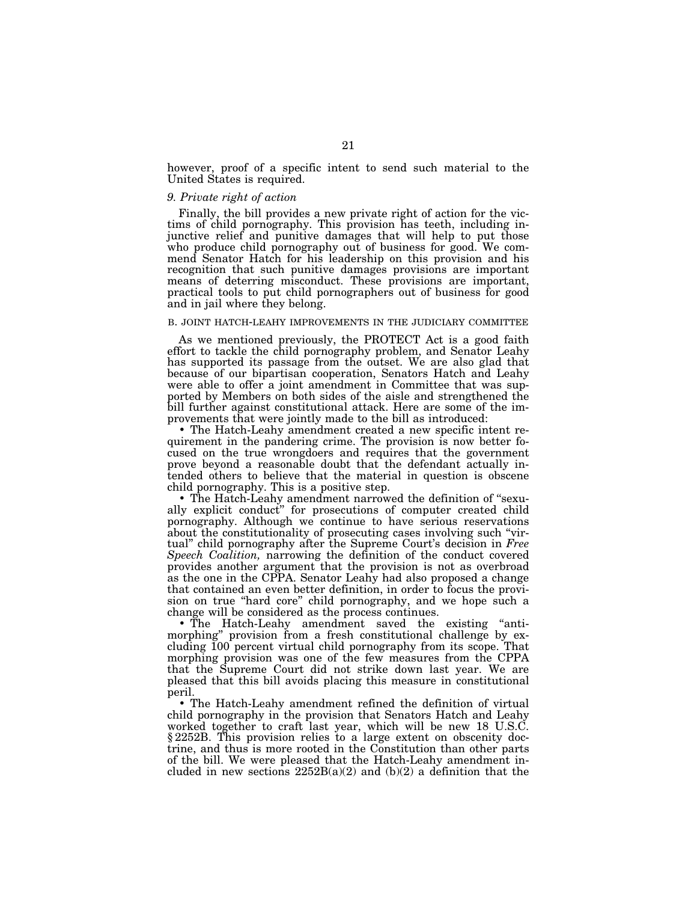however, proof of a specific intent to send such material to the United States is required.

*9. Private right of action*

Finally, the bill provides a new private right of action for the victims of child pornography. This provision has teeth, including injunctive relief and punitive damages that will help to put those who produce child pornography out of business for good. We commend Senator Hatch for his leadership on this provision and his recognition that such punitive damages provisions are important means of deterring misconduct. These provisions are important, practical tools to put child pornographers out of business for good and in jail where they belong.

B. JOINT HATCH-LEAHY IMPROVEMENTS IN THE JUDICIARY COMMITTEE

As we mentioned previously, the PROTECT Act is a good faith effort to tackle the child pornography problem, and Senator Leahy has supported its passage from the outset. We are also glad that because of our bipartisan cooperation, Senators Hatch and Leahy were able to offer a joint amendment in Committee that was supported by Members on both sides of the aisle and strengthened the bill further against constitutional attack. Here are some of the improvements that were jointly made to the bill as introduced:

- The Hatch-Leahy amendment created a new specific intent requirement in the pandering crime. The provision is now better focused on the true wrongdoers and requires that the government prove beyond a reasonable doubt that the defendant actually intended others to believe that the material in question is obscene child pornography. This is a positive step.
- The Hatch-Leahy amendment narrowed the definition of "sexually explicit conduct" for prosecutions of computer created child pornography. Although we continue to have serious reservations about the constitutionality of prosecuting cases involving such "virtual" child pornography after the Supreme Court's decision in *Free Speech Coalition,* narrowing the definition of the conduct covered provides another argument that the provision is not as overbroad as the one in the CPPA. Senator Leahy had also proposed a change that contained an even better definition, in order to focus the provision on true "hard core" child pornography, and we hope such a change will be considered as the process continues.
- The Hatch-Leahy amendment saved the existing "anti-morphing" provision from a fresh constitutional challenge by excluding 100 percent virtual child pornography from its scope. That morphing provision was one of the few measures from the CPPA that the Supreme Court did not strike down last year. We are pleased that this bill avoids placing this measure in constitutional peril.
- The Hatch-Leahy amendment refined the definition of virtual child pornography in the provision that Senators Hatch and Leahy worked together to craft last year, which will be new 18 U.S.C. § 2252B. This provision relies to a large extent on obscenity doctrine, and thus is more rooted in the Constitution than other parts of the bill. We were pleased that the Hatch-Leahy amendment included in new sections 2252B(a)(2) and (b)(2) a definition that the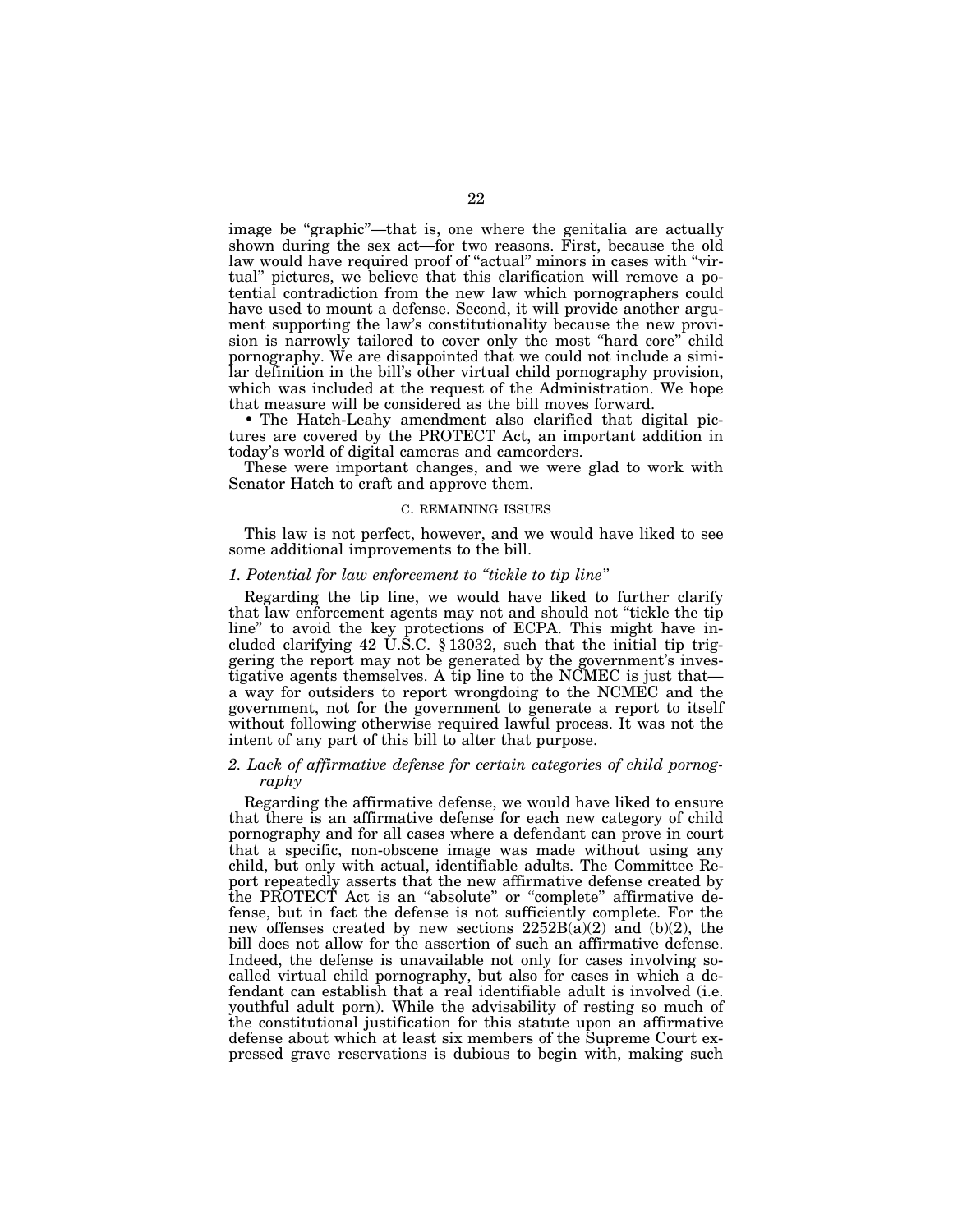image be "graphic"—that is, one where the genitalia are actually shown during the sex act—for two reasons. First, because the old law would have required proof of "actual" minors in cases with "virtual" pictures, we believe that this clarification will remove a potential contradiction from the new law which pornographers could have used to mount a defense. Second, it will provide another argument supporting the law's constitutionality because the new provision is narrowly tailored to cover only the most "hard core" child pornography. We are disappointed that we could not include a similar definition in the bill's other virtual child pornography provision, which was included at the request of the Administration. We hope that measure will be considered as the bill moves forward.

• The Hatch-Leahy amendment also clarified that digital pictures are covered by the PROTECT Act, an important addition in today's world of digital cameras and camcorders.

These were important changes, and we were glad to work with Senator Hatch to craft and approve them.

### C. REMAINING ISSUES

This law is not perfect, however, and we would have liked to see some additional improvements to the bill.

#### *1. Potential for law enforcement to "tickle to tip line"*

Regarding the tip line, we would have liked to further clarify that law enforcement agents may not and should not "tickle the tip line" to avoid the key protections of ECPA. This might have included clarifying 42 U.S.C. § 13032, such that the initial tip triggering the report may not be generated by the government's investigative agents themselves. A tip line to the NCMEC is just that—a way for outsiders to report wrongdoing to the NCMEC and the government, not for the government to generate a report to itself without following otherwise required lawful process. It was not the intent of any part of this bill to alter that purpose.

#### *2. Lack of affirmative defense for certain categories of child pornography*

Regarding the affirmative defense, we would have liked to ensure that there is an affirmative defense for each new category of child pornography and for all cases where a defendant can prove in court that a specific, non-obscene image was made without using any child, but only with actual, identifiable adults. The Committee Report repeatedly asserts that the new affirmative defense created by the PROTECT Act is an "absolute" or "complete" affirmative defense, but in fact the defense is not sufficiently complete. For the new offenses created by new sections 2252B(a)(2) and (b)(2), the bill does not allow for the assertion of such an affirmative defense. Indeed, the defense is unavailable not only for cases involving so-called virtual child pornography, but also for cases in which a defendant can establish that a real identifiable adult is involved (i.e. youthful adult porn). While the advisability of resting so much of the constitutional justification for this statute upon an affirmative defense about which at least six members of the Supreme Court expressed grave reservations is dubious to begin with, making such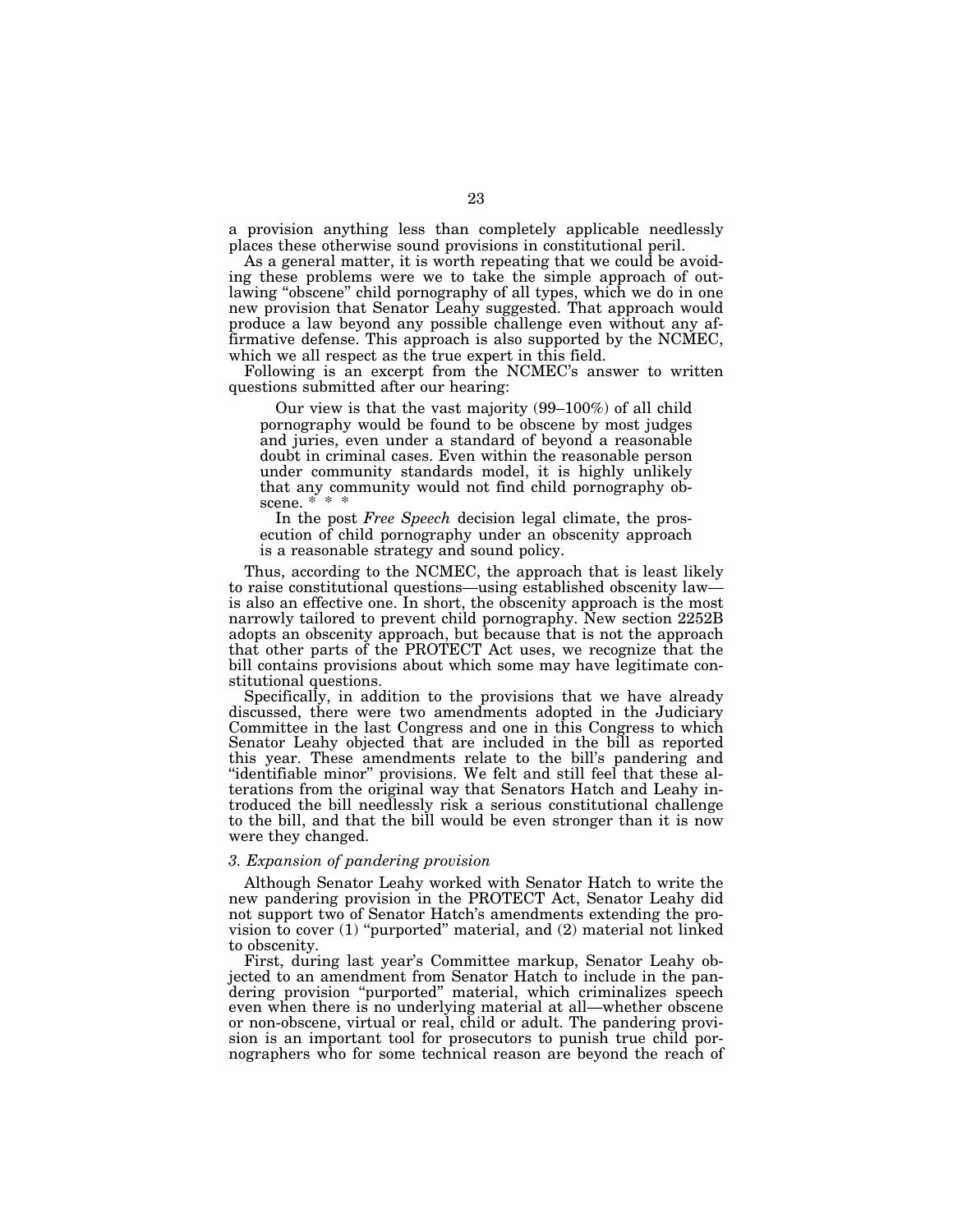a provision anything less than completely applicable needlessly places these otherwise sound provisions in constitutional peril.

As a general matter, it is worth repeating that we could be avoiding these problems were we to take the simple approach of outlawing "obscene" child pornography of all types, which we do in one new provision that Senator Leahy suggested. That approach would produce a law beyond any possible challenge even without any affirmative defense. This approach is also supported by the NCMEC, which we all respect as the true expert in this field.

Following is an excerpt from the NCMEC's answer to written questions submitted after our hearing:

> Our view is that the vast majority (99–100%) of all child pornography would be found to be obscene by most judges and juries, even under a standard of beyond a reasonable doubt in criminal cases. Even within the reasonable person under community standards model, it is highly unlikely that any community would not find child pornography obscene. * * *
>
> In the post *Free Speech* decision legal climate, the prosecution of child pornography under an obscenity approach is a reasonable strategy and sound policy.

Thus, according to the NCMEC, the approach that is least likely to raise constitutional questions—using established obscenity law—is also an effective one. In short, the obscenity approach is the most narrowly tailored to prevent child pornography. New section 2252B adopts an obscenity approach, but because that is not the approach that other parts of the PROTECT Act uses, we recognize that the bill contains provisions about which some may have legitimate constitutional questions.

Specifically, in addition to the provisions that we have already discussed, there were two amendments adopted in the Judiciary Committee in the last Congress and one in this Congress to which Senator Leahy objected that are included in the bill as reported this year. These amendments relate to the bill's pandering and "identifiable minor" provisions. We felt and still feel that these alterations from the original way that Senators Hatch and Leahy introduced the bill needlessly risk a serious constitutional challenge to the bill, and that the bill would be even stronger than it is now were they changed.

### *3. Expansion of pandering provision*

Although Senator Leahy worked with Senator Hatch to write the new pandering provision in the PROTECT Act, Senator Leahy did not support two of Senator Hatch's amendments extending the provision to cover (1) "purported" material, and (2) material not linked to obscenity.

First, during last year's Committee markup, Senator Leahy objected to an amendment from Senator Hatch to include in the pandering provision "purported" material, which criminalizes speech even when there is no underlying material at all—whether obscene or non-obscene, virtual or real, child or adult. The pandering provision is an important tool for prosecutors to punish true child pornographers who for some technical reason are beyond the reach of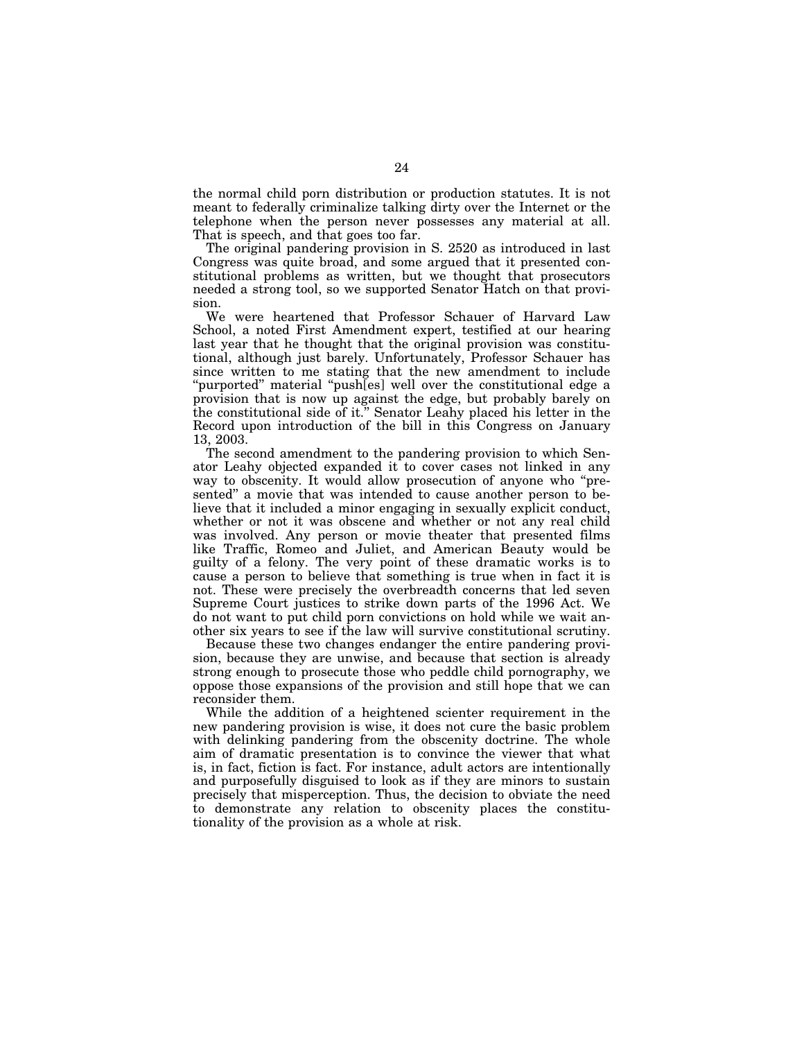the normal child porn distribution or production statutes. It is not meant to federally criminalize talking dirty over the Internet or the telephone when the person never possesses any material at all. That is speech, and that goes too far.

The original pandering provision in S. 2520 as introduced in last Congress was quite broad, and some argued that it presented constitutional problems as written, but we thought that prosecutors needed a strong tool, so we supported Senator Hatch on that provision.

We were heartened that Professor Schauer of Harvard Law School, a noted First Amendment expert, testified at our hearing last year that he thought that the original provision was constitutional, although just barely. Unfortunately, Professor Schauer has since written to me stating that the new amendment to include "purported" material "push[es] well over the constitutional edge a provision that is now up against the edge, but probably barely on the constitutional side of it." Senator Leahy placed his letter in the Record upon introduction of the bill in this Congress on January 13, 2003.

The second amendment to the pandering provision to which Senator Leahy objected expanded it to cover cases not linked in any way to obscenity. It would allow prosecution of anyone who "presented" a movie that was intended to cause another person to believe that it included a minor engaging in sexually explicit conduct, whether or not it was obscene and whether or not any real child was involved. Any person or movie theater that presented films like Traffic, Romeo and Juliet, and American Beauty would be guilty of a felony. The very point of these dramatic works is to cause a person to believe that something is true when in fact it is not. These were precisely the overbreadth concerns that led seven Supreme Court justices to strike down parts of the 1996 Act. We do not want to put child porn convictions on hold while we wait another six years to see if the law will survive constitutional scrutiny.

Because these two changes endanger the entire pandering provision, because they are unwise, and because that section is already strong enough to prosecute those who peddle child pornography, we oppose those expansions of the provision and still hope that we can reconsider them.

While the addition of a heightened scienter requirement in the new pandering provision is wise, it does not cure the basic problem with delinking pandering from the obscenity doctrine. The whole aim of dramatic presentation is to convince the viewer that what is, in fact, fiction is fact. For instance, adult actors are intentionally and purposefully disguised to look as if they are minors to sustain precisely that misperception. Thus, the decision to obviate the need to demonstrate any relation to obscenity places the constitutionality of the provision as a whole at risk.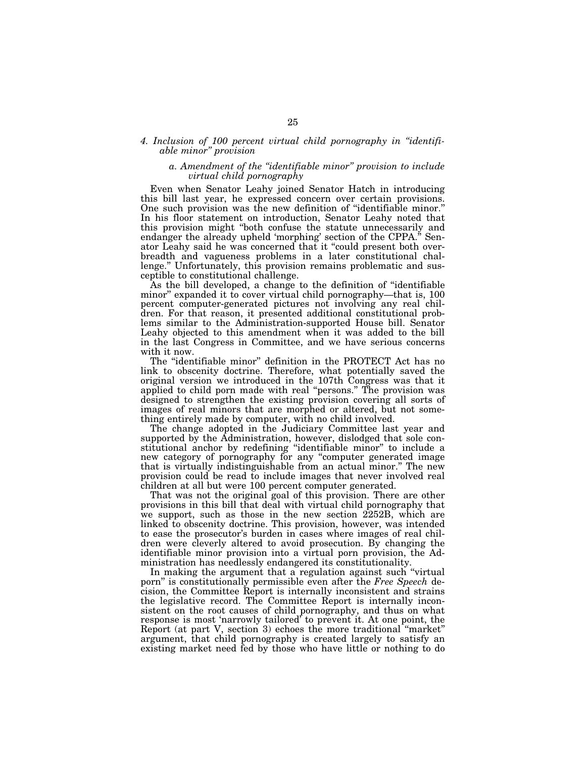### *4. Inclusion of 100 percent virtual child pornography in "identifiable minor" provision*

#### *a. Amendment of the "identifiable minor" provision to include virtual child pornography*

Even when Senator Leahy joined Senator Hatch in introducing this bill last year, he expressed concern over certain provisions. One such provision was the new definition of "identifiable minor." In his floor statement on introduction, Senator Leahy noted that this provision might "both confuse the statute unnecessarily and endanger the already upheld 'morphing' section of the CPPA." Senator Leahy said he was concerned that it "could present both overbreadth and vagueness problems in a later constitutional challenge." Unfortunately, this provision remains problematic and susceptible to constitutional challenge.

As the bill developed, a change to the definition of "identifiable minor" expanded it to cover virtual child pornography—that is, 100 percent computer-generated pictures not involving any real children. For that reason, it presented additional constitutional problems similar to the Administration-supported House bill. Senator Leahy objected to this amendment when it was added to the bill in the last Congress in Committee, and we have serious concerns with it now.

The "identifiable minor" definition in the PROTECT Act has no link to obscenity doctrine. Therefore, what potentially saved the original version we introduced in the 107th Congress was that it applied to child porn made with real "persons." The provision was designed to strengthen the existing provision covering all sorts of images of real minors that are morphed or altered, but not something entirely made by computer, with no child involved.

The change adopted in the Judiciary Committee last year and supported by the Administration, however, dislodged that sole constitutional anchor by redefining "identifiable minor" to include a new category of pornography for any "computer generated image that is virtually indistinguishable from an actual minor." The new provision could be read to include images that never involved real children at all but were 100 percent computer generated.

That was not the original goal of this provision. There are other provisions in this bill that deal with virtual child pornography that we support, such as those in the new section 2252B, which are linked to obscenity doctrine. This provision, however, was intended to ease the prosecutor's burden in cases where images of real children were cleverly altered to avoid prosecution. By changing the identifiable minor provision into a virtual porn provision, the Administration has needlessly endangered its constitutionality.

In making the argument that a regulation against such "virtual porn" is constitutionally permissible even after the *Free Speech* decision, the Committee Report is internally inconsistent and strains the legislative record. The Committee Report is internally inconsistent on the root causes of child pornography, and thus on what response is most 'narrowly tailored' to prevent it. At one point, the Report (at part V, section 3) echoes the more traditional "market" argument, that child pornography is created largely to satisfy an existing market need fed by those who have little or nothing to do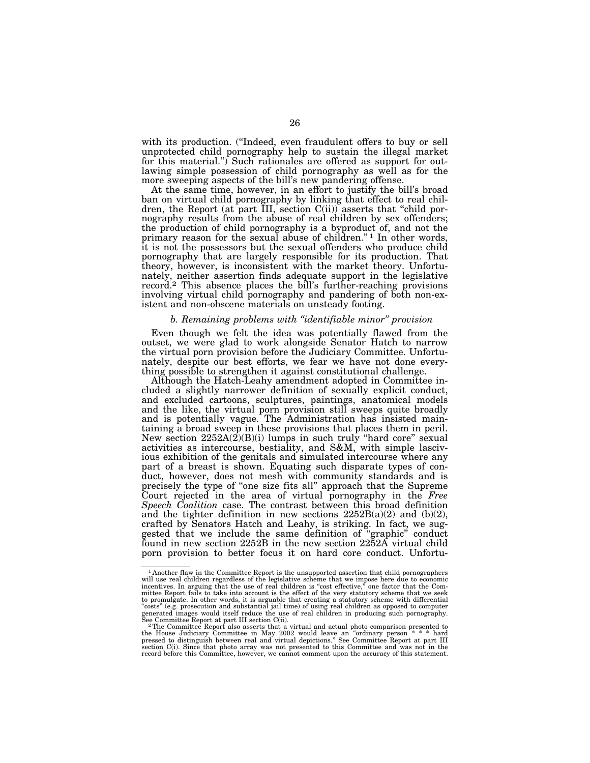with its production. ("Indeed, even fraudulent offers to buy or sell unprotected child pornography help to sustain the illegal market for this material.") Such rationales are offered as support for outlawing simple possession of child pornography as well as for the more sweeping aspects of the bill's new pandering offense.

At the same time, however, in an effort to justify the bill's broad ban on virtual child pornography by linking that effect to real children, the Report (at part III, section C(ii)) asserts that "child pornography results from the abuse of real children by sex offenders; the production of child pornography is a byproduct of, and not the primary reason for the sexual abuse of children." [1] In other words, it is not the possessors but the sexual offenders who produce child pornography that are largely responsible for its production. That theory, however, is inconsistent with the market theory. Unfortunately, neither assertion finds adequate support in the legislative record.[2] This absence places the bill's further-reaching provisions involving virtual child pornography and pandering of both non-existent and non-obscene materials on unsteady footing.

*b. Remaining problems with "identifiable minor" provision*

Even though we felt the idea was potentially flawed from the outset, we were glad to work alongside Senator Hatch to narrow the virtual porn provision before the Judiciary Committee. Unfortunately, despite our best efforts, we fear we have not done everything possible to strengthen it against constitutional challenge.

Although the Hatch-Leahy amendment adopted in Committee included a slightly narrower definition of sexually explicit conduct, and excluded cartoons, sculptures, paintings, anatomical models and the like, the virtual porn provision still sweeps quite broadly and is potentially vague. The Administration has insisted maintaining a broad sweep in these provisions that places them in peril. New section 2252A(2)(B)(i) lumps in such truly "hard core" sexual activities as intercourse, bestiality, and S&M, with simple lascivious exhibition of the genitals and simulated intercourse where any part of a breast is shown. Equating such disparate types of conduct, however, does not mesh with community standards and is precisely the type of "one size fits all" approach that the Supreme Court rejected in the area of virtual pornography in the *Free Speech Coalition* case. The contrast between this broad definition and the tighter definition in new sections 2252B(a)(2) and (b)(2), crafted by Senators Hatch and Leahy, is striking. In fact, we suggested that we include the same definition of "graphic" conduct found in new section 2252B in the new section 2252A virtual child porn provision to better focus it on hard core conduct. Unfortu-

---

[1] Another flaw in the Committee Report is the unsupported assertion that child pornographers will use real children regardless of the legislative scheme that we impose here due to economic incentives. In arguing that the use of real children is "cost effective," one factor that the Committee Report fails to take into account is the effect of the very statutory scheme that we seek to promulgate. In other words, it is arguable that creating a statutory scheme with differential "costs" (e.g. prosecution and substantial jail time) of using real children as opposed to computer generated images would itself reduce the use of real children in producing such pornography. See Committee Report at part III section C(ii).

[2] The Committee Report also asserts that a virtual and actual photo comparison presented to the House Judiciary Committee in May 2002 would leave an "ordinary person * * * hard pressed to distinguish between real and virtual depictions." See Committee Report at part III section C(i). Since that photo array was not presented to this Committee and was not in the record before this Committee, however, we cannot comment upon the accuracy of this statement.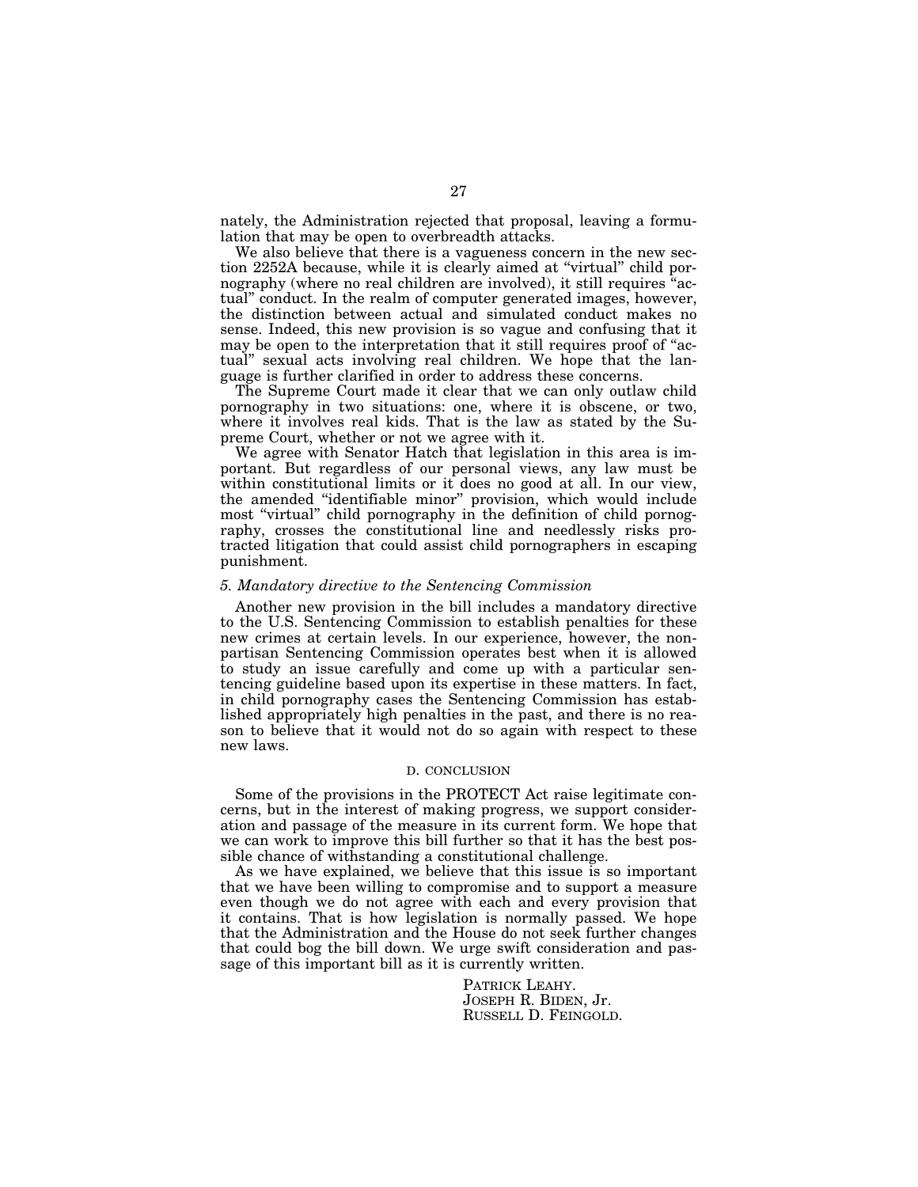nately, the Administration rejected that proposal, leaving a formulation that may be open to overbreadth attacks.

We also believe that there is a vagueness concern in the new section 2252A because, while it is clearly aimed at "virtual" child pornography (where no real children are involved), it still requires "actual" conduct. In the realm of computer generated images, however, the distinction between actual and simulated conduct makes no sense. Indeed, this new provision is so vague and confusing that it may be open to the interpretation that it still requires proof of "actual" sexual acts involving real children. We hope that the language is further clarified in order to address these concerns.

The Supreme Court made it clear that we can only outlaw child pornography in two situations: one, where it is obscene, or two, where it involves real kids. That is the law as stated by the Supreme Court, whether or not we agree with it.

We agree with Senator Hatch that legislation in this area is important. But regardless of our personal views, any law must be within constitutional limits or it does no good at all. In our view, the amended "identifiable minor" provision, which would include most "virtual" child pornography in the definition of child pornography, crosses the constitutional line and needlessly risks protracted litigation that could assist child pornographers in escaping punishment.

### *5. Mandatory directive to the Sentencing Commission*

Another new provision in the bill includes a mandatory directive to the U.S. Sentencing Commission to establish penalties for these new crimes at certain levels. In our experience, however, the nonpartisan Sentencing Commission operates best when it is allowed to study an issue carefully and come up with a particular sentencing guideline based upon its expertise in these matters. In fact, in child pornography cases the Sentencing Commission has established appropriately high penalties in the past, and there is no reason to believe that it would not do so again with respect to these new laws.

## D. CONCLUSION

Some of the provisions in the PROTECT Act raise legitimate concerns, but in the interest of making progress, we support consideration and passage of the measure in its current form. We hope that we can work to improve this bill further so that it has the best possible chance of withstanding a constitutional challenge.

As we have explained, we believe that this issue is so important that we have been willing to compromise and to support a measure even though we do not agree with each and every provision that it contains. That is how legislation is normally passed. We hope that the Administration and the House do not seek further changes that could bog the bill down. We urge swift consideration and passage of this important bill as it is currently written.

PATRICK LEAHY.
JOSEPH R. BIDEN, Jr.
RUSSELL D. FEINGOLD.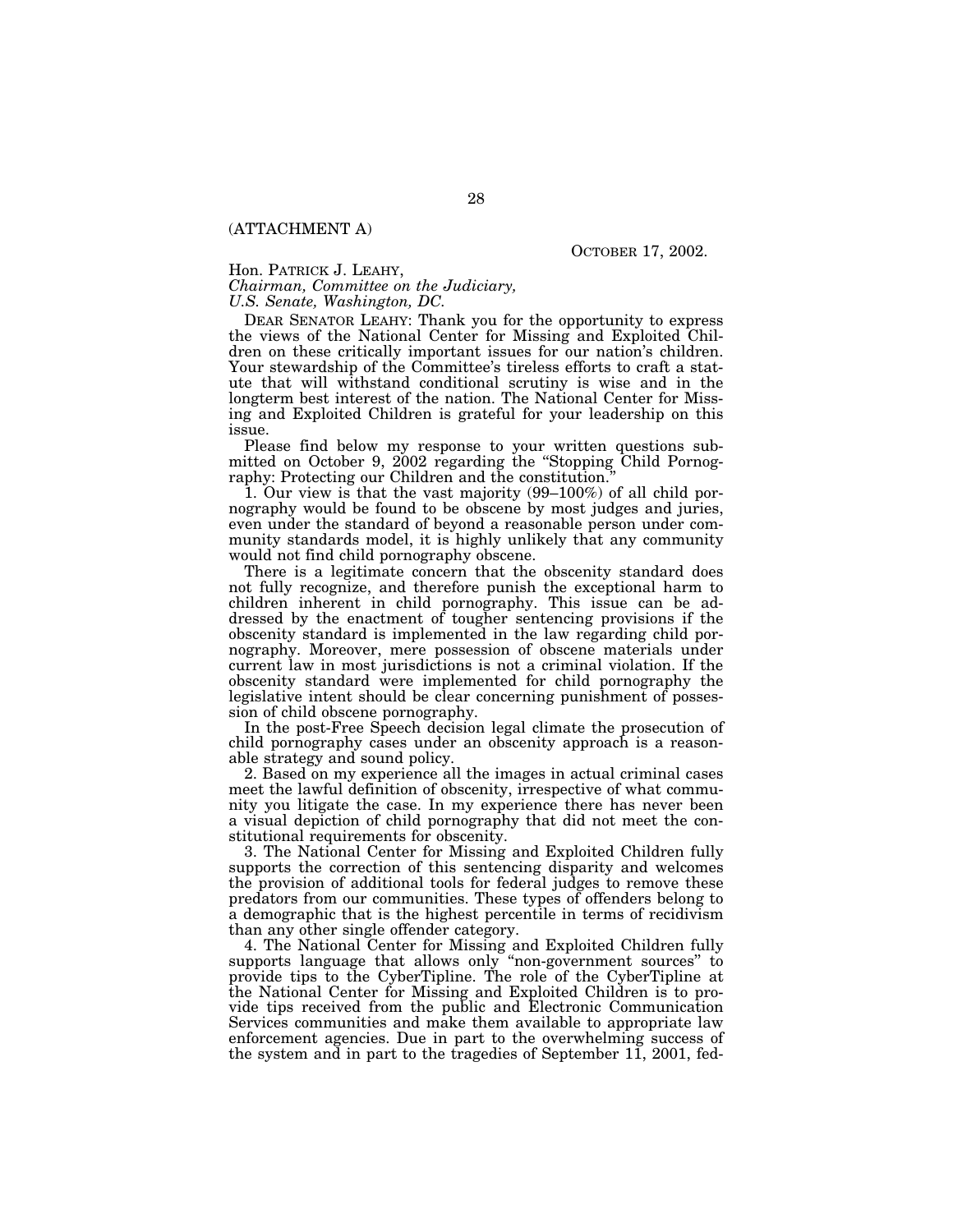(ATTACHMENT A)

OCTOBER 17, 2002.

Hon. PATRICK J. LEAHY,
*Chairman, Committee on the Judiciary,*
*U.S. Senate, Washington, DC.*

DEAR SENATOR LEAHY: Thank you for the opportunity to express the views of the National Center for Missing and Exploited Children on these critically important issues for our nation's children. Your stewardship of the Committee's tireless efforts to craft a statute that will withstand conditional scrutiny is wise and in the longterm best interest of the nation. The National Center for Missing and Exploited Children is grateful for your leadership on this issue.

Please find below my response to your written questions submitted on October 9, 2002 regarding the "Stopping Child Pornography: Protecting our Children and the constitution."

1. Our view is that the vast majority (99–100%) of all child pornography would be found to be obscene by most judges and juries, even under the standard of beyond a reasonable person under community standards model, it is highly unlikely that any community would not find child pornography obscene.

There is a legitimate concern that the obscenity standard does not fully recognize, and therefore punish the exceptional harm to children inherent in child pornography. This issue can be addressed by the enactment of tougher sentencing provisions if the obscenity standard is implemented in the law regarding child pornography. Moreover, mere possession of obscene materials under current law in most jurisdictions is not a criminal violation. If the obscenity standard were implemented for child pornography the legislative intent should be clear concerning punishment of possession of child obscene pornography.

In the post-Free Speech decision legal climate the prosecution of child pornography cases under an obscenity approach is a reasonable strategy and sound policy.

2. Based on my experience all the images in actual criminal cases meet the lawful definition of obscenity, irrespective of what community you litigate the case. In my experience there has never been a visual depiction of child pornography that did not meet the constitutional requirements for obscenity.

3. The National Center for Missing and Exploited Children fully supports the correction of this sentencing disparity and welcomes the provision of additional tools for federal judges to remove these predators from our communities. These types of offenders belong to a demographic that is the highest percentile in terms of recidivism than any other single offender category.

4. The National Center for Missing and Exploited Children fully supports language that allows only "non-government sources" to provide tips to the CyberTipline. The role of the CyberTipline at the National Center for Missing and Exploited Children is to provide tips received from the public and Electronic Communication Services communities and make them available to appropriate law enforcement agencies. Due in part to the overwhelming success of the system and in part to the tragedies of September 11, 2001, fed-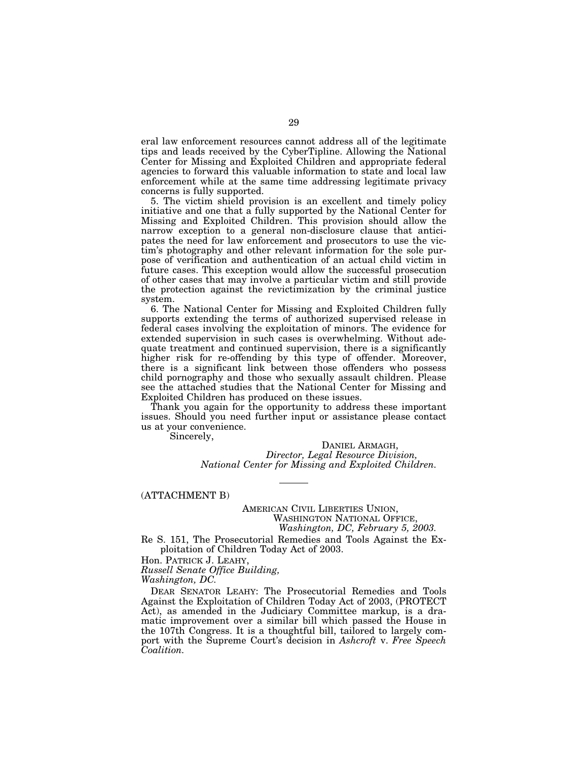eral law enforcement resources cannot address all of the legitimate tips and leads received by the CyberTipline. Allowing the National Center for Missing and Exploited Children and appropriate federal agencies to forward this valuable information to state and local law enforcement while at the same time addressing legitimate privacy concerns is fully supported.

5. The victim shield provision is an excellent and timely policy initiative and one that a fully supported by the National Center for Missing and Exploited Children. This provision should allow the narrow exception to a general non-disclosure clause that anticipates the need for law enforcement and prosecutors to use the victim's photography and other relevant information for the sole purpose of verification and authentication of an actual child victim in future cases. This exception would allow the successful prosecution of other cases that may involve a particular victim and still provide the protection against the revictimization by the criminal justice system.

6. The National Center for Missing and Exploited Children fully supports extending the terms of authorized supervised release in federal cases involving the exploitation of minors. The evidence for extended supervision in such cases is overwhelming. Without adequate treatment and continued supervision, there is a significantly higher risk for re-offending by this type of offender. Moreover, there is a significant link between those offenders who possess child pornography and those who sexually assault children. Please see the attached studies that the National Center for Missing and Exploited Children has produced on these issues.

Thank you again for the opportunity to address these important issues. Should you need further input or assistance please contact us at your convenience.

Sincerely,

DANIEL ARMAGH,
*Director, Legal Resource Division,*
*National Center for Missing and Exploited Children.*

---

(ATTACHMENT B)

AMERICAN CIVIL LIBERTIES UNION,
WASHINGTON NATIONAL OFFICE,
*Washington, DC, February 5, 2003.*

Re S. 151, The Prosecutorial Remedies and Tools Against the Exploitation of Children Today Act of 2003.

Hon. PATRICK J. LEAHY,
*Russell Senate Office Building,*
*Washington, DC.*

DEAR SENATOR LEAHY: The Prosecutorial Remedies and Tools Against the Exploitation of Children Today Act of 2003, (PROTECT Act), as amended in the Judiciary Committee markup, is a dramatic improvement over a similar bill which passed the House in the 107th Congress. It is a thoughtful bill, tailored to largely comport with the Supreme Court's decision in *Ashcroft* v. *Free Speech Coalition.*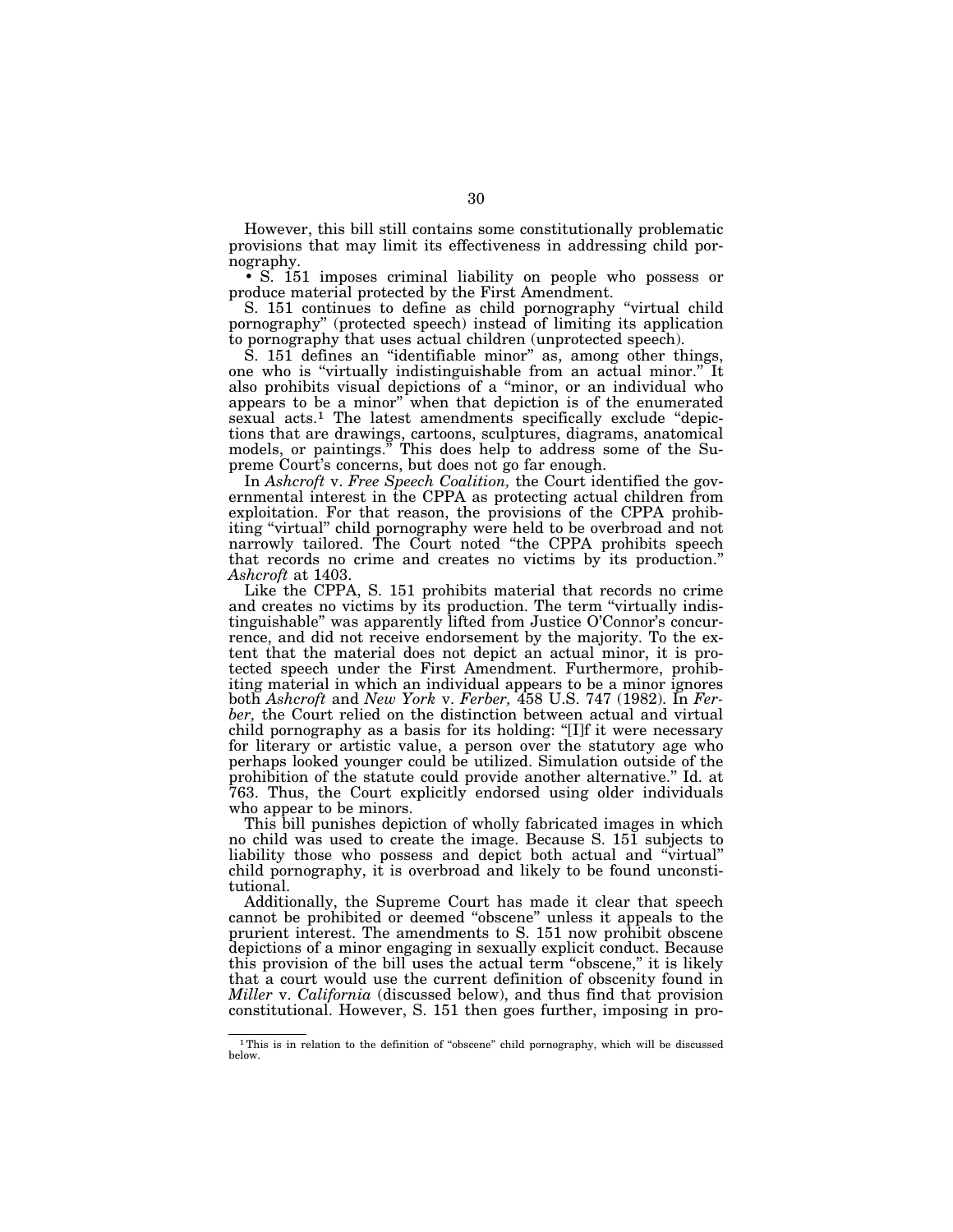However, this bill still contains some constitutionally problematic provisions that may limit its effectiveness in addressing child pornography.

• S. 151 imposes criminal liability on people who possess or produce material protected by the First Amendment.

S. 151 continues to define as child pornography "virtual child pornography" (protected speech) instead of limiting its application to pornography that uses actual children (unprotected speech).

S. 151 defines an "identifiable minor" as, among other things, one who is "virtually indistinguishable from an actual minor." It also prohibits visual depictions of a "minor, or an individual who appears to be a minor" when that depiction is of the enumerated sexual acts.[1] The latest amendments specifically exclude "depictions that are drawings, cartoons, sculptures, diagrams, anatomical models, or paintings." This does help to address some of the Supreme Court's concerns, but does not go far enough.

In *Ashcroft* v. *Free Speech Coalition,* the Court identified the governmental interest in the CPPA as protecting actual children from exploitation. For that reason, the provisions of the CPPA prohibiting "virtual" child pornography were held to be overbroad and not narrowly tailored. The Court noted "the CPPA prohibits speech that records no crime and creates no victims by its production." *Ashcroft* at 1403.

Like the CPPA, S. 151 prohibits material that records no crime and creates no victims by its production. The term "virtually indistinguishable" was apparently lifted from Justice O'Connor's concurrence, and did not receive endorsement by the majority. To the extent that the material does not depict an actual minor, it is protected speech under the First Amendment. Furthermore, prohibiting material in which an individual appears to be a minor ignores both *Ashcroft* and *New York* v. *Ferber,* 458 U.S. 747 (1982). In *Ferber,* the Court relied on the distinction between actual and virtual child pornography as a basis for its holding: "[I]f it were necessary for literary or artistic value, a person over the statutory age who perhaps looked younger could be utilized. Simulation outside of the prohibition of the statute could provide another alternative." Id. at 763. Thus, the Court explicitly endorsed using older individuals who appear to be minors.

This bill punishes depiction of wholly fabricated images in which no child was used to create the image. Because S. 151 subjects to liability those who possess and depict both actual and "virtual" child pornography, it is overbroad and likely to be found unconstitutional.

Additionally, the Supreme Court has made it clear that speech cannot be prohibited or deemed "obscene" unless it appeals to the prurient interest. The amendments to S. 151 now prohibit obscene depictions of a minor engaging in sexually explicit conduct. Because this provision of the bill uses the actual term "obscene," it is likely that a court would use the current definition of obscenity found in *Miller* v. *California* (discussed below), and thus find that provision constitutional. However, S. 151 then goes further, imposing in pro-

[1] This is in relation to the definition of "obscene" child pornography, which will be discussed below.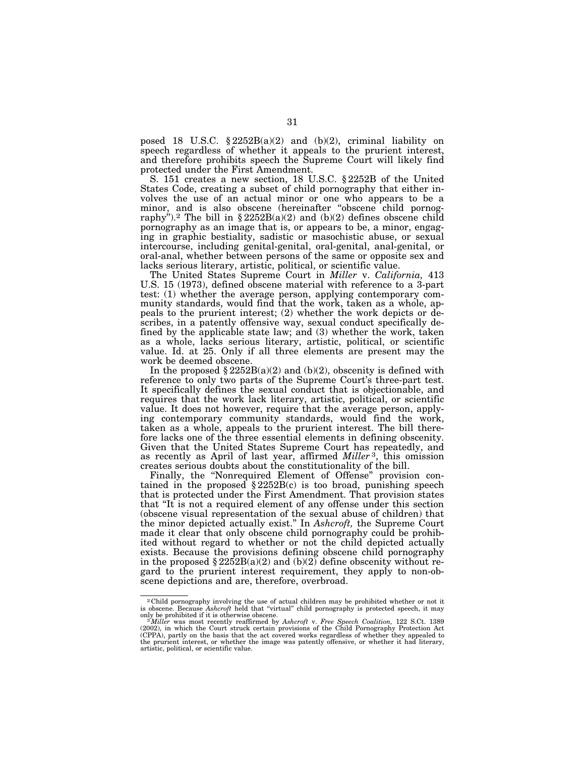posed 18 U.S.C. § 2252B(a)(2) and (b)(2), criminal liability on speech regardless of whether it appeals to the prurient interest, and therefore prohibits speech the Supreme Court will likely find protected under the First Amendment.

S. 151 creates a new section, 18 U.S.C. § 2252B of the United States Code, creating a subset of child pornography that either involves the use of an actual minor or one who appears to be a minor, and is also obscene (hereinafter "obscene child pornography").[2] The bill in § 2252B(a)(2) and (b)(2) defines obscene child pornography as an image that is, or appears to be, a minor, engaging in graphic bestiality, sadistic or masochistic abuse, or sexual intercourse, including genital-genital, oral-genital, anal-genital, or oral-anal, whether between persons of the same or opposite sex and lacks serious literary, artistic, political, or scientific value.

The United States Supreme Court in *Miller* v. *California,* 413 U.S. 15 (1973), defined obscene material with reference to a 3-part test: (1) whether the average person, applying contemporary community standards, would find that the work, taken as a whole, appeals to the prurient interest; (2) whether the work depicts or describes, in a patently offensive way, sexual conduct specifically defined by the applicable state law; and (3) whether the work, taken as a whole, lacks serious literary, artistic, political, or scientific value. Id. at 25. Only if all three elements are present may the work be deemed obscene.

In the proposed § 2252B(a)(2) and (b)(2), obscenity is defined with reference to only two parts of the Supreme Court's three-part test. It specifically defines the sexual conduct that is objectionable, and requires that the work lack literary, artistic, political, or scientific value. It does not however, require that the average person, applying contemporary community standards, would find the work, taken as a whole, appeals to the prurient interest. The bill therefore lacks one of the three essential elements in defining obscenity. Given that the United States Supreme Court has repeatedly, and as recently as April of last year, affirmed *Miller*[3], this omission creates serious doubts about the constitutionality of the bill.

Finally, the "Nonrequired Element of Offense" provision contained in the proposed § 2252B(c) is too broad, punishing speech that is protected under the First Amendment. That provision states that "It is not a required element of any offense under this section (obscene visual representation of the sexual abuse of children) that the minor depicted actually exist." In *Ashcroft,* the Supreme Court made it clear that only obscene child pornography could be prohibited without regard to whether or not the child depicted actually exists. Because the provisions defining obscene child pornography in the proposed § 2252B(a)(2) and (b)(2) define obscenity without regard to the prurient interest requirement, they apply to non-obscene depictions and are, therefore, overbroad.

---

[2] Child pornography involving the use of actual children may be prohibited whether or not it is obscene. Because *Ashcroft* held that "virtual" child pornography is protected speech, it may only be prohibited if it is otherwise obscene.

[3] *Miller* was most recently reaffirmed by *Ashcroft* v. *Free Speech Coalition,* 122 S.Ct. 1389 (2002), in which the Court struck certain provisions of the Child Pornography Protection Act (CPPA), partly on the basis that the act covered works regardless of whether they appealed to the prurient interest, or whether the image was patently offensive, or whether it had literary, artistic, political, or scientific value.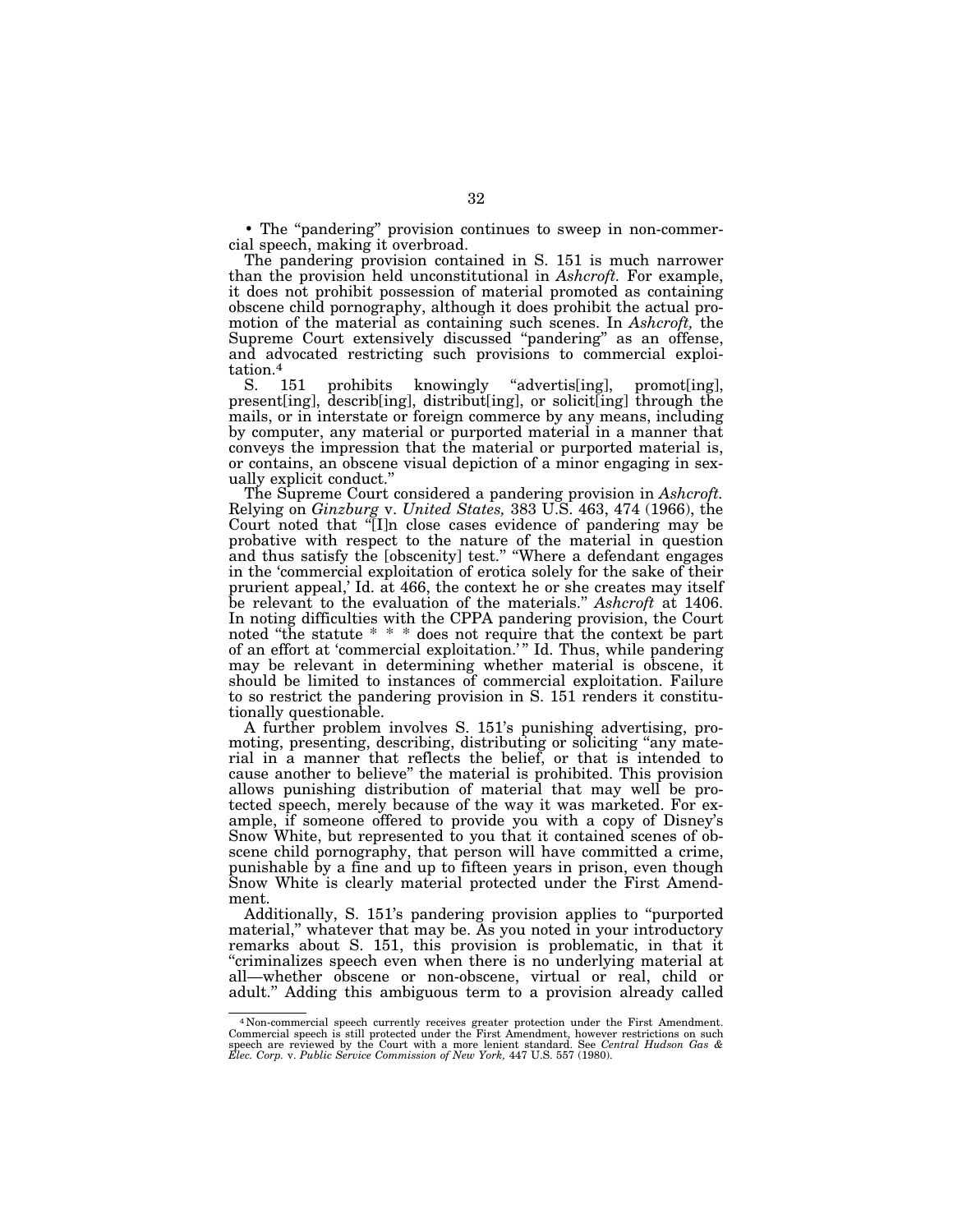• The "pandering" provision continues to sweep in non-commercial speech, making it overbroad.

The pandering provision contained in S. 151 is much narrower than the provision held unconstitutional in *Ashcroft.* For example, it does not prohibit possession of material promoted as containing obscene child pornography, although it does prohibit the actual promotion of the material as containing such scenes. In *Ashcroft,* the Supreme Court extensively discussed "pandering" as an offense, and advocated restricting such provisions to commercial exploitation.[4]

S. 151 prohibits knowingly "advertis[ing], promot[ing], present[ing], describ[ing], distribut[ing], or solicit[ing] through the mails, or in interstate or foreign commerce by any means, including by computer, any material or purported material in a manner that conveys the impression that the material or purported material is, or contains, an obscene visual depiction of a minor engaging in sexually explicit conduct."

The Supreme Court considered a pandering provision in *Ashcroft.* Relying on *Ginzburg* v. *United States,* 383 U.S. 463, 474 (1966), the Court noted that "[I]n close cases evidence of pandering may be probative with respect to the nature of the material in question and thus satisfy the [obscenity] test." "Where a defendant engages in the 'commercial exploitation of erotica solely for the sake of their prurient appeal,' Id. at 466, the context he or she creates may itself be relevant to the evaluation of the materials." *Ashcroft* at 1406. In noting difficulties with the CPPA pandering provision, the Court noted "the statute * * * does not require that the context be part of an effort at 'commercial exploitation.'" Id. Thus, while pandering may be relevant in determining whether material is obscene, it should be limited to instances of commercial exploitation. Failure to so restrict the pandering provision in S. 151 renders it constitutionally questionable.

A further problem involves S. 151's punishing advertising, promoting, presenting, describing, distributing or soliciting "any material in a manner that reflects the belief, or that is intended to cause another to believe" the material is prohibited. This provision allows punishing distribution of material that may well be protected speech, merely because of the way it was marketed. For example, if someone offered to provide you with a copy of Disney's Snow White, but represented to you that it contained scenes of obscene child pornography, that person will have committed a crime, punishable by a fine and up to fifteen years in prison, even though Snow White is clearly material protected under the First Amendment.

Additionally, S. 151's pandering provision applies to "purported material," whatever that may be. As you noted in your introductory remarks about S. 151, this provision is problematic, in that it "criminalizes speech even when there is no underlying material at all—whether obscene or non-obscene, virtual or real, child or adult." Adding this ambiguous term to a provision already called

[4] Non-commercial speech currently receives greater protection under the First Amendment. Commercial speech is still protected under the First Amendment, however restrictions on such speech are reviewed by the Court with a more lenient standard. See *Central Hudson Gas & Elec. Corp.* v. *Public Service Commission of New York,* 447 U.S. 557 (1980).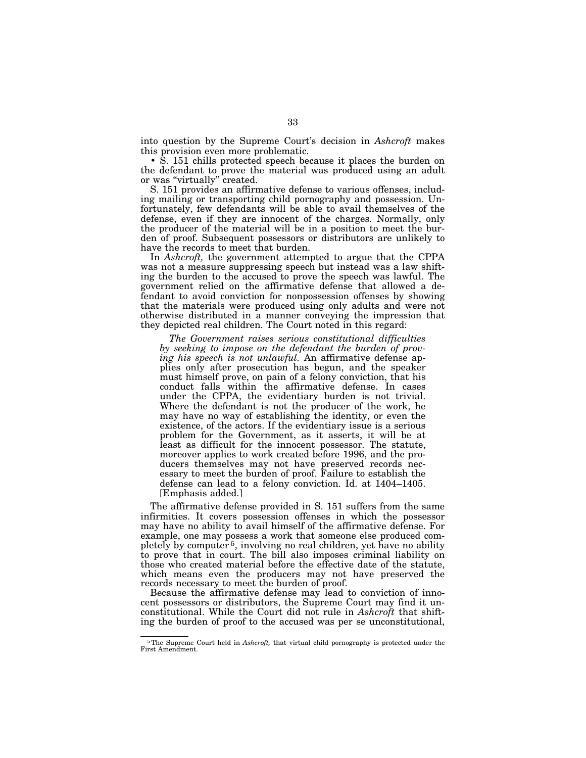into question by the Supreme Court's decision in *Ashcroft* makes this provision even more problematic.

• S. 151 chills protected speech because it places the burden on the defendant to prove the material was produced using an adult or was "virtually" created.

S. 151 provides an affirmative defense to various offenses, including mailing or transporting child pornography and possession. Unfortunately, few defendants will be able to avail themselves of the defense, even if they are innocent of the charges. Normally, only the producer of the material will be in a position to meet the burden of proof. Subsequent possessors or distributors are unlikely to have the records to meet that burden.

In *Ashcroft,* the government attempted to argue that the CPPA was not a measure suppressing speech but instead was a law shifting the burden to the accused to prove the speech was lawful. The government relied on the affirmative defense that allowed a defendant to avoid conviction for nonpossession offenses by showing that the materials were produced using only adults and were not otherwise distributed in a manner conveying the impression that they depicted real children. The Court noted in this regard:

> *The Government raises serious constitutional difficulties by seeking to impose on the defendant the burden of proving his speech is not unlawful.* An affirmative defense applies only after prosecution has begun, and the speaker must himself prove, on pain of a felony conviction, that his conduct falls within the affirmative defense. In cases under the CPPA, the evidentiary burden is not trivial. Where the defendant is not the producer of the work, he may have no way of establishing the identity, or even the existence, of the actors. If the evidentiary issue is a serious problem for the Government, as it asserts, it will be at least as difficult for the innocent possessor. The statute, moreover applies to work created before 1996, and the producers themselves may not have preserved records necessary to meet the burden of proof. Failure to establish the defense can lead to a felony conviction. Id. at 1404–1405. [Emphasis added.]

The affirmative defense provided in S. 151 suffers from the same infirmities. It covers possession offenses in which the possessor may have no ability to avail himself of the affirmative defense. For example, one may possess a work that someone else produced completely by computer [5], involving no real children, yet have no ability to prove that in court. The bill also imposes criminal liability on those who created material before the effective date of the statute, which means even the producers may not have preserved the records necessary to meet the burden of proof.

Because the affirmative defense may lead to conviction of innocent possessors or distributors, the Supreme Court may find it unconstitutional. While the Court did not rule in *Ashcroft* that shifting the burden of proof to the accused was per se unconstitutional,

---

[5] The Supreme Court held in *Ashcroft,* that virtual child pornography is protected under the First Amendment.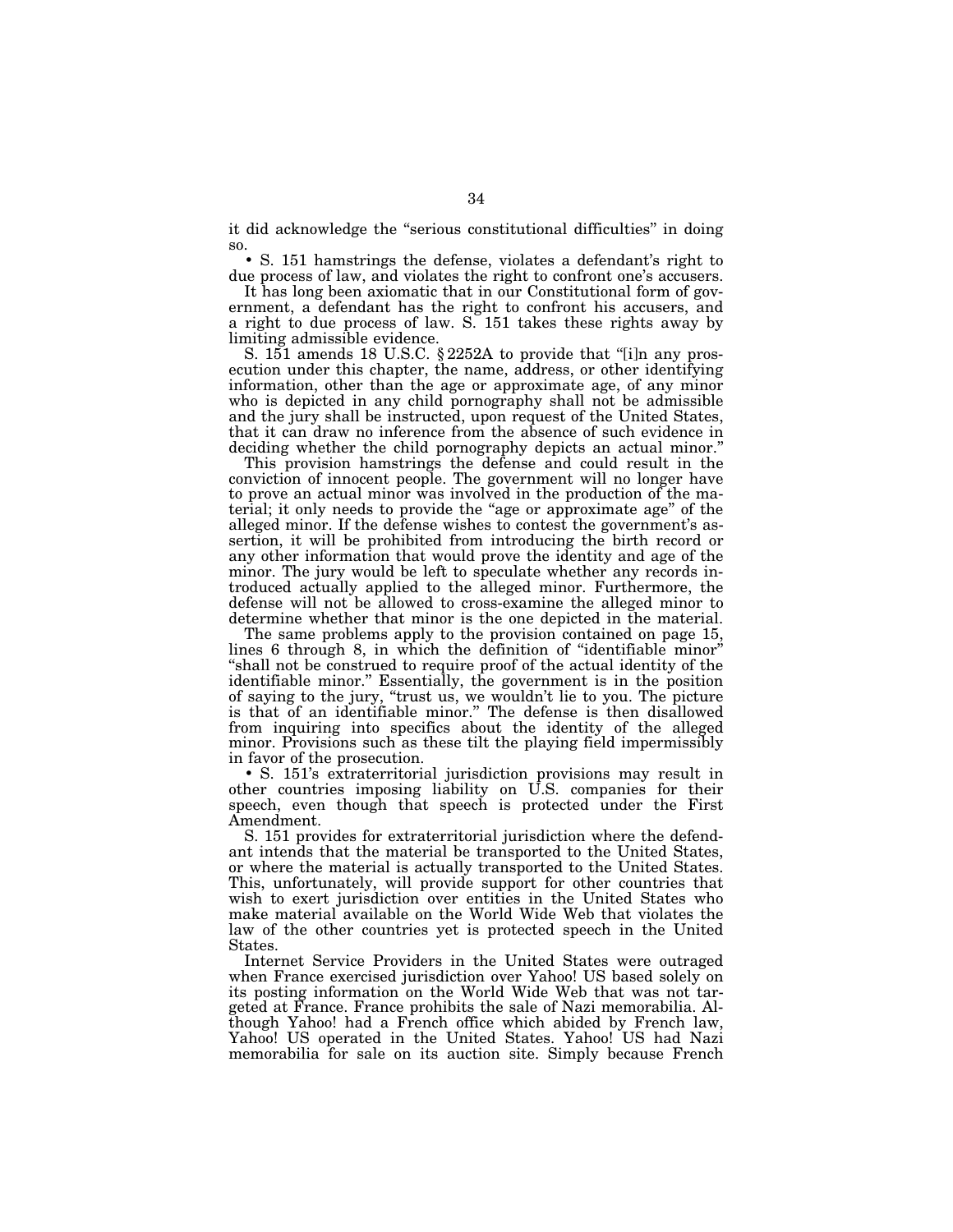it did acknowledge the "serious constitutional difficulties" in doing so.

• S. 151 hamstrings the defense, violates a defendant's right to due process of law, and violates the right to confront one's accusers.

It has long been axiomatic that in our Constitutional form of government, a defendant has the right to confront his accusers, and a right to due process of law. S. 151 takes these rights away by limiting admissible evidence.

S. 151 amends 18 U.S.C. § 2252A to provide that "[i]n any prosecution under this chapter, the name, address, or other identifying information, other than the age or approximate age, of any minor who is depicted in any child pornography shall not be admissible and the jury shall be instructed, upon request of the United States, that it can draw no inference from the absence of such evidence in deciding whether the child pornography depicts an actual minor."

This provision hamstrings the defense and could result in the conviction of innocent people. The government will no longer have to prove an actual minor was involved in the production of the material; it only needs to provide the "age or approximate age" of the alleged minor. If the defense wishes to contest the government's assertion, it will be prohibited from introducing the birth record or any other information that would prove the identity and age of the minor. The jury would be left to speculate whether any records introduced actually applied to the alleged minor. Furthermore, the defense will not be allowed to cross-examine the alleged minor to determine whether that minor is the one depicted in the material.

The same problems apply to the provision contained on page 15, lines 6 through 8, in which the definition of "identifiable minor" "shall not be construed to require proof of the actual identity of the identifiable minor." Essentially, the government is in the position of saying to the jury, "trust us, we wouldn't lie to you. The picture is that of an identifiable minor." The defense is then disallowed from inquiring into specifics about the identity of the alleged minor. Provisions such as these tilt the playing field impermissibly in favor of the prosecution.

• S. 151's extraterritorial jurisdiction provisions may result in other countries imposing liability on U.S. companies for their speech, even though that speech is protected under the First Amendment.

S. 151 provides for extraterritorial jurisdiction where the defendant intends that the material be transported to the United States, or where the material is actually transported to the United States. This, unfortunately, will provide support for other countries that wish to exert jurisdiction over entities in the United States who make material available on the World Wide Web that violates the law of the other countries yet is protected speech in the United States.

Internet Service Providers in the United States were outraged when France exercised jurisdiction over Yahoo! US based solely on its posting information on the World Wide Web that was not targeted at France. France prohibits the sale of Nazi memorabilia. Although Yahoo! had a French office which abided by French law, Yahoo! US operated in the United States. Yahoo! US had Nazi memorabilia for sale on its auction site. Simply because French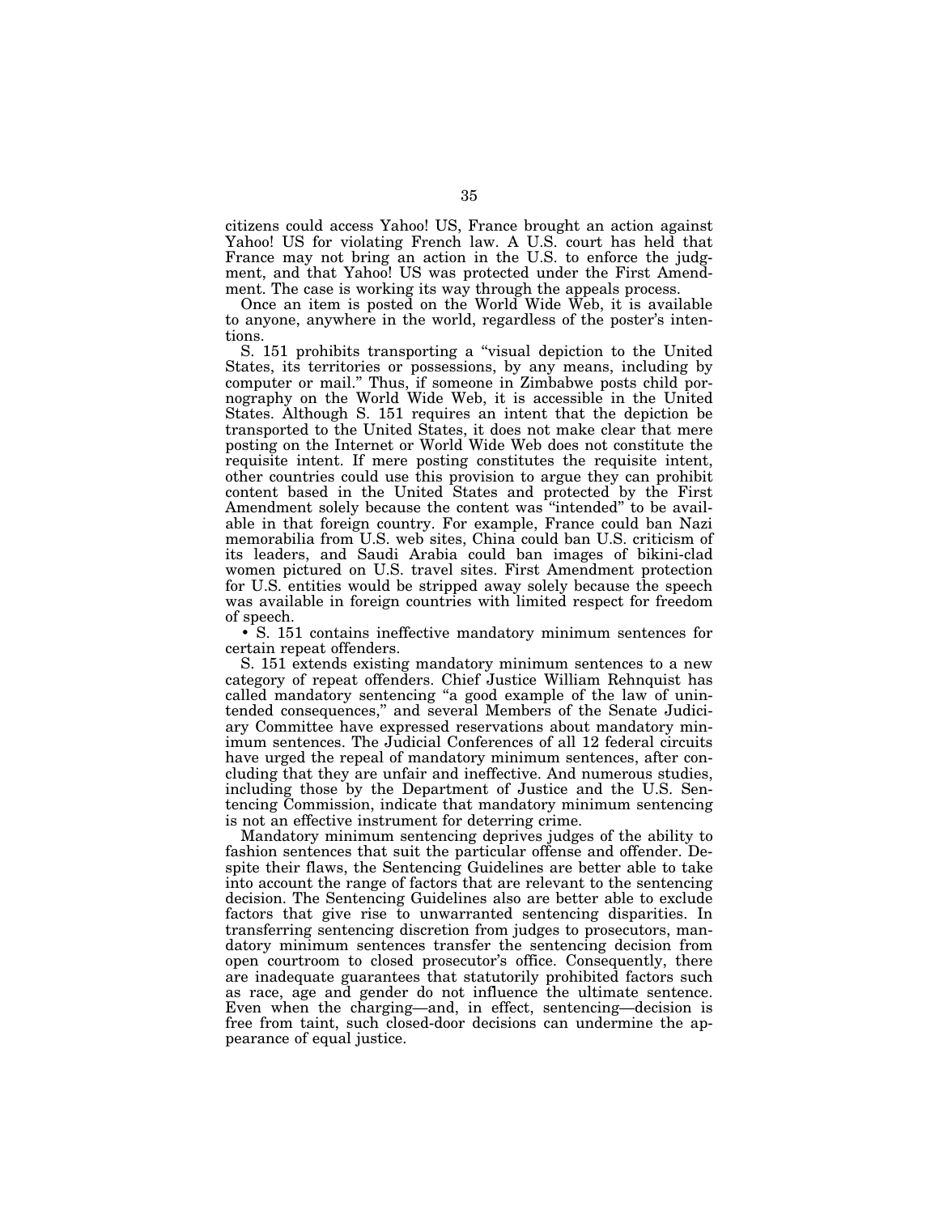citizens could access Yahoo! US, France brought an action against Yahoo! US for violating French law. A U.S. court has held that France may not bring an action in the U.S. to enforce the judgment, and that Yahoo! US was protected under the First Amendment. The case is working its way through the appeals process.

Once an item is posted on the World Wide Web, it is available to anyone, anywhere in the world, regardless of the poster's intentions.

S. 151 prohibits transporting a "visual depiction to the United States, its territories or possessions, by any means, including by computer or mail." Thus, if someone in Zimbabwe posts child pornography on the World Wide Web, it is accessible in the United States. Although S. 151 requires an intent that the depiction be transported to the United States, it does not make clear that mere posting on the Internet or World Wide Web does not constitute the requisite intent. If mere posting constitutes the requisite intent, other countries could use this provision to argue they can prohibit content based in the United States and protected by the First Amendment solely because the content was "intended" to be available in that foreign country. For example, France could ban Nazi memorabilia from U.S. web sites, China could ban U.S. criticism of its leaders, and Saudi Arabia could ban images of bikini-clad women pictured on U.S. travel sites. First Amendment protection for U.S. entities would be stripped away solely because the speech was available in foreign countries with limited respect for freedom of speech.

• S. 151 contains ineffective mandatory minimum sentences for certain repeat offenders.

S. 151 extends existing mandatory minimum sentences to a new category of repeat offenders. Chief Justice William Rehnquist has called mandatory sentencing "a good example of the law of unintended consequences," and several Members of the Senate Judiciary Committee have expressed reservations about mandatory minimum sentences. The Judicial Conferences of all 12 federal circuits have urged the repeal of mandatory minimum sentences, after concluding that they are unfair and ineffective. And numerous studies, including those by the Department of Justice and the U.S. Sentencing Commission, indicate that mandatory minimum sentencing is not an effective instrument for deterring crime.

Mandatory minimum sentencing deprives judges of the ability to fashion sentences that suit the particular offense and offender. Despite their flaws, the Sentencing Guidelines are better able to take into account the range of factors that are relevant to the sentencing decision. The Sentencing Guidelines also are better able to exclude factors that give rise to unwarranted sentencing disparities. In transferring sentencing discretion from judges to prosecutors, mandatory minimum sentences transfer the sentencing decision from open courtroom to closed prosecutor's office. Consequently, there are inadequate guarantees that statutorily prohibited factors such as race, age and gender do not influence the ultimate sentence. Even when the charging—and, in effect, sentencing—decision is free from taint, such closed-door decisions can undermine the appearance of equal justice.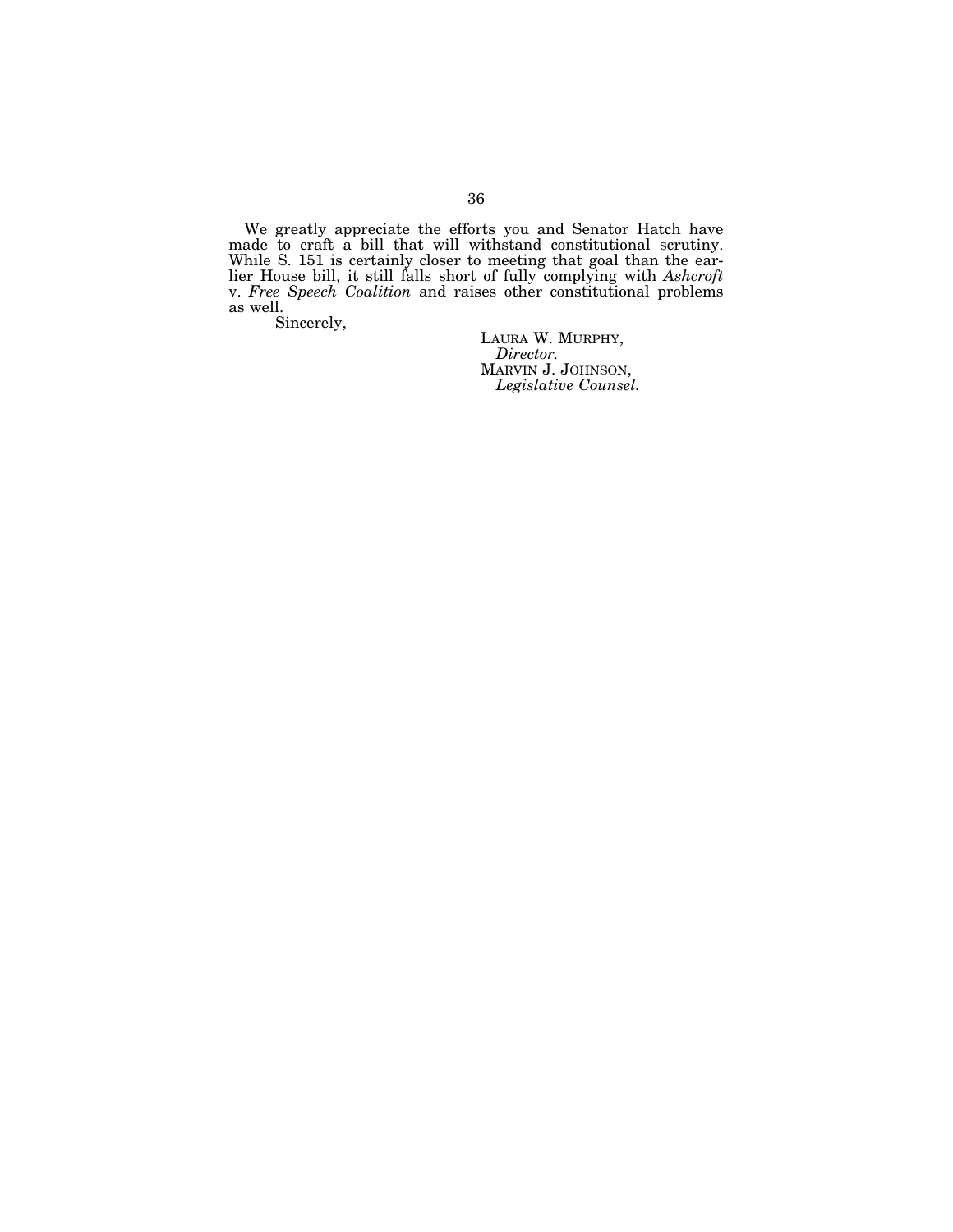We greatly appreciate the efforts you and Senator Hatch have made to craft a bill that will withstand constitutional scrutiny. While S. 151 is certainly closer to meeting that goal than the earlier House bill, it still falls short of fully complying with *Ashcroft* v. *Free Speech Coalition* and raises other constitutional problems as well.

Sincerely,

LAURA W. MURPHY,
*Director.*
MARVIN J. JOHNSON,
*Legislative Counsel.*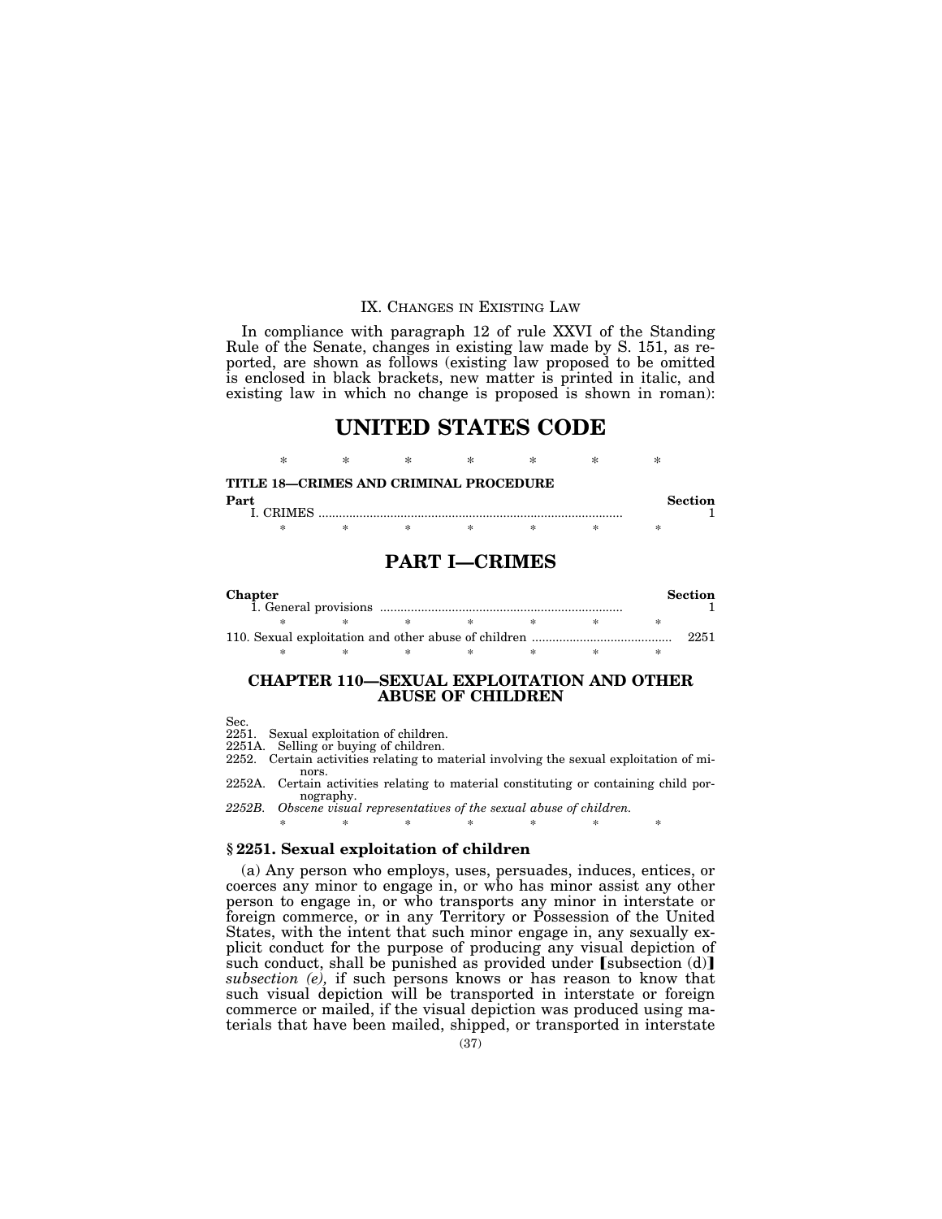## IX. CHANGES IN EXISTING LAW

In compliance with paragraph 12 of rule XXVI of the Standing Rule of the Senate, changes in existing law made by S. 151, as reported, are shown as follows (existing law proposed to be omitted is enclosed in black brackets, new matter is printed in italic, and existing law in which no change is proposed is shown in roman):

# UNITED STATES CODE

\* \* \* \* \* \* \*

**TITLE 18—CRIMES AND CRIMINAL PROCEDURE**

| **Part** | **Section** |
|---|---|
| I. CRIMES | 1 |

\* \* \* \* \* \* \*

# PART I—CRIMES

| **Chapter** | **Section** |
|---|---|
| 1. General provisions | 1 |
| \* \* \* \* \* \* \* | |
| 110. Sexual exploitation and other abuse of children | 2251 |

\* \* \* \* \* \* \*

## CHAPTER 110—SEXUAL EXPLOITATION AND OTHER ABUSE OF CHILDREN

Sec.
2251. Sexual exploitation of children.
2251A. Selling or buying of children.
2252. Certain activities relating to material involving the sexual exploitation of minors.
2252A. Certain activities relating to material constituting or containing child pornography.
*2252B. Obscene visual representatives of the sexual abuse of children.*

\* \* \* \* \* \* \*

### **§ 2251. Sexual exploitation of children**

(a) Any person who employs, uses, persuades, induces, entices, or coerces any minor to engage in, or who has minor assist any other person to engage in, or who transports any minor in interstate or foreign commerce, or in any Territory or Possession of the United States, with the intent that such minor engage in, any sexually explicit conduct for the purpose of producing any visual depiction of such conduct, shall be punished as provided under ⟦subsection (d)⟧ *subsection (e),* if such persons knows or has reason to know that such visual depiction will be transported in interstate or foreign commerce or mailed, if the visual depiction was produced using materials that have been mailed, shipped, or transported in interstate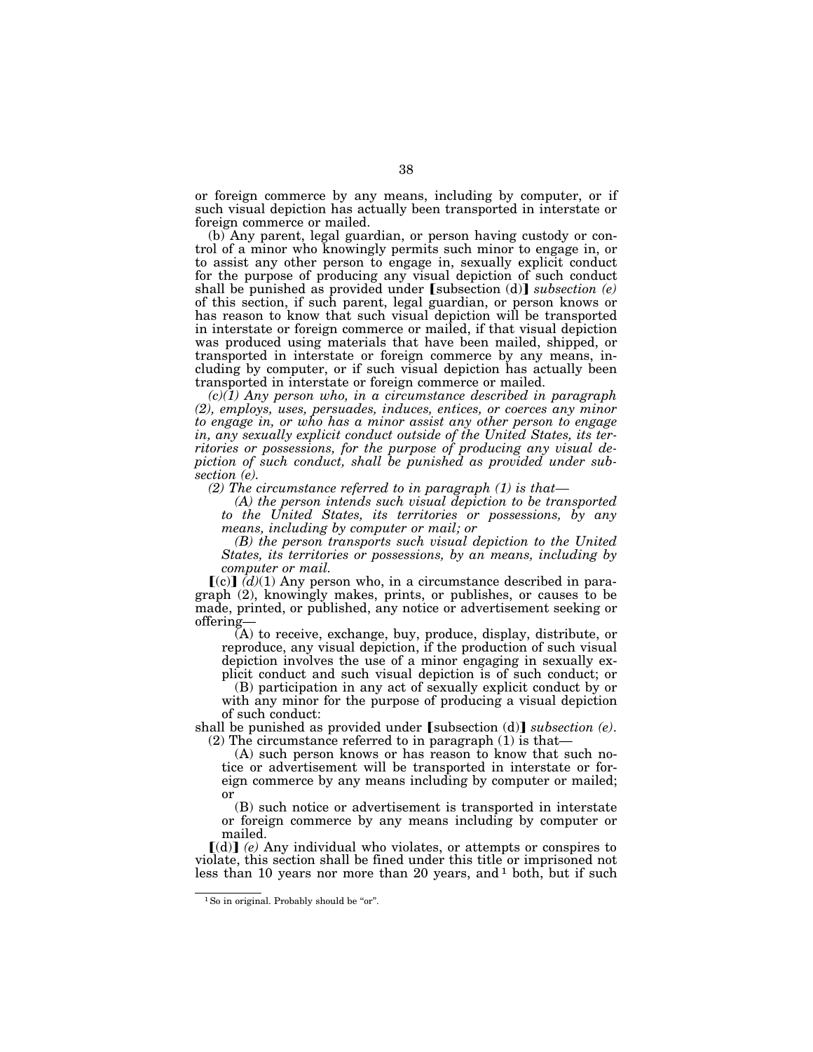or foreign commerce by any means, including by computer, or if such visual depiction has actually been transported in interstate or foreign commerce or mailed.

(b) Any parent, legal guardian, or person having custody or control of a minor who knowingly permits such minor to engage in, or to assist any other person to engage in, sexually explicit conduct for the purpose of producing any visual depiction of such conduct shall be punished as provided under [subsection (d)] *subsection (e)* of this section, if such parent, legal guardian, or person knows or has reason to know that such visual depiction will be transported in interstate or foreign commerce or mailed, if that visual depiction was produced using materials that have been mailed, shipped, or transported in interstate or foreign commerce by any means, including by computer, or if such visual depiction has actually been transported in interstate or foreign commerce or mailed.

*(c)(1) Any person who, in a circumstance described in paragraph (2), employs, uses, persuades, induces, entices, or coerces any minor to engage in, or who has a minor assist any other person to engage in, any sexually explicit conduct outside of the United States, its territories or possessions, for the purpose of producing any visual depiction of such conduct, shall be punished as provided under subsection (e).*

*(2) The circumstance referred to in paragraph (1) is that—*

*(A) the person intends such visual depiction to be transported to the United States, its territories or possessions, by any means, including by computer or mail; or*

*(B) the person transports such visual depiction to the United States, its territories or possessions, by an means, including by computer or mail.*

[(c)] *(d)*(1) Any person who, in a circumstance described in paragraph (2), knowingly makes, prints, or publishes, or causes to be made, printed, or published, any notice or advertisement seeking or offering—

(A) to receive, exchange, buy, produce, display, distribute, or reproduce, any visual depiction, if the production of such visual depiction involves the use of a minor engaging in sexually explicit conduct and such visual depiction is of such conduct; or

(B) participation in any act of sexually explicit conduct by or with any minor for the purpose of producing a visual depiction of such conduct:

shall be punished as provided under [subsection (d)] *subsection (e)*.

(2) The circumstance referred to in paragraph (1) is that—

(A) such person knows or has reason to know that such notice or advertisement will be transported in interstate or foreign commerce by any means including by computer or mailed; or

(B) such notice or advertisement is transported in interstate or foreign commerce by any means including by computer or mailed.

[(d)] *(e)* Any individual who violates, or attempts or conspires to violate, this section shall be fined under this title or imprisoned not less than 10 years nor more than 20 years, and[1] both, but if such

[1] So in original. Probably should be "or".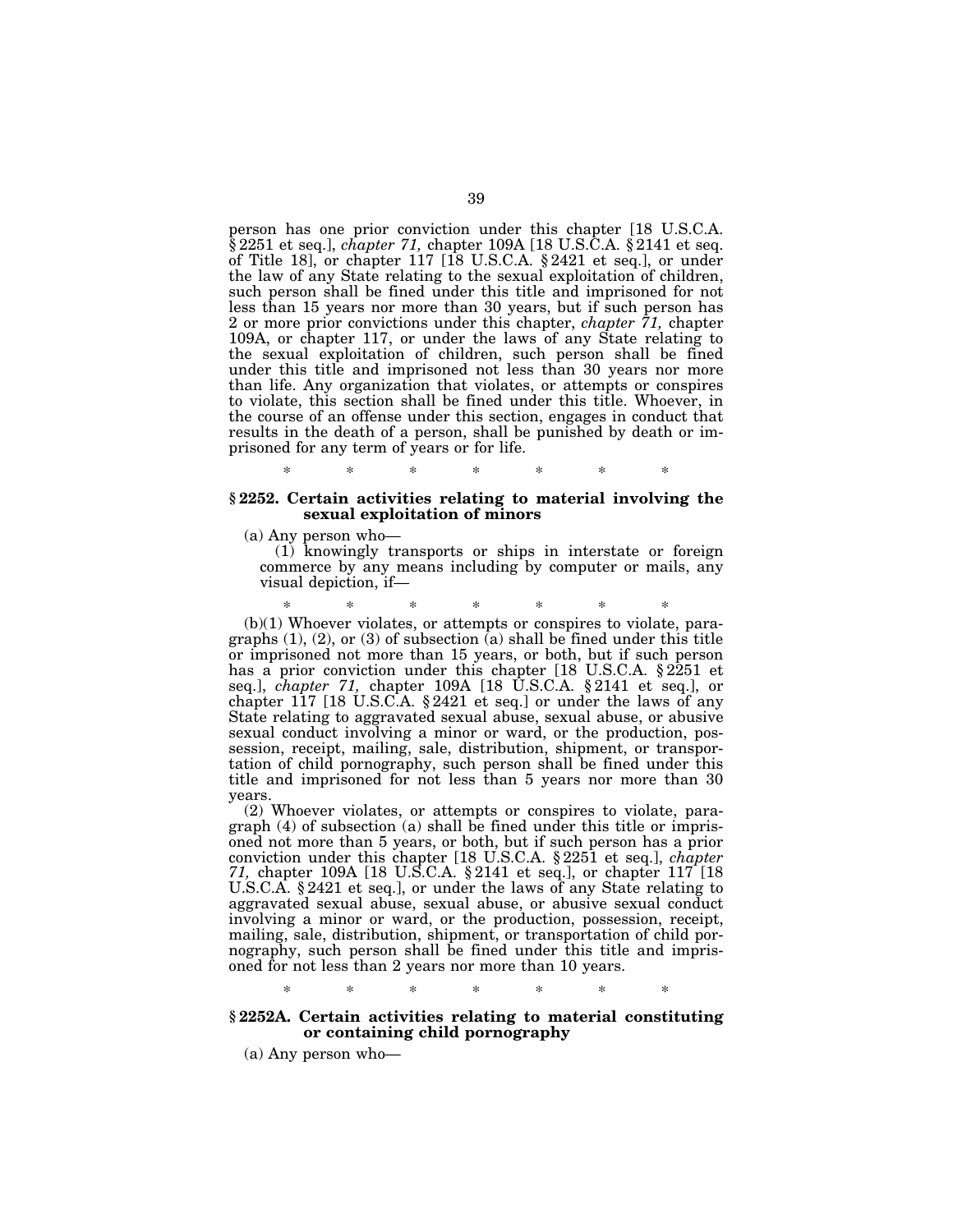person has one prior conviction under this chapter [18 U.S.C.A. § 2251 et seq.], *chapter 71,* chapter 109A [18 U.S.C.A. § 2141 et seq. of Title 18], or chapter 117 [18 U.S.C.A. § 2421 et seq.], or under the law of any State relating to the sexual exploitation of children, such person shall be fined under this title and imprisoned for not less than 15 years nor more than 30 years, but if such person has 2 or more prior convictions under this chapter, *chapter 71,* chapter 109A, or chapter 117, or under the laws of any State relating to the sexual exploitation of children, such person shall be fined under this title and imprisoned not less than 30 years nor more than life. Any organization that violates, or attempts or conspires to violate, this section shall be fined under this title. Whoever, in the course of an offense under this section, engages in conduct that results in the death of a person, shall be punished by death or imprisoned for any term of years or for life.

\* \* \* \* \* \* \*

### § 2252. Certain activities relating to material involving the sexual exploitation of minors

(a) Any person who—

(1) knowingly transports or ships in interstate or foreign commerce by any means including by computer or mails, any visual depiction, if—

\* \* \* \* \* \* \*

(b)(1) Whoever violates, or attempts or conspires to violate, paragraphs (1), (2), or (3) of subsection (a) shall be fined under this title or imprisoned not more than 15 years, or both, but if such person has a prior conviction under this chapter [18 U.S.C.A. § 2251 et seq.], *chapter 71,* chapter 109A [18 U.S.C.A. § 2141 et seq.], or chapter 117 [18 U.S.C.A. § 2421 et seq.] or under the laws of any State relating to aggravated sexual abuse, sexual abuse, or abusive sexual conduct involving a minor or ward, or the production, possession, receipt, mailing, sale, distribution, shipment, or transportation of child pornography, such person shall be fined under this title and imprisoned for not less than 5 years nor more than 30 years.

(2) Whoever violates, or attempts or conspires to violate, paragraph (4) of subsection (a) shall be fined under this title or imprisoned not more than 5 years, or both, but if such person has a prior conviction under this chapter [18 U.S.C.A. § 2251 et seq.], *chapter 71,* chapter 109A [18 U.S.C.A. § 2141 et seq.], or chapter 117 [18 U.S.C.A. § 2421 et seq.], or under the laws of any State relating to aggravated sexual abuse, sexual abuse, or abusive sexual conduct involving a minor or ward, or the production, possession, receipt, mailing, sale, distribution, shipment, or transportation of child pornography, such person shall be fined under this title and imprisoned for not less than 2 years nor more than 10 years.

\* \* \* \* \* \* \*

### § 2252A. Certain activities relating to material constituting or containing child pornography

(a) Any person who—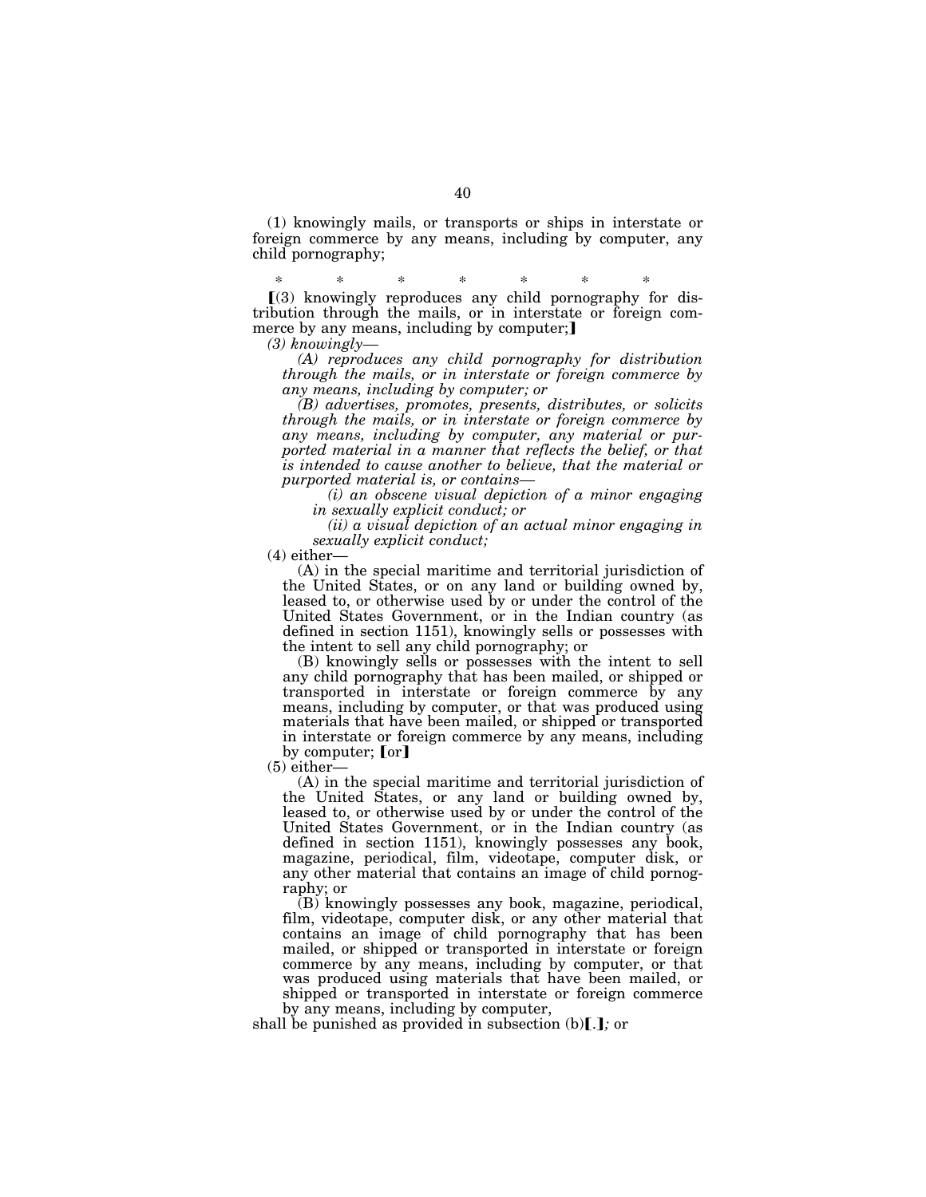(1) knowingly mails, or transports or ships in interstate or foreign commerce by any means, including by computer, any child pornography;

\*      \*      \*      \*      \*      \*      \*

【(3) knowingly reproduces any child pornography for distribution through the mails, or in interstate or foreign commerce by any means, including by computer;】

*(3) knowingly—*

*(A) reproduces any child pornography for distribution through the mails, or in interstate or foreign commerce by any means, including by computer; or*

*(B) advertises, promotes, presents, distributes, or solicits through the mails, or in interstate or foreign commerce by any means, including by computer, any material or purported material in a manner that reflects the belief, or that is intended to cause another to believe, that the material or purported material is, or contains—*

*(i) an obscene visual depiction of a minor engaging in sexually explicit conduct; or*

*(ii) a visual depiction of an actual minor engaging in sexually explicit conduct;*

(4) either—

(A) in the special maritime and territorial jurisdiction of the United States, or on any land or building owned by, leased to, or otherwise used by or under the control of the United States Government, or in the Indian country (as defined in section 1151), knowingly sells or possesses with the intent to sell any child pornography; or

(B) knowingly sells or possesses with the intent to sell any child pornography that has been mailed, or shipped or transported in interstate or foreign commerce by any means, including by computer, or that was produced using materials that have been mailed, or shipped or transported in interstate or foreign commerce by any means, including by computer; 【or】

(5) either—

(A) in the special maritime and territorial jurisdiction of the United States, or any land or building owned by, leased to, or otherwise used by or under the control of the United States Government, or in the Indian country (as defined in section 1151), knowingly possesses any book, magazine, periodical, film, videotape, computer disk, or any other material that contains an image of child pornography; or

(B) knowingly possesses any book, magazine, periodical, film, videotape, computer disk, or any other material that contains an image of child pornography that has been mailed, or shipped or transported in interstate or foreign commerce by any means, including by computer, or that was produced using materials that have been mailed, or shipped or transported in interstate or foreign commerce by any means, including by computer,

shall be punished as provided in subsection (b)【.】*;* or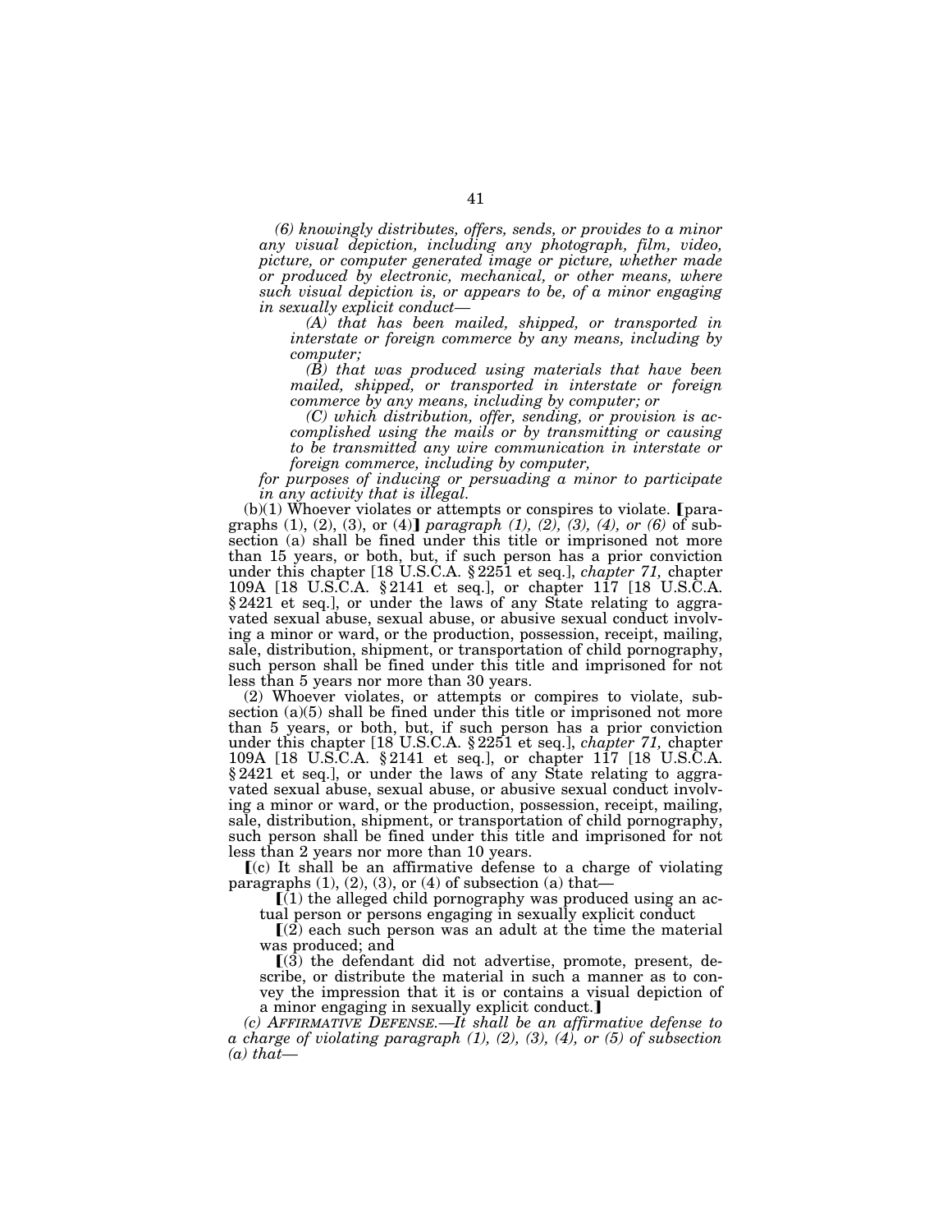*(6) knowingly distributes, offers, sends, or provides to a minor any visual depiction, including any photograph, film, video, picture, or computer generated image or picture, whether made or produced by electronic, mechanical, or other means, where such visual depiction is, or appears to be, of a minor engaging in sexually explicit conduct—*

*(A) that has been mailed, shipped, or transported in interstate or foreign commerce by any means, including by computer;*

*(B) that was produced using materials that have been mailed, shipped, or transported in interstate or foreign commerce by any means, including by computer; or*

*(C) which distribution, offer, sending, or provision is accomplished using the mails or by transmitting or causing to be transmitted any wire communication in interstate or foreign commerce, including by computer,*

*for purposes of inducing or persuading a minor to participate in any activity that is illegal.*

(b)(1) Whoever violates or attempts or conspires to violate. [paragraphs (1), (2), (3), or (4)] *paragraph (1), (2), (3), (4), or (6)* of subsection (a) shall be fined under this title or imprisoned not more than 15 years, or both, but, if such person has a prior conviction under this chapter [18 U.S.C.A. § 2251 et seq.], *chapter 71,* chapter 109A [18 U.S.C.A. § 2141 et seq.], or chapter 117 [18 U.S.C.A. § 2421 et seq.], or under the laws of any State relating to aggravated sexual abuse, sexual abuse, or abusive sexual conduct involving a minor or ward, or the production, possession, receipt, mailing, sale, distribution, shipment, or transportation of child pornography, such person shall be fined under this title and imprisoned for not less than 5 years nor more than 30 years.

(2) Whoever violates, or attempts or compires to violate, subsection (a)(5) shall be fined under this title or imprisoned not more than 5 years, or both, but, if such person has a prior conviction under this chapter [18 U.S.C.A. § 2251 et seq.], *chapter 71,* chapter 109A [18 U.S.C.A. § 2141 et seq.], or chapter 117 [18 U.S.C.A. § 2421 et seq.], or under the laws of any State relating to aggravated sexual abuse, sexual abuse, or abusive sexual conduct involving a minor or ward, or the production, possession, receipt, mailing, sale, distribution, shipment, or transportation of child pornography, such person shall be fined under this title and imprisoned for not less than 2 years nor more than 10 years.

[(c) It shall be an affirmative defense to a charge of violating paragraphs (1), (2), (3), or (4) of subsection (a) that—

[(1) the alleged child pornography was produced using an actual person or persons engaging in sexually explicit conduct

[(2) each such person was an adult at the time the material was produced; and

[(3) the defendant did not advertise, promote, present, describe, or distribute the material in such a manner as to convey the impression that it is or contains a visual depiction of a minor engaging in sexually explicit conduct.]

*(c) AFFIRMATIVE DEFENSE.—It shall be an affirmative defense to a charge of violating paragraph (1), (2), (3), (4), or (5) of subsection (a) that—*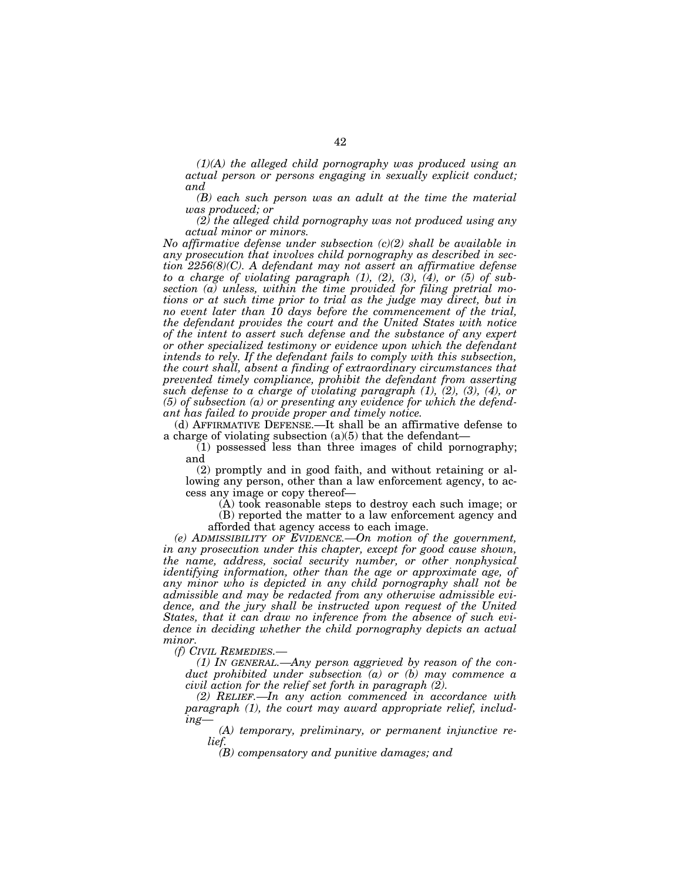*(1)(A) the alleged child pornography was produced using an actual person or persons engaging in sexually explicit conduct; and*

*(B) each such person was an adult at the time the material was produced; or*

*(2) the alleged child pornography was not produced using any actual minor or minors.*

*No affirmative defense under subsection (c)(2) shall be available in any prosecution that involves child pornography as described in section 2256(8)(C). A defendant may not assert an affirmative defense to a charge of violating paragraph (1), (2), (3), (4), or (5) of subsection (a) unless, within the time provided for filing pretrial motions or at such time prior to trial as the judge may direct, but in no event later than 10 days before the commencement of the trial, the defendant provides the court and the United States with notice of the intent to assert such defense and the substance of any expert or other specialized testimony or evidence upon which the defendant intends to rely. If the defendant fails to comply with this subsection, the court shall, absent a finding of extraordinary circumstances that prevented timely compliance, prohibit the defendant from asserting such defense to a charge of violating paragraph (1), (2), (3), (4), or (5) of subsection (a) or presenting any evidence for which the defendant has failed to provide proper and timely notice.*

(d) AFFIRMATIVE DEFENSE.—It shall be an affirmative defense to a charge of violating subsection (a)(5) that the defendant—

(1) possessed less than three images of child pornography; and

(2) promptly and in good faith, and without retaining or allowing any person, other than a law enforcement agency, to access any image or copy thereof—

(A) took reasonable steps to destroy each such image; or

(B) reported the matter to a law enforcement agency and afforded that agency access to each image.

*(e) ADMISSIBILITY OF EVIDENCE.—On motion of the government, in any prosecution under this chapter, except for good cause shown, the name, address, social security number, or other nonphysical identifying information, other than the age or approximate age, of any minor who is depicted in any child pornography shall not be admissible and may be redacted from any otherwise admissible evidence, and the jury shall be instructed upon request of the United States, that it can draw no inference from the absence of such evidence in deciding whether the child pornography depicts an actual minor.*

*(f) CIVIL REMEDIES.—*

*(1) IN GENERAL.—Any person aggrieved by reason of the conduct prohibited under subsection (a) or (b) may commence a civil action for the relief set forth in paragraph (2).*

*(2) RELIEF.—In any action commenced in accordance with paragraph (1), the court may award appropriate relief, including—*

*(A) temporary, preliminary, or permanent injunctive relief.*

*(B) compensatory and punitive damages; and*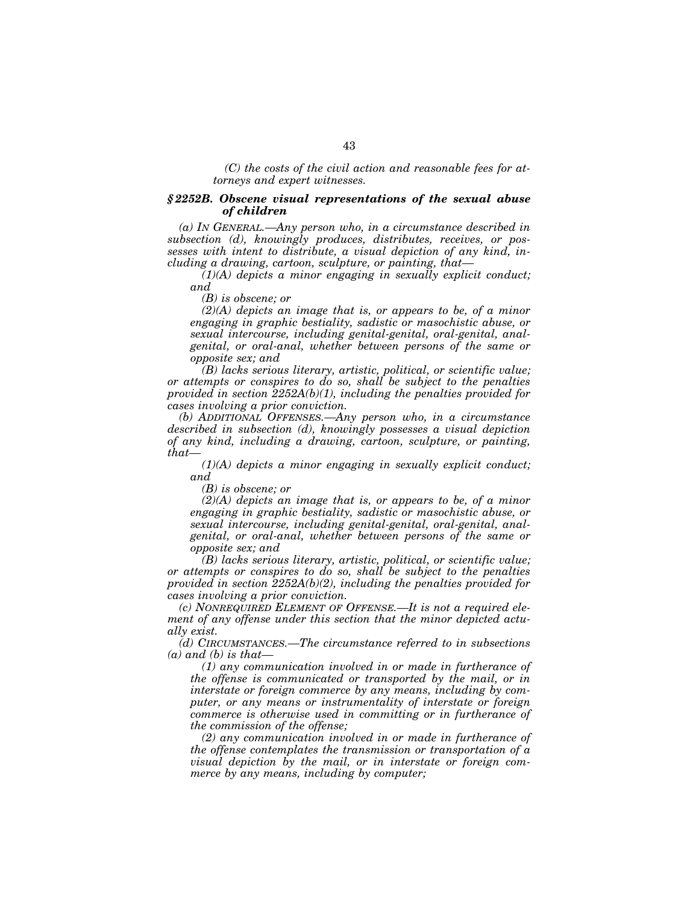*(C) the costs of the civil action and reasonable fees for attorneys and expert witnesses.*

### ***§ 2252B. Obscene visual representations of the sexual abuse of children***

*(a) IN GENERAL.—Any person who, in a circumstance described in subsection (d), knowingly produces, distributes, receives, or possesses with intent to distribute, a visual depiction of any kind, including a drawing, cartoon, sculpture, or painting, that—*

*(1)(A) depicts a minor engaging in sexually explicit conduct; and*

*(B) is obscene; or*

*(2)(A) depicts an image that is, or appears to be, of a minor engaging in graphic bestiality, sadistic or masochistic abuse, or sexual intercourse, including genital-genital, oral-genital, anal-genital, or oral-anal, whether between persons of the same or opposite sex; and*

*(B) lacks serious literary, artistic, political, or scientific value; or attempts or conspires to do so, shall be subject to the penalties provided in section 2252A(b)(1), including the penalties provided for cases involving a prior conviction.*

*(b) ADDITIONAL OFFENSES.—Any person who, in a circumstance described in subsection (d), knowingly possesses a visual depiction of any kind, including a drawing, cartoon, sculpture, or painting, that—*

*(1)(A) depicts a minor engaging in sexually explicit conduct; and*

*(B) is obscene; or*

*(2)(A) depicts an image that is, or appears to be, of a minor engaging in graphic bestiality, sadistic or masochistic abuse, or sexual intercourse, including genital-genital, oral-genital, anal-genital, or oral-anal, whether between persons of the same or opposite sex; and*

*(B) lacks serious literary, artistic, political, or scientific value; or attempts or conspires to do so, shall be subject to the penalties provided in section 2252A(b)(2), including the penalties provided for cases involving a prior conviction.*

*(c) NONREQUIRED ELEMENT OF OFFENSE.—It is not a required element of any offense under this section that the minor depicted actually exist.*

*(d) CIRCUMSTANCES.—The circumstance referred to in subsections (a) and (b) is that—*

*(1) any communication involved in or made in furtherance of the offense is communicated or transported by the mail, or in interstate or foreign commerce by any means, including by computer, or any means or instrumentality of interstate or foreign commerce is otherwise used in committing or in furtherance of the commission of the offense;*

*(2) any communication involved in or made in furtherance of the offense contemplates the transmission or transportation of a visual depiction by the mail, or in interstate or foreign commerce by any means, including by computer;*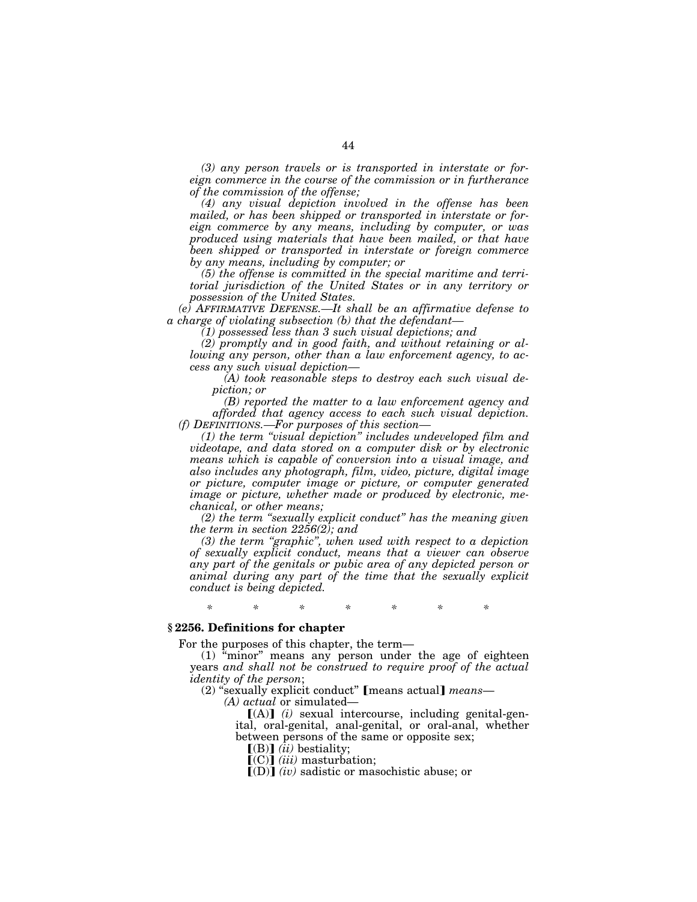*(3) any person travels or is transported in interstate or foreign commerce in the course of the commission or in furtherance of the commission of the offense;*

*(4) any visual depiction involved in the offense has been mailed, or has been shipped or transported in interstate or foreign commerce by any means, including by computer, or was produced using materials that have been mailed, or that have been shipped or transported in interstate or foreign commerce by any means, including by computer; or*

*(5) the offense is committed in the special maritime and territorial jurisdiction of the United States or in any territory or possession of the United States.*

*(e) AFFIRMATIVE DEFENSE.—It shall be an affirmative defense to a charge of violating subsection (b) that the defendant—*

*(1) possessed less than 3 such visual depictions; and*

*(2) promptly and in good faith, and without retaining or allowing any person, other than a law enforcement agency, to access any such visual depiction—*

*(A) took reasonable steps to destroy each such visual depiction; or*

*(B) reported the matter to a law enforcement agency and afforded that agency access to each such visual depiction.*

*(f) DEFINITIONS.—For purposes of this section—*

*(1) the term "visual depiction" includes undeveloped film and videotape, and data stored on a computer disk or by electronic means which is capable of conversion into a visual image, and also includes any photograph, film, video, picture, digital image or picture, computer image or picture, or computer generated image or picture, whether made or produced by electronic, mechanical, or other means;*

*(2) the term "sexually explicit conduct" has the meaning given the term in section 2256(2); and*

*(3) the term "graphic", when used with respect to a depiction of sexually explicit conduct, means that a viewer can observe any part of the genitals or pubic area of any depicted person or animal during any part of the time that the sexually explicit conduct is being depicted.*

\* \* \* \* \* \* \*

**§ 2256. Definitions for chapter**

For the purposes of this chapter, the term—

(1) "minor" means any person under the age of eighteen years *and shall not be construed to require proof of the actual identity of the person*;

(2) "sexually explicit conduct" ⟦means actual⟧ *means—*

*(A) actual* or simulated—

⟦(A)⟧ *(i)* sexual intercourse, including genital-genital, oral-genital, anal-genital, or oral-anal, whether between persons of the same or opposite sex;

⟦(B)⟧ *(ii)* bestiality;

⟦(C)⟧ *(iii)* masturbation;

⟦(D)⟧ *(iv)* sadistic or masochistic abuse; or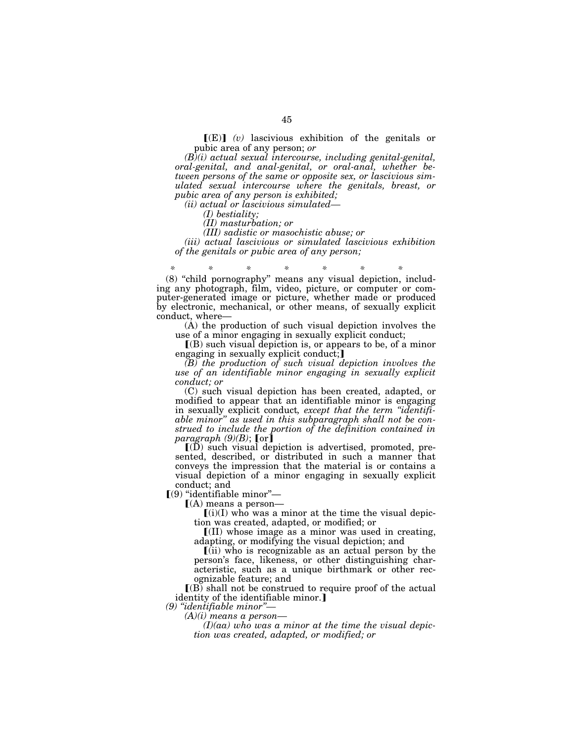⟦(E)⟧ *(v)* lascivious exhibition of the genitals or pubic area of any person; *or*

*(B)(i) actual sexual intercourse, including genital-genital, oral-genital, and anal-genital, or oral-anal, whether between persons of the same or opposite sex, or lascivious simulated sexual intercourse where the genitals, breast, or pubic area of any person is exhibited;*

*(ii) actual or lascivious simulated—*

*(I) bestiality;*

*(II) masturbation; or*

*(III) sadistic or masochistic abuse; or*

*(iii) actual lascivious or simulated lascivious exhibition of the genitals or pubic area of any person;*

\* \* \* \* \* \* \*

(8) "child pornography" means any visual depiction, including any photograph, film, video, picture, or computer or computer-generated image or picture, whether made or produced by electronic, mechanical, or other means, of sexually explicit conduct, where—

(A) the production of such visual depiction involves the use of a minor engaging in sexually explicit conduct;

⟦(B) such visual depiction is, or appears to be, of a minor engaging in sexually explicit conduct;⟧

*(B) the production of such visual depiction involves the use of an identifiable minor engaging in sexually explicit conduct; or*

(C) such visual depiction has been created, adapted, or modified to appear that an identifiable minor is engaging in sexually explicit conduct*, except that the term "identifiable minor" as used in this subparagraph shall not be construed to include the portion of the definition contained in paragraph (9)(B)*; ⟦or⟧

⟦(D) such visual depiction is advertised, promoted, presented, described, or distributed in such a manner that conveys the impression that the material is or contains a visual depiction of a minor engaging in sexually explicit conduct; and

⟦(9) "identifiable minor"—

⟦(A) means a person—

⟦(i)(I) who was a minor at the time the visual depiction was created, adapted, or modified; or

⟦(II) whose image as a minor was used in creating, adapting, or modifying the visual depiction; and

⟦(ii) who is recognizable as an actual person by the person's face, likeness, or other distinguishing characteristic, such as a unique birthmark or other recognizable feature; and

⟦(B) shall not be construed to require proof of the actual identity of the identifiable minor.⟧

*(9) "identifiable minor"—*

*(A)(i) means a person—*

*(I)(aa) who was a minor at the time the visual depiction was created, adapted, or modified; or*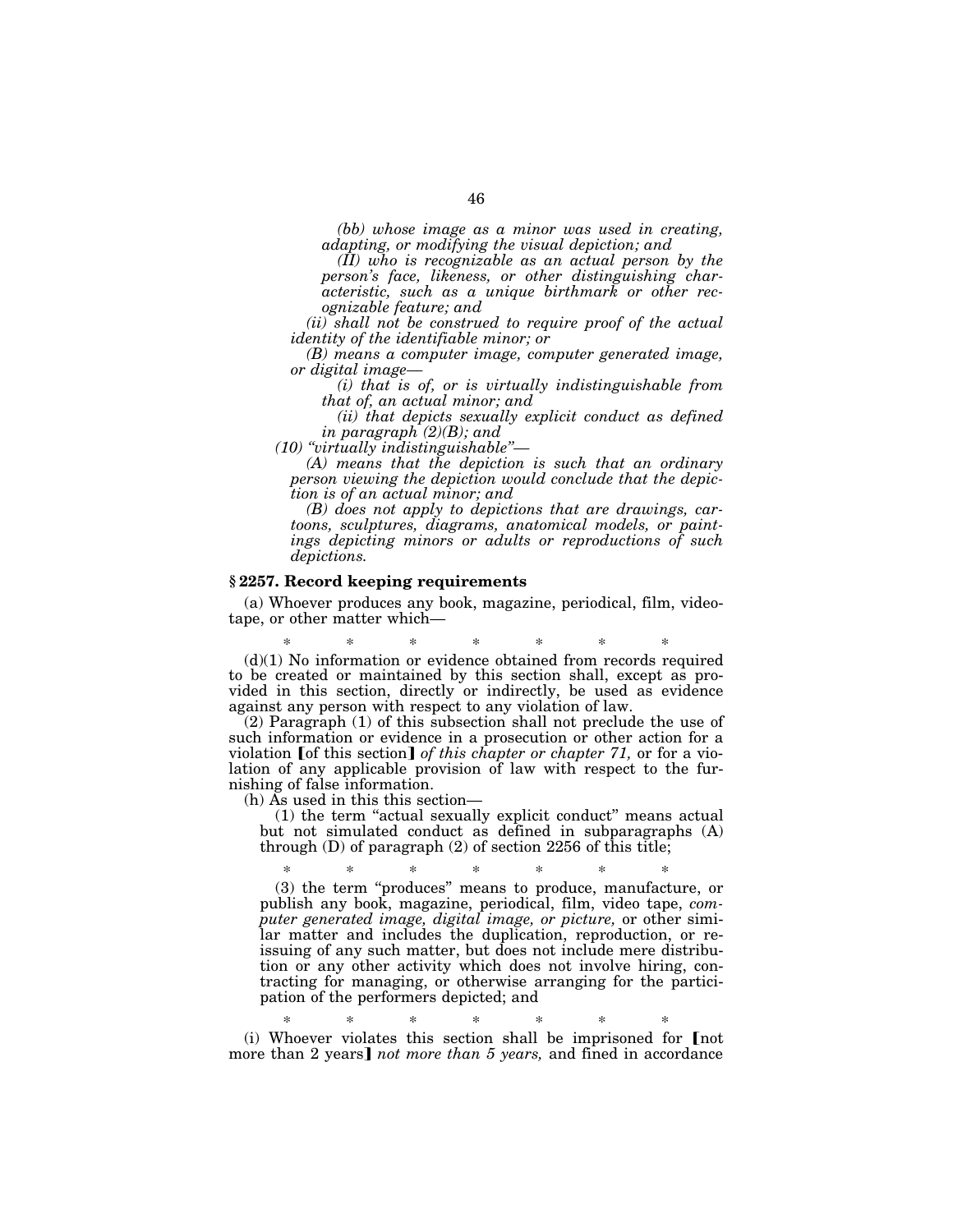*(bb) whose image as a minor was used in creating, adapting, or modifying the visual depiction; and*

*(II) who is recognizable as an actual person by the person's face, likeness, or other distinguishing characteristic, such as a unique birthmark or other recognizable feature; and*

*(ii) shall not be construed to require proof of the actual identity of the identifiable minor; or*

*(B) means a computer image, computer generated image, or digital image—*

*(i) that is of, or is virtually indistinguishable from that of, an actual minor; and*

*(ii) that depicts sexually explicit conduct as defined in paragraph (2)(B); and*

*(10) "virtually indistinguishable"—*

*(A) means that the depiction is such that an ordinary person viewing the depiction would conclude that the depiction is of an actual minor; and*

*(B) does not apply to depictions that are drawings, cartoons, sculptures, diagrams, anatomical models, or paintings depicting minors or adults or reproductions of such depictions.*

### § 2257. Record keeping requirements

(a) Whoever produces any book, magazine, periodical, film, videotape, or other matter which—

\* \* \* \* \* \* \*

(d)(1) No information or evidence obtained from records required to be created or maintained by this section shall, except as provided in this section, directly or indirectly, be used as evidence against any person with respect to any violation of law.

(2) Paragraph (1) of this subsection shall not preclude the use of such information or evidence in a prosecution or other action for a violation 【of this section】 *of this chapter or chapter 71,* or for a violation of any applicable provision of law with respect to the furnishing of false information.

(h) As used in this this section—

(1) the term "actual sexually explicit conduct" means actual but not simulated conduct as defined in subparagraphs (A) through (D) of paragraph (2) of section 2256 of this title;

\* \* \* \* \* \* \*

(3) the term "produces" means to produce, manufacture, or publish any book, magazine, periodical, film, video tape, *computer generated image, digital image, or picture,* or other similar matter and includes the duplication, reproduction, or reissuing of any such matter, but does not include mere distribution or any other activity which does not involve hiring, contracting for managing, or otherwise arranging for the participation of the performers depicted; and

\* \* \* \* \* \* \*

(i) Whoever violates this section shall be imprisoned for 【not more than 2 years】 *not more than 5 years,* and fined in accordance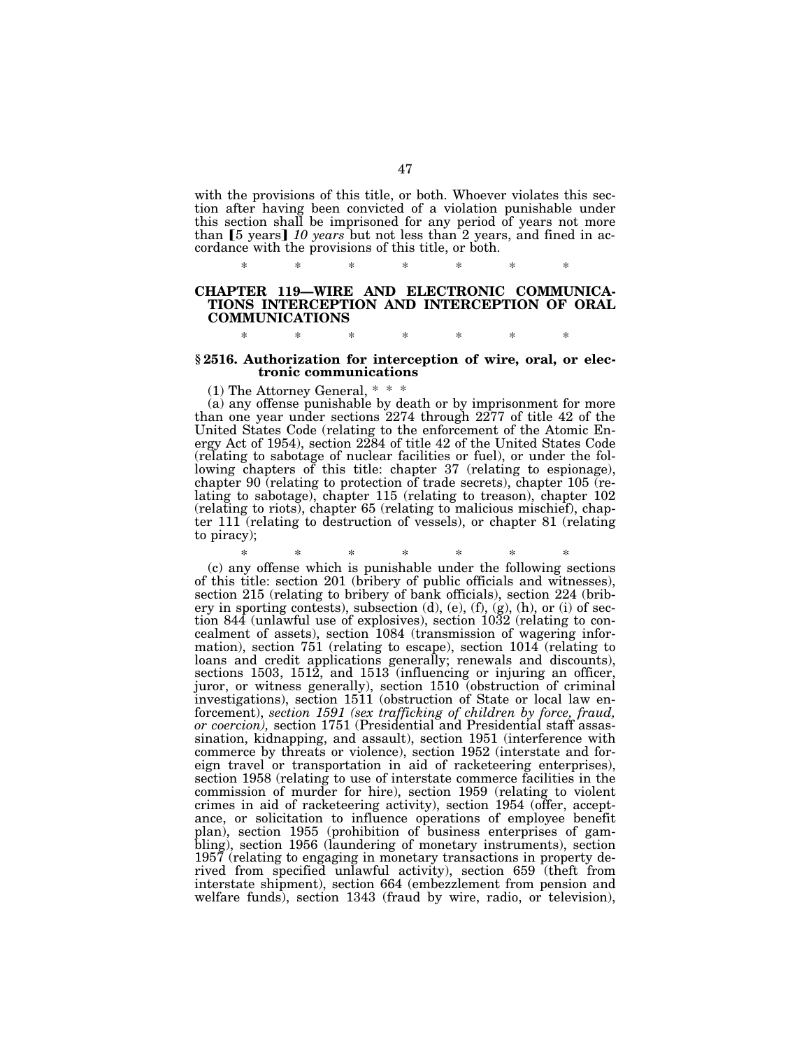with the provisions of this title, or both. Whoever violates this section after having been convicted of a violation punishable under this section shall be imprisoned for any period of years not more than 【5 years】 *10 years* but not less than 2 years, and fined in accordance with the provisions of this title, or both.

\* \* \* \* \* \* \*

## CHAPTER 119—WIRE AND ELECTRONIC COMMUNICATIONS INTERCEPTION AND INTERCEPTION OF ORAL COMMUNICATIONS

\* \* \* \* \* \* \*

### § 2516. Authorization for interception of wire, oral, or electronic communications

(1) The Attorney General, \* \* \*

(a) any offense punishable by death or by imprisonment for more than one year under sections 2274 through 2277 of title 42 of the United States Code (relating to the enforcement of the Atomic Energy Act of 1954), section 2284 of title 42 of the United States Code (relating to sabotage of nuclear facilities or fuel), or under the following chapters of this title: chapter 37 (relating to espionage), chapter 90 (relating to protection of trade secrets), chapter 105 (relating to sabotage), chapter 115 (relating to treason), chapter 102 (relating to riots), chapter 65 (relating to malicious mischief), chapter 111 (relating to destruction of vessels), or chapter 81 (relating to piracy);

\* \* \* \* \* \* \*

(c) any offense which is punishable under the following sections of this title: section 201 (bribery of public officials and witnesses), section 215 (relating to bribery of bank officials), section 224 (bribery in sporting contests), subsection (d), (e), (f), (g), (h), or (i) of section 844 (unlawful use of explosives), section 1032 (relating to concealment of assets), section 1084 (transmission of wagering information), section 751 (relating to escape), section 1014 (relating to loans and credit applications generally; renewals and discounts), sections 1503, 1512, and 1513 (influencing or injuring an officer, juror, or witness generally), section 1510 (obstruction of criminal investigations), section 1511 (obstruction of State or local law enforcement), *section 1591 (sex trafficking of children by force, fraud, or coercion),* section 1751 (Presidential and Presidential staff assassination, kidnapping, and assault), section 1951 (interference with commerce by threats or violence), section 1952 (interstate and foreign travel or transportation in aid of racketeering enterprises), section 1958 (relating to use of interstate commerce facilities in the commission of murder for hire), section 1959 (relating to violent crimes in aid of racketeering activity), section 1954 (offer, acceptance, or solicitation to influence operations of employee benefit plan), section 1955 (prohibition of business enterprises of gambling), section 1956 (laundering of monetary instruments), section 1957 (relating to engaging in monetary transactions in property derived from specified unlawful activity), section 659 (theft from interstate shipment), section 664 (embezzlement from pension and welfare funds), section 1343 (fraud by wire, radio, or television),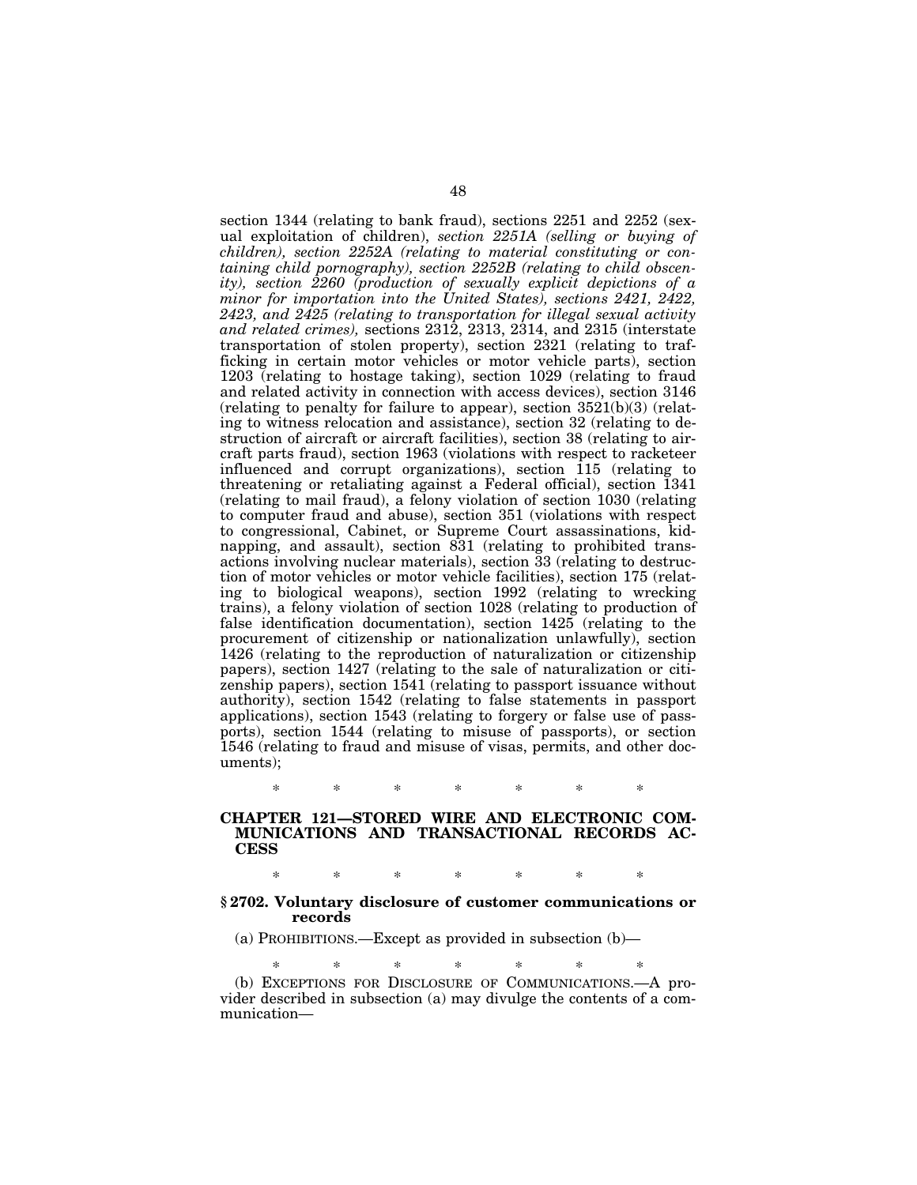section 1344 (relating to bank fraud), sections 2251 and 2252 (sexual exploitation of children), *section 2251A (selling or buying of children), section 2252A (relating to material constituting or containing child pornography), section 2252B (relating to child obscenity), section 2260 (production of sexually explicit depictions of a minor for importation into the United States), sections 2421, 2422, 2423, and 2425 (relating to transportation for illegal sexual activity and related crimes),* sections 2312, 2313, 2314, and 2315 (interstate transportation of stolen property), section 2321 (relating to trafficking in certain motor vehicles or motor vehicle parts), section 1203 (relating to hostage taking), section 1029 (relating to fraud and related activity in connection with access devices), section 3146 (relating to penalty for failure to appear), section 3521(b)(3) (relating to witness relocation and assistance), section 32 (relating to destruction of aircraft or aircraft facilities), section 38 (relating to aircraft parts fraud), section 1963 (violations with respect to racketeer influenced and corrupt organizations), section 115 (relating to threatening or retaliating against a Federal official), section 1341 (relating to mail fraud), a felony violation of section 1030 (relating to computer fraud and abuse), section 351 (violations with respect to congressional, Cabinet, or Supreme Court assassinations, kidnapping, and assault), section 831 (relating to prohibited transactions involving nuclear materials), section 33 (relating to destruction of motor vehicles or motor vehicle facilities), section 175 (relating to biological weapons), section 1992 (relating to wrecking trains), a felony violation of section 1028 (relating to production of false identification documentation), section 1425 (relating to the procurement of citizenship or nationalization unlawfully), section 1426 (relating to the reproduction of naturalization or citizenship papers), section 1427 (relating to the sale of naturalization or citizenship papers), section 1541 (relating to passport issuance without authority), section 1542 (relating to false statements in passport applications), section 1543 (relating to forgery or false use of passports), section 1544 (relating to misuse of passports), or section 1546 (relating to fraud and misuse of visas, permits, and other documents);

\* \* \* \* \* \* \*

## CHAPTER 121—STORED WIRE AND ELECTRONIC COMMUNICATIONS AND TRANSACTIONAL RECORDS ACCESS

\* \* \* \* \* \* \*

### § 2702. Voluntary disclosure of customer communications or records

(a) PROHIBITIONS.—Except as provided in subsection (b)—

\* \* \* \* \* \* \*

(b) EXCEPTIONS FOR DISCLOSURE OF COMMUNICATIONS.—A provider described in subsection (a) may divulge the contents of a communication—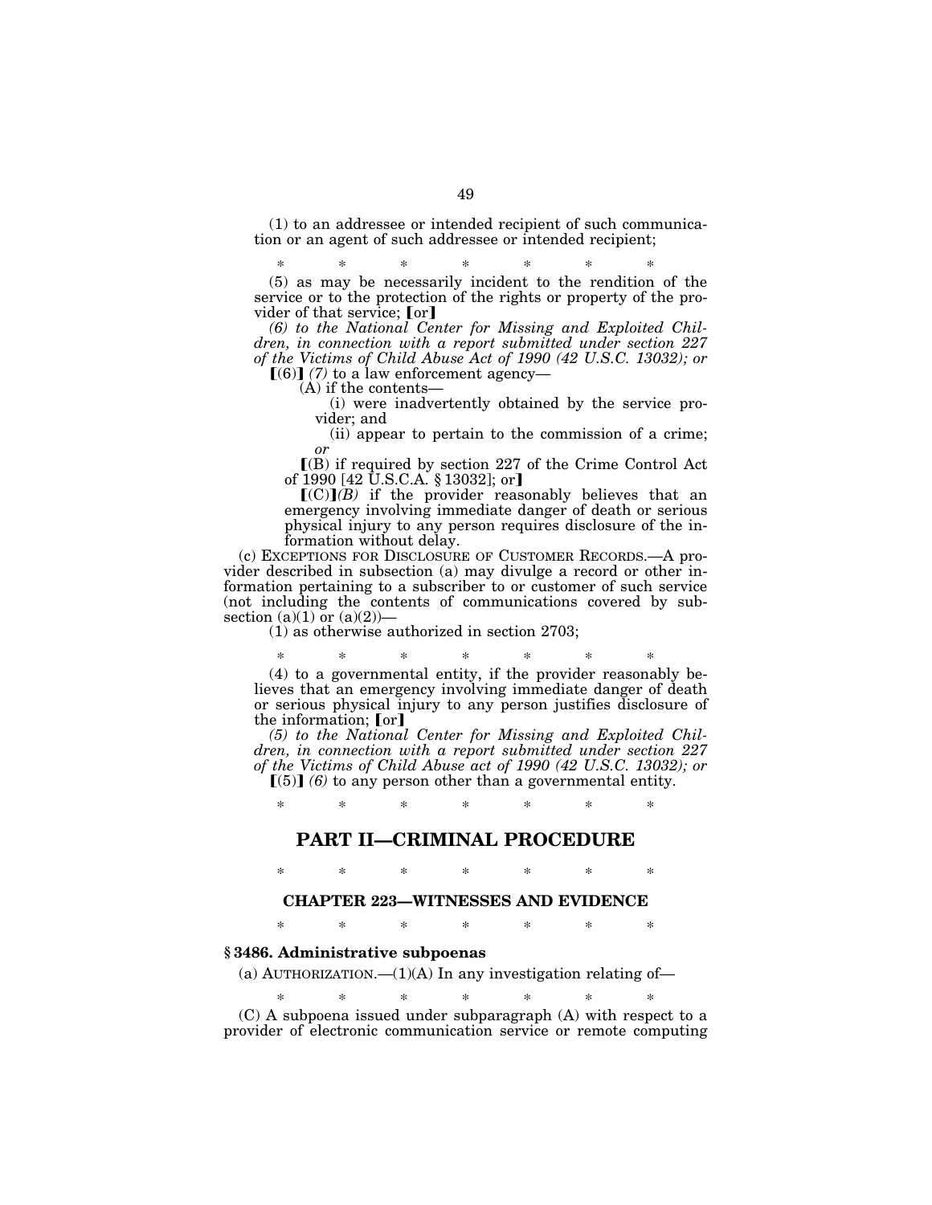(1) to an addressee or intended recipient of such communication or an agent of such addressee or intended recipient;

\* \* \* \* \* \* \*

(5) as may be necessarily incident to the rendition of the service or to the protection of the rights or property of the provider of that service; [or]

*(6) to the National Center for Missing and Exploited Children, in connection with a report submitted under section 227 of the Victims of Child Abuse Act of 1990 (42 U.S.C. 13032); or*

[(6)] *(7)* to a law enforcement agency—

(A) if the contents—

(i) were inadvertently obtained by the service provider; and

(ii) appear to pertain to the commission of a crime; *or*

[(B) if required by section 227 of the Crime Control Act of 1990 [42 U.S.C.A. § 13032]; or]

[(C)]*(B)* if the provider reasonably believes that an emergency involving immediate danger of death or serious physical injury to any person requires disclosure of the information without delay.

(c) EXCEPTIONS FOR DISCLOSURE OF CUSTOMER RECORDS.—A provider described in subsection (a) may divulge a record or other information pertaining to a subscriber to or customer of such service (not including the contents of communications covered by subsection (a)(1) or (a)(2))—

(1) as otherwise authorized in section 2703;

\* \* \* \* \* \* \*

(4) to a governmental entity, if the provider reasonably believes that an emergency involving immediate danger of death or serious physical injury to any person justifies disclosure of the information; [or]

*(5) to the National Center for Missing and Exploited Children, in connection with a report submitted under section 227 of the Victims of Child Abuse act of 1990 (42 U.S.C. 13032); or*

[(5)] *(6)* to any person other than a governmental entity.

\* \* \* \* \* \* \*

## PART II—CRIMINAL PROCEDURE

\* \* \* \* \* \* \*

### CHAPTER 223—WITNESSES AND EVIDENCE

\* \* \* \* \* \* \*

**§ 3486. Administrative subpoenas**

(a) AUTHORIZATION.—(1)(A) In any investigation relating of—

\* \* \* \* \* \* \*

(C) A subpoena issued under subparagraph (A) with respect to a provider of electronic communication service or remote computing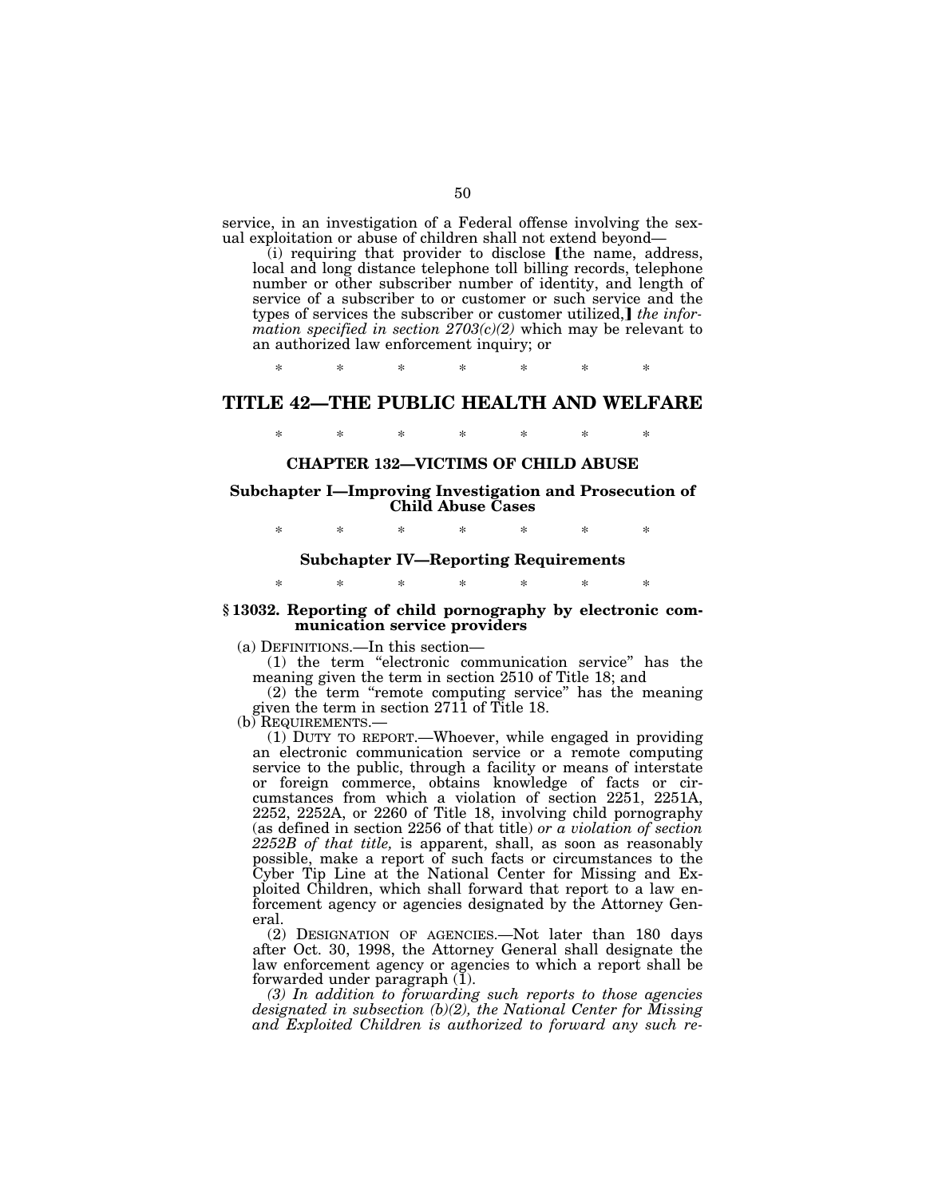service, in an investigation of a Federal offense involving the sexual exploitation or abuse of children shall not extend beyond—

(i) requiring that provider to disclose [the name, address, local and long distance telephone toll billing records, telephone number or other subscriber number of identity, and length of service of a subscriber to or customer or such service and the types of services the subscriber or customer utilized,] *the information specified in section 2703(c)(2)* which may be relevant to an authorized law enforcement inquiry; or

\* \* \* \* \* \* \*

# TITLE 42—THE PUBLIC HEALTH AND WELFARE

\* \* \* \* \* \* \*

### CHAPTER 132—VICTIMS OF CHILD ABUSE

### Subchapter I—Improving Investigation and Prosecution of Child Abuse Cases

\* \* \* \* \* \* \*

### Subchapter IV—Reporting Requirements

\* \* \* \* \* \* \*

**§ 13032. Reporting of child pornography by electronic communication service providers**

(a) DEFINITIONS.—In this section—

(1) the term "electronic communication service" has the meaning given the term in section 2510 of Title 18; and

(2) the term "remote computing service" has the meaning given the term in section 2711 of Title 18.

(b) REQUIREMENTS.—

(1) DUTY TO REPORT.—Whoever, while engaged in providing an electronic communication service or a remote computing service to the public, through a facility or means of interstate or foreign commerce, obtains knowledge of facts or circumstances from which a violation of section 2251, 2251A, 2252, 2252A, or 2260 of Title 18, involving child pornography (as defined in section 2256 of that title) *or a violation of section 2252B of that title,* is apparent, shall, as soon as reasonably possible, make a report of such facts or circumstances to the Cyber Tip Line at the National Center for Missing and Exploited Children, which shall forward that report to a law enforcement agency or agencies designated by the Attorney General.

(2) DESIGNATION OF AGENCIES.—Not later than 180 days after Oct. 30, 1998, the Attorney General shall designate the law enforcement agency or agencies to which a report shall be forwarded under paragraph (1).

*(3) In addition to forwarding such reports to those agencies designated in subsection (b)(2), the National Center for Missing and Exploited Children is authorized to forward any such re-*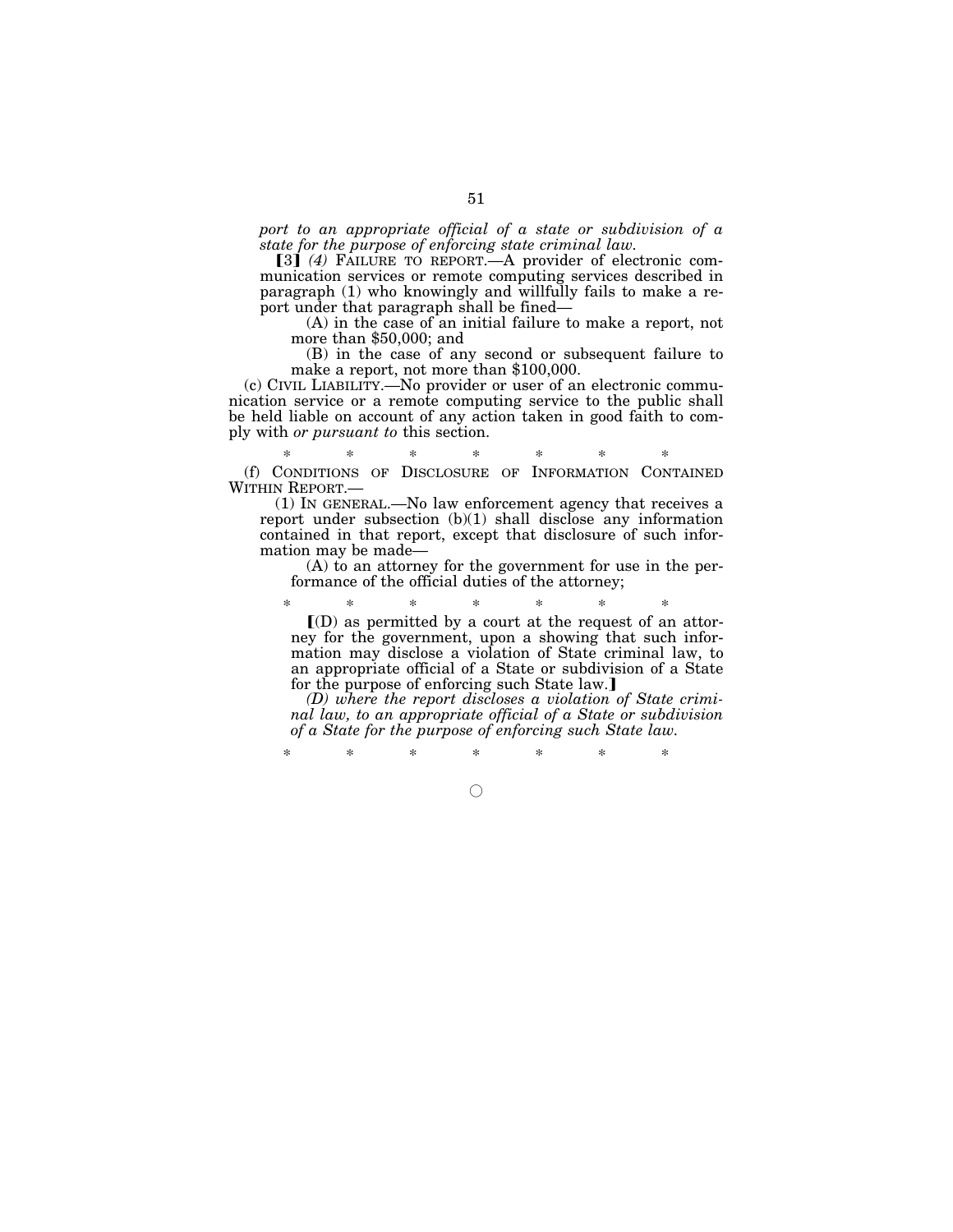*port to an appropriate official of a state or subdivision of a state for the purpose of enforcing state criminal law.*

[3] *(4)* FAILURE TO REPORT.—A provider of electronic communication services or remote computing services described in paragraph (1) who knowingly and willfully fails to make a report under that paragraph shall be fined—

(A) in the case of an initial failure to make a report, not more than $50,000; and

(B) in the case of any second or subsequent failure to make a report, not more than $100,000.

(c) CIVIL LIABILITY.—No provider or user of an electronic communication service or a remote computing service to the public shall be held liable on account of any action taken in good faith to comply with *or pursuant to* this section.

\* \* \* \* \* \* \*

(f) CONDITIONS OF DISCLOSURE OF INFORMATION CONTAINED WITHIN REPORT.—

(1) IN GENERAL.—No law enforcement agency that receives a report under subsection (b)(1) shall disclose any information contained in that report, except that disclosure of such information may be made—

(A) to an attorney for the government for use in the performance of the official duties of the attorney;

\* \* \* \* \* \* \*

[(D) as permitted by a court at the request of an attorney for the government, upon a showing that such information may disclose a violation of State criminal law, to an appropriate official of a State or subdivision of a State for the purpose of enforcing such State law.]

*(D) where the report discloses a violation of State criminal law, to an appropriate official of a State or subdivision of a State for the purpose of enforcing such State law.*

\* \* \* \* \* \* \*

○